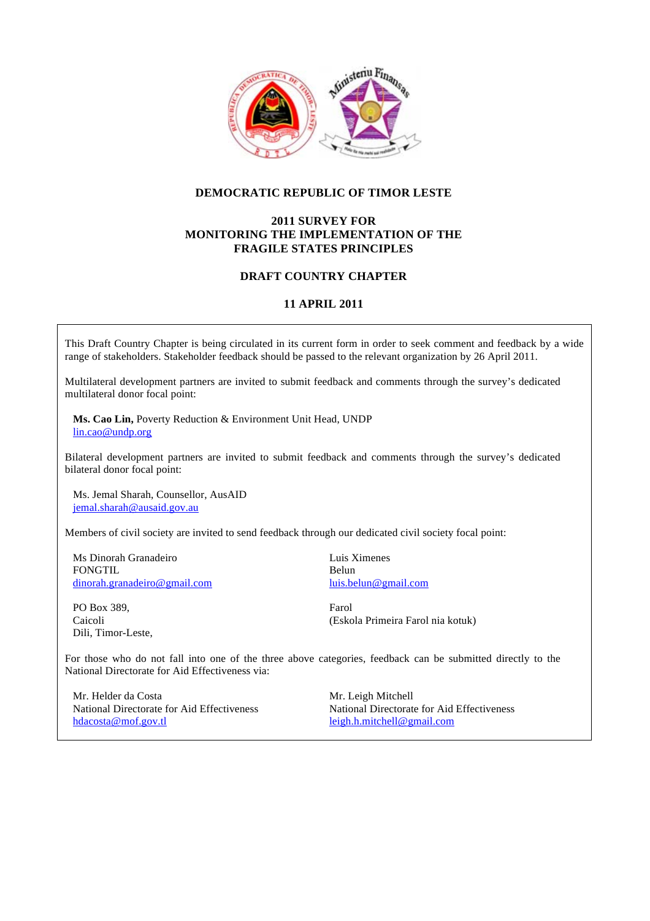# DEMOCRATIC REPUBLIC OF TIMOR LESTE

## 2011 SURVEY FOR MONITORING THE IMPLEMENTATION OF THE FRAGILE STATES PRINCIPLES

## DRAFT COUNTRY CHAPTER

## 11 APRIL 2011

This Draft Country Chapter is being circulated in its current form in order to seek comment and feedback by a wide range of stakeholders. Stakeholder feedback should be passed to the relevant organization by 26 April 2011.

Multilateral development partners are invited to submit feedback and comments through the survey's dedicated multilateral donor focal point:

**Ms. Cao Lin,** Poverty Reduction & Environment Unit Head, UNDP
lin.cao@undp.org

Bilateral development partners are invited to submit feedback and comments through the survey's dedicated bilateral donor focal point:

Ms. Jemal Sharah, Counsellor, AusAID
jemal.sharah@ausaid.gov.au

Members of civil society are invited to send feedback through our dedicated civil society focal point:

Ms Dinorah Granadeiro
FONGTIL
dinorah.granadeiro@gmail.com

PO Box 389,
Caicoli
Dili, Timor-Leste,

Luis Ximenes
Belun
luis.belun@gmail.com

Farol
(Eskola Primeira Farol nia kotuk)

For those who do not fall into one of the three above categories, feedback can be submitted directly to the National Directorate for Aid Effectiveness via:

Mr. Helder da Costa
National Directorate for Aid Effectiveness
hdacosta@mof.gov.tl

Mr. Leigh Mitchell
National Directorate for Aid Effectiveness
leigh.h.mitchell@gmail.com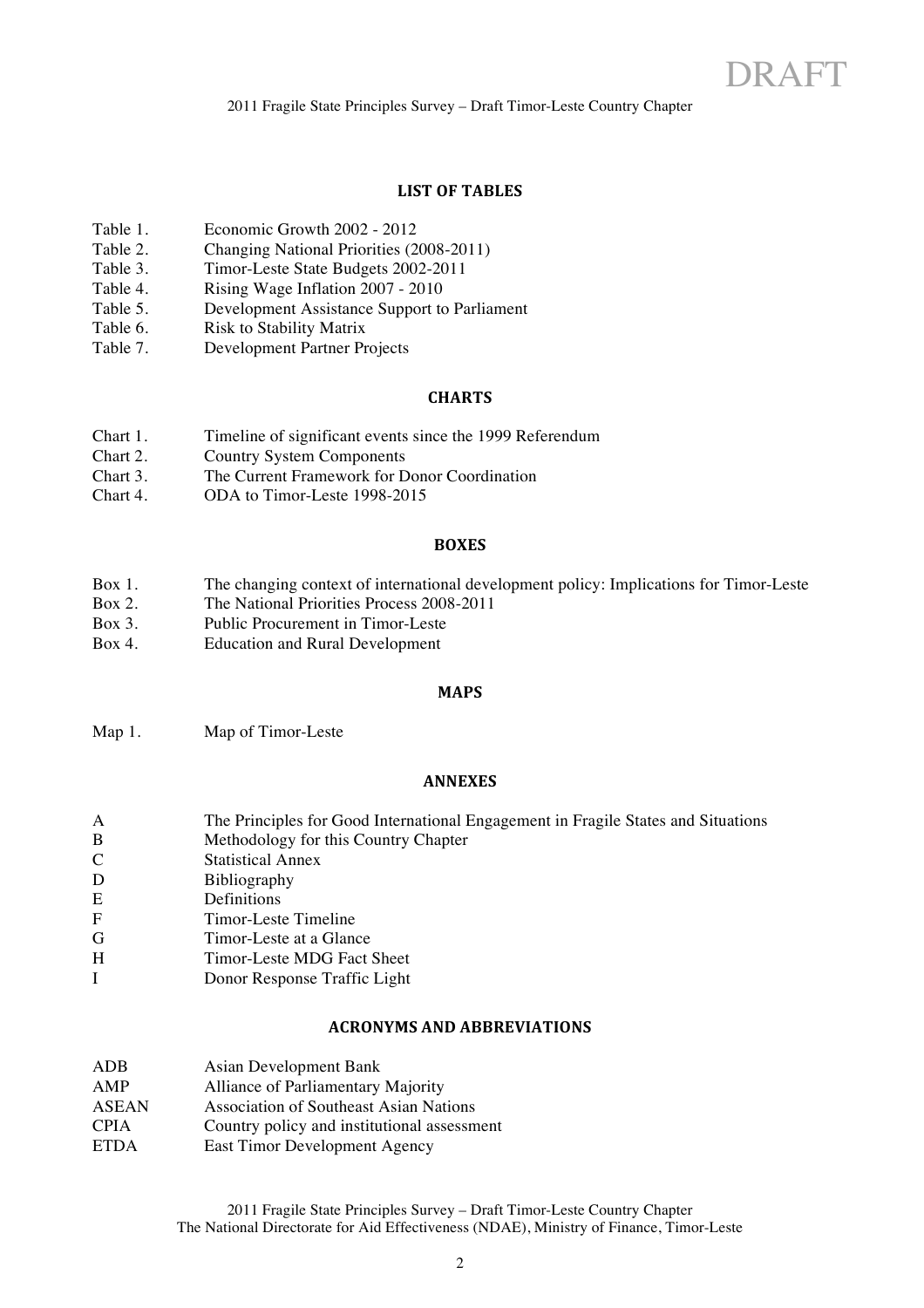## LIST OF TABLES

| | |
|---|---|
| Table 1. | Economic Growth 2002 - 2012 |
| Table 2. | Changing National Priorities (2008-2011) |
| Table 3. | Timor-Leste State Budgets 2002-2011 |
| Table 4. | Rising Wage Inflation 2007 - 2010 |
| Table 5. | Development Assistance Support to Parliament |
| Table 6. | Risk to Stability Matrix |
| Table 7. | Development Partner Projects |

## CHARTS

| | |
|---|---|
| Chart 1. | Timeline of significant events since the 1999 Referendum |
| Chart 2. | Country System Components |
| Chart 3. | The Current Framework for Donor Coordination |
| Chart 4. | ODA to Timor-Leste 1998-2015 |

## BOXES

| | |
|---|---|
| Box 1. | The changing context of international development policy: Implications for Timor-Leste |
| Box 2. | The National Priorities Process 2008-2011 |
| Box 3. | Public Procurement in Timor-Leste |
| Box 4. | Education and Rural Development |

## MAPS

| | |
|---|---|
| Map 1. | Map of Timor-Leste |

## ANNEXES

| | |
|---|---|
| A | The Principles for Good International Engagement in Fragile States and Situations |
| B | Methodology for this Country Chapter |
| C | Statistical Annex |
| D | Bibliography |
| E | Definitions |
| F | Timor-Leste Timeline |
| G | Timor-Leste at a Glance |
| H | Timor-Leste MDG Fact Sheet |
| I | Donor Response Traffic Light |

## ACRONYMS AND ABBREVIATIONS

| | |
|---|---|
| ADB | Asian Development Bank |
| AMP | Alliance of Parliamentary Majority |
| ASEAN | Association of Southeast Asian Nations |
| CPIA | Country policy and institutional assessment |
| ETDA | East Timor Development Agency |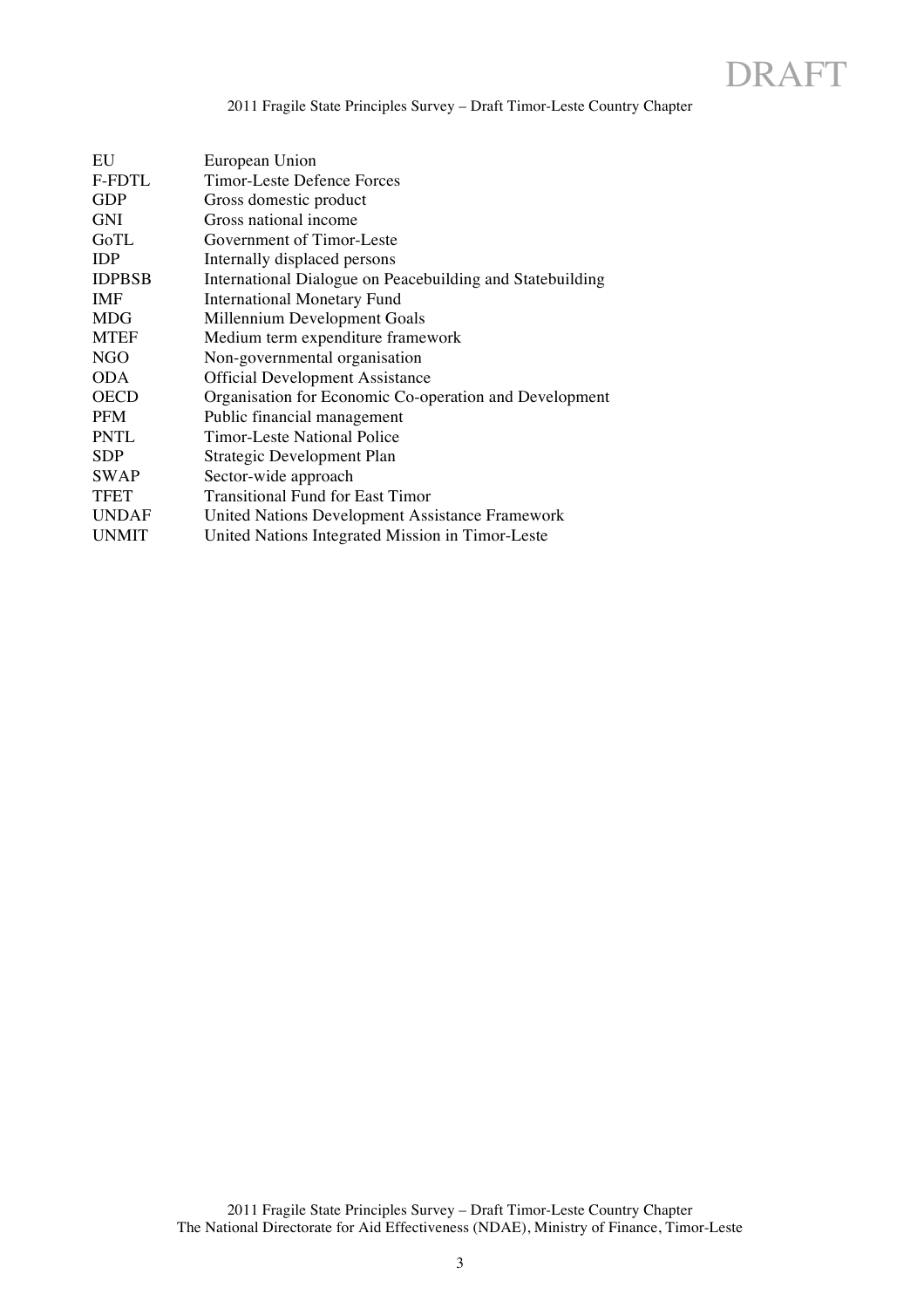| | |
|---|---|
| EU | European Union |
| F-FDTL | Timor-Leste Defence Forces |
| GDP | Gross domestic product |
| GNI | Gross national income |
| GoTL | Government of Timor-Leste |
| IDP | Internally displaced persons |
| IDPBSB | International Dialogue on Peacebuilding and Statebuilding |
| IMF | International Monetary Fund |
| MDG | Millennium Development Goals |
| MTEF | Medium term expenditure framework |
| NGO | Non-governmental organisation |
| ODA | Official Development Assistance |
| OECD | Organisation for Economic Co-operation and Development |
| PFM | Public financial management |
| PNTL | Timor-Leste National Police |
| SDP | Strategic Development Plan |
| SWAP | Sector-wide approach |
| TFET | Transitional Fund for East Timor |
| UNDAF | United Nations Development Assistance Framework |
| UNMIT | United Nations Integrated Mission in Timor-Leste |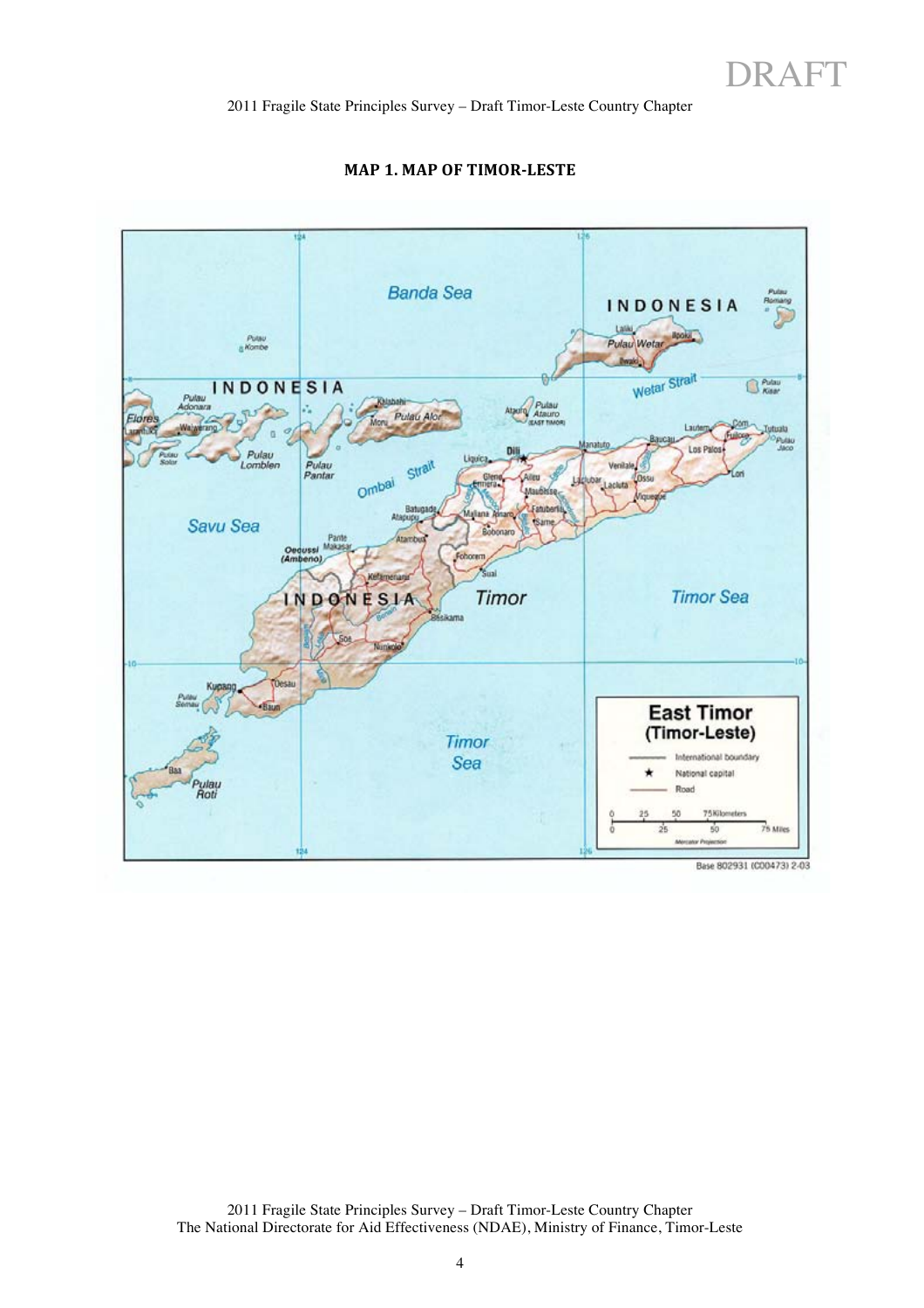**MAP 1. MAP OF TIMOR-LESTE**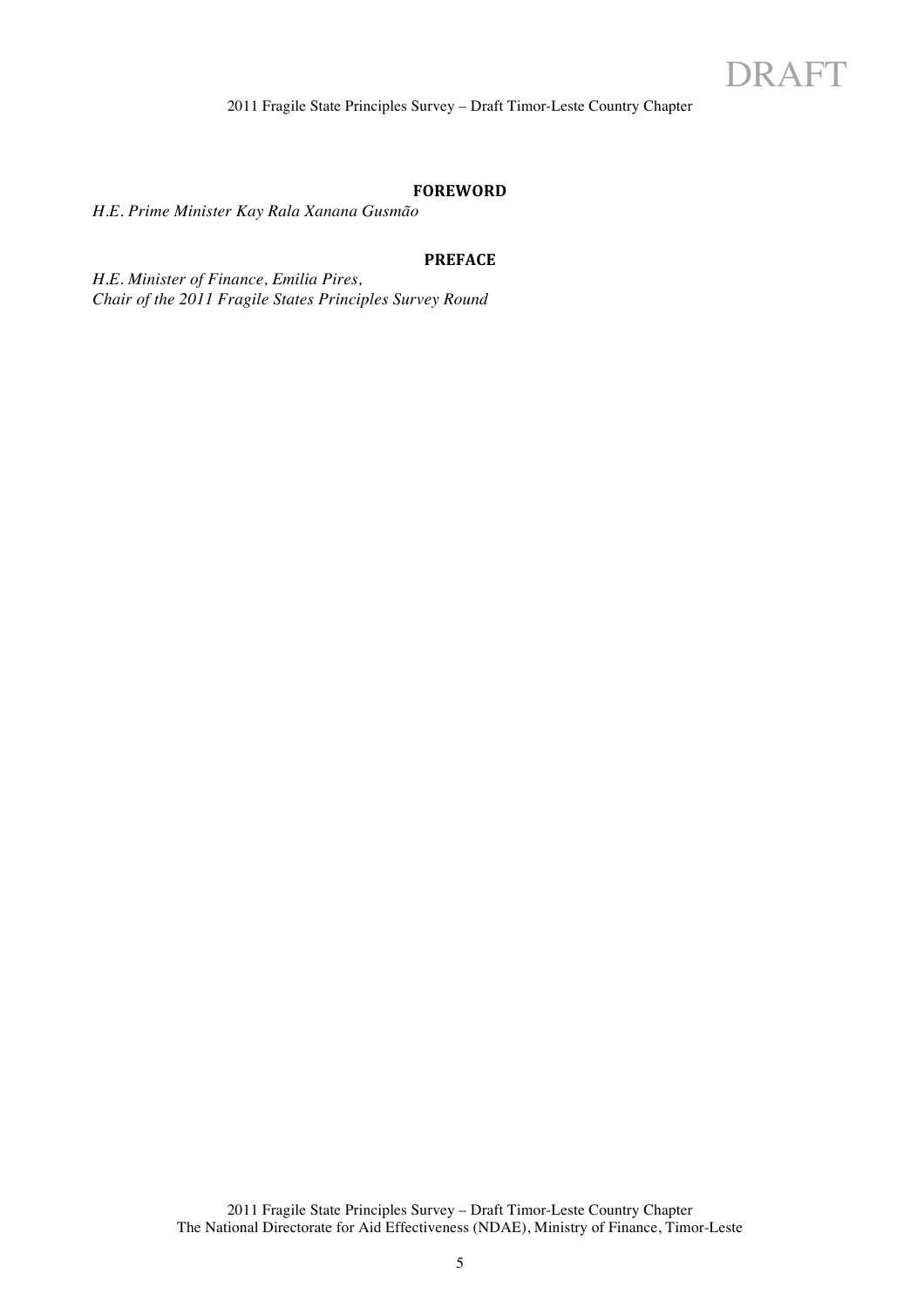## FOREWORD

*H.E. Prime Minister Kay Rala Xanana Gusmão*

## PREFACE

*H.E. Minister of Finance, Emilia Pires,*
*Chair of the 2011 Fragile States Principles Survey Round*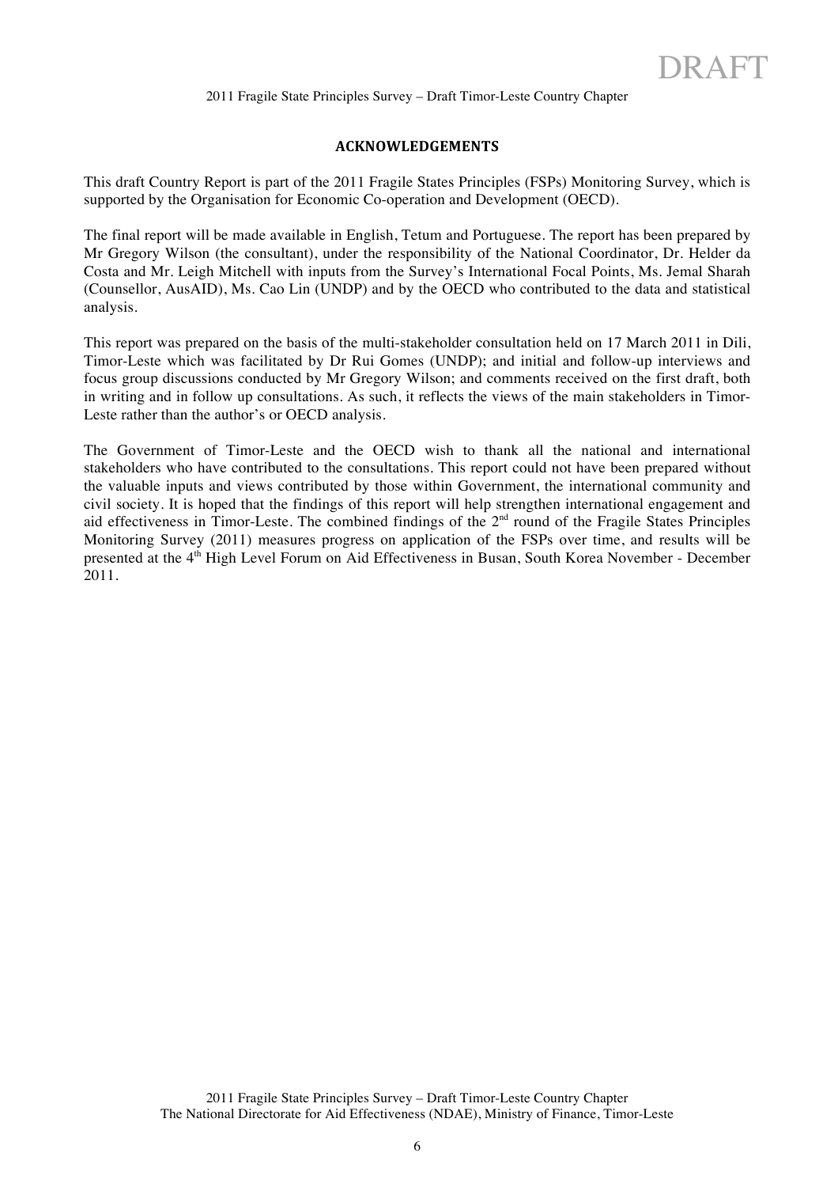## ACKNOWLEDGEMENTS

This draft Country Report is part of the 2011 Fragile States Principles (FSPs) Monitoring Survey, which is supported by the Organisation for Economic Co-operation and Development (OECD).

The final report will be made available in English, Tetum and Portuguese. The report has been prepared by Mr Gregory Wilson (the consultant), under the responsibility of the National Coordinator, Dr. Helder da Costa and Mr. Leigh Mitchell with inputs from the Survey's International Focal Points, Ms. Jemal Sharah (Counsellor, AusAID), Ms. Cao Lin (UNDP) and by the OECD who contributed to the data and statistical analysis.

This report was prepared on the basis of the multi-stakeholder consultation held on 17 March 2011 in Dili, Timor-Leste which was facilitated by Dr Rui Gomes (UNDP); and initial and follow-up interviews and focus group discussions conducted by Mr Gregory Wilson; and comments received on the first draft, both in writing and in follow up consultations. As such, it reflects the views of the main stakeholders in Timor-Leste rather than the author's or OECD analysis.

The Government of Timor-Leste and the OECD wish to thank all the national and international stakeholders who have contributed to the consultations. This report could not have been prepared without the valuable inputs and views contributed by those within Government, the international community and civil society. It is hoped that the findings of this report will help strengthen international engagement and aid effectiveness in Timor-Leste. The combined findings of the 2nd round of the Fragile States Principles Monitoring Survey (2011) measures progress on application of the FSPs over time, and results will be presented at the 4th High Level Forum on Aid Effectiveness in Busan, South Korea November - December 2011.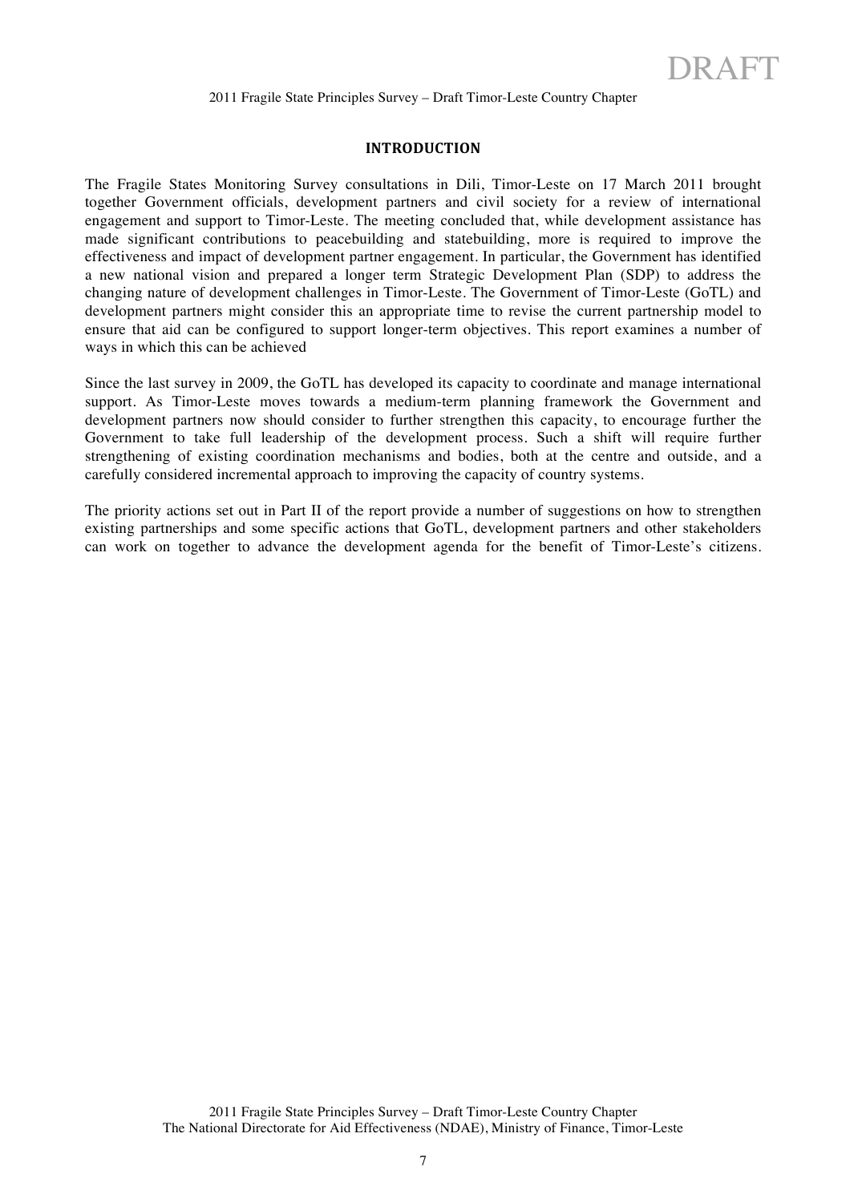# INTRODUCTION

The Fragile States Monitoring Survey consultations in Dili, Timor-Leste on 17 March 2011 brought together Government officials, development partners and civil society for a review of international engagement and support to Timor-Leste. The meeting concluded that, while development assistance has made significant contributions to peacebuilding and statebuilding, more is required to improve the effectiveness and impact of development partner engagement. In particular, the Government has identified a new national vision and prepared a longer term Strategic Development Plan (SDP) to address the changing nature of development challenges in Timor-Leste. The Government of Timor-Leste (GoTL) and development partners might consider this an appropriate time to revise the current partnership model to ensure that aid can be configured to support longer-term objectives. This report examines a number of ways in which this can be achieved

Since the last survey in 2009, the GoTL has developed its capacity to coordinate and manage international support. As Timor-Leste moves towards a medium-term planning framework the Government and development partners now should consider to further strengthen this capacity, to encourage further the Government to take full leadership of the development process. Such a shift will require further strengthening of existing coordination mechanisms and bodies, both at the centre and outside, and a carefully considered incremental approach to improving the capacity of country systems.

The priority actions set out in Part II of the report provide a number of suggestions on how to strengthen existing partnerships and some specific actions that GoTL, development partners and other stakeholders can work on together to advance the development agenda for the benefit of Timor-Leste's citizens.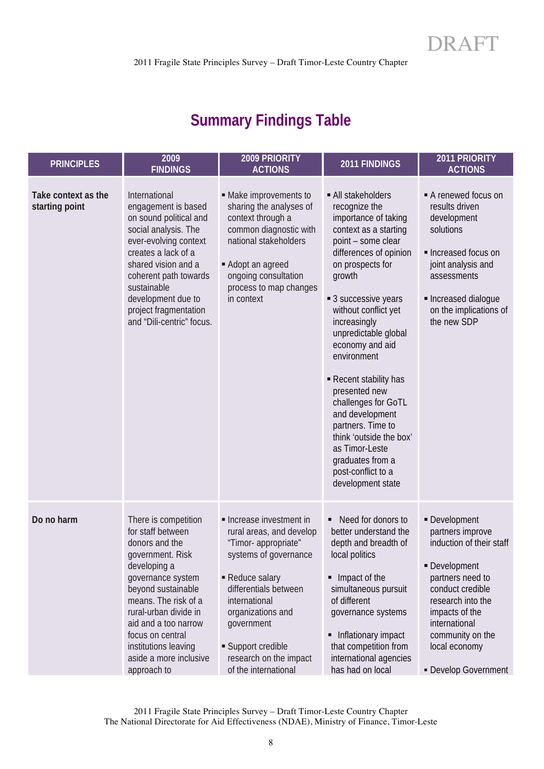## Summary Findings Table

| PRINCIPLES | 2009 FINDINGS | 2009 PRIORITY ACTIONS | 2011 FINDINGS | 2011 PRIORITY ACTIONS |
|---|---|---|---|---|
| **Take context as the starting point** | International engagement is based on sound political and social analysis. The ever-evolving context creates a lack of a shared vision and a coherent path towards sustainable development due to project fragmentation and "Dili-centric" focus. | ▪ Make improvements to sharing the analyses of context through a common diagnostic with national stakeholders<br>▪ Adopt an agreed ongoing consultation process to map changes in context | ▪ All stakeholders recognize the importance of taking context as a starting point – some clear differences of opinion on prospects for growth<br>▪ 3 successive years without conflict yet increasingly unpredictable global economy and aid environment<br>▪ Recent stability has presented new challenges for GoTL and development partners. Time to think 'outside the box' as Timor-Leste graduates from a post-conflict to a development state | ▪ A renewed focus on results driven development solutions<br>▪ Increased focus on joint analysis and assessments<br>▪ Increased dialogue on the implications of the new SDP |
| **Do no harm** | There is competition for staff between donors and the government. Risk developing a governance system beyond sustainable means. The risk of a rural-urban divide in aid and a too narrow focus on central institutions leaving aside a more inclusive approach to | ▪ Increase investment in rural areas, and develop "Timor- appropriate" systems of governance<br>▪ Reduce salary differentials between international organizations and government<br>▪ Support credible research on the impact of the international | ▪ Need for donors to better understand the depth and breadth of local politics<br>▪ Impact of the simultaneous pursuit of different governance systems<br>▪ Inflationary impact that competition from international agencies has had on local | ▪ Development partners improve induction of their staff<br>▪ Development partners need to conduct credible research into the impacts of the international community on the local economy<br>▪ Develop Government |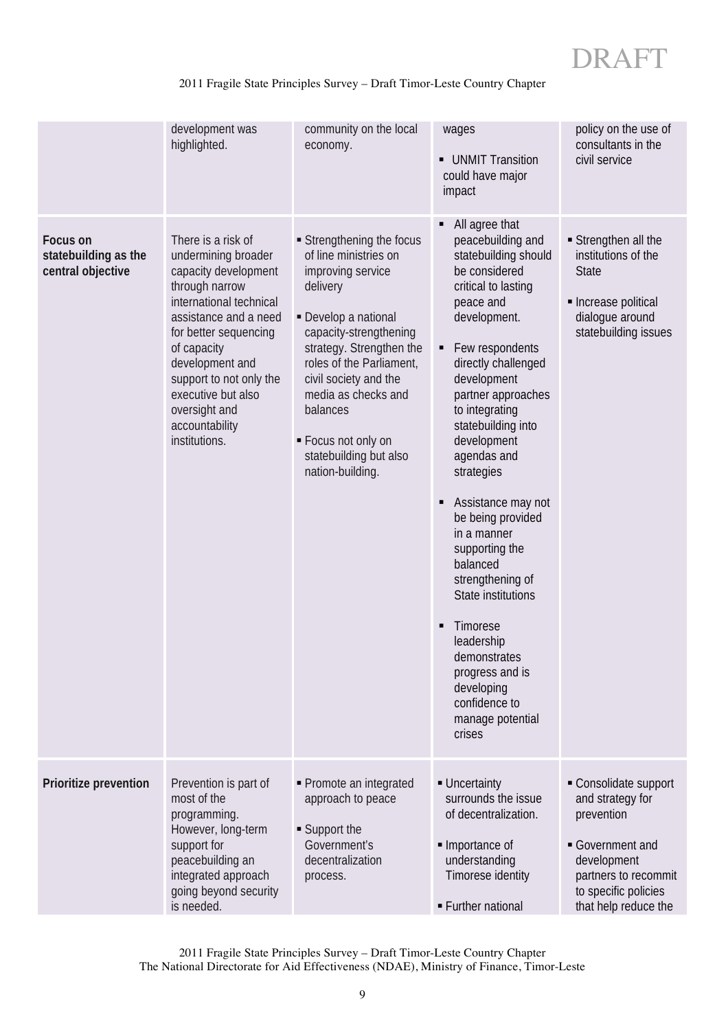| | | | | |
|---|---|---|---|---|
| | development was highlighted. | community on the local economy. | wages<br>▪ UNMIT Transition could have major impact | policy on the use of consultants in the civil service |
| **Focus on statebuilding as the central objective** | There is a risk of undermining broader capacity development through narrow international technical assistance and a need for better sequencing of capacity development and support to not only the executive but also oversight and accountability institutions. | ▪ Strengthening the focus of line ministries on improving service delivery<br>▪ Develop a national capacity-strengthening strategy. Strengthen the roles of the Parliament, civil society and the media as checks and balances<br>▪ Focus not only on statebuilding but also nation-building. | ▪ All agree that peacebuilding and statebuilding should be considered critical to lasting peace and development.<br>▪ Few respondents directly challenged development partner approaches to integrating statebuilding into development agendas and strategies<br>▪ Assistance may not be being provided in a manner supporting the balanced strengthening of State institutions<br>▪ Timorese leadership demonstrates progress and is developing confidence to manage potential crises | ▪ Strengthen all the institutions of the State<br>▪ Increase political dialogue around statebuilding issues |
| **Prioritize prevention** | Prevention is part of most of the programming. However, long-term support for peacebuilding an integrated approach going beyond security is needed. | ▪ Promote an integrated approach to peace<br>▪ Support the Government's decentralization process. | ▪ Uncertainty surrounds the issue of decentralization.<br>▪ Importance of understanding Timorese identity<br>▪ Further national | ▪ Consolidate support and strategy for prevention<br>▪ Government and development partners to recommit to specific policies that help reduce the |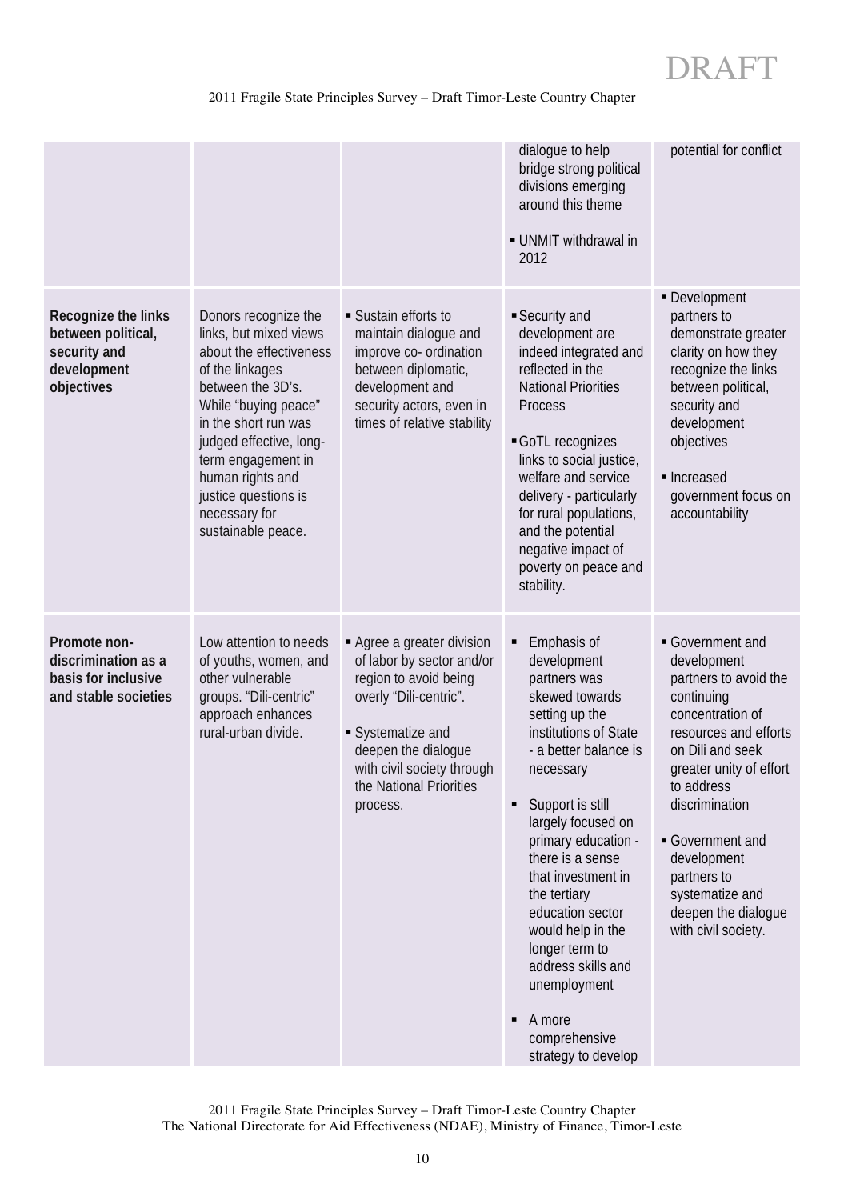| | | | | |
|---|---|---|---|---|
| | | | ▪ dialogue to help bridge strong political divisions emerging around this theme<br><br>▪ UNMIT withdrawal in 2012 | potential for conflict |
| **Recognize the links between political, security and development objectives** | Donors recognize the links, but mixed views about the effectiveness of the linkages between the 3D's. While "buying peace" in the short run was judged effective, long-term engagement in human rights and justice questions is necessary for sustainable peace. | ▪ Sustain efforts to maintain dialogue and improve co- ordination between diplomatic, development and security actors, even in times of relative stability | ▪ Security and development are indeed integrated and reflected in the National Priorities Process<br><br>▪ GoTL recognizes links to social justice, welfare and service delivery - particularly for rural populations, and the potential negative impact of poverty on peace and stability. | ▪ Development partners to demonstrate greater clarity on how they recognize the links between political, security and development objectives<br><br>▪ Increased government focus on accountability |
| **Promote non-discrimination as a basis for inclusive and stable societies** | Low attention to needs of youths, women, and other vulnerable groups. "Dili-centric" approach enhances rural-urban divide. | ▪ Agree a greater division of labor by sector and/or region to avoid being overly "Dili-centric".<br><br>▪ Systematize and deepen the dialogue with civil society through the National Priorities process. | ▪ Emphasis of development partners was skewed towards setting up the institutions of State - a better balance is necessary<br><br>▪ Support is still largely focused on primary education - there is a sense that investment in the tertiary education sector would help in the longer term to address skills and unemployment<br><br>▪ A more comprehensive strategy to develop | ▪ Government and development partners to avoid the continuing concentration of resources and efforts on Dili and seek greater unity of effort to address discrimination<br><br>▪ Government and development partners to systematize and deepen the dialogue with civil society. |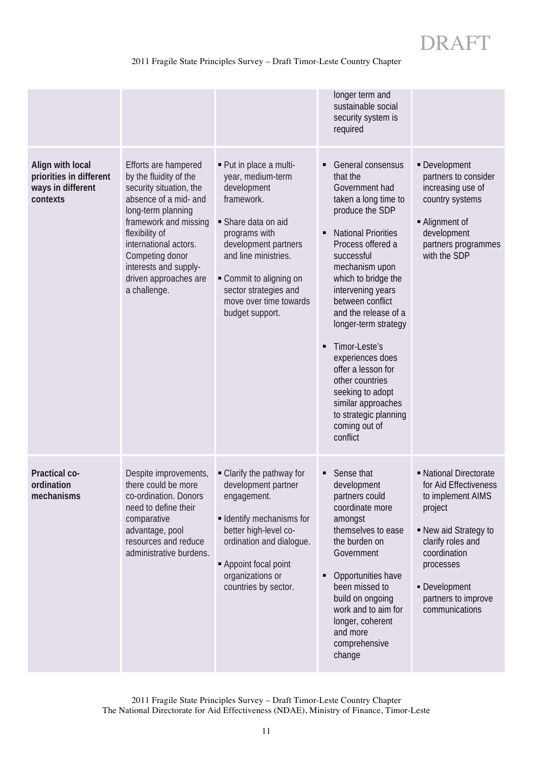| | | | | |
|---|---|---|---|---|
| | | | longer term and sustainable social security system is required | |
| **Align with local priorities in different ways in different contexts** | Efforts are hampered by the fluidity of the security situation, the absence of a mid- and long-term planning framework and missing flexibility of international actors. Competing donor interests and supply-driven approaches are a challenge. | ▪ Put in place a multi-year, medium-term development framework.<br>▪ Share data on aid programs with development partners and line ministries.<br>▪ Commit to aligning on sector strategies and move over time towards budget support. | ▪ General consensus that the Government had taken a long time to produce the SDP<br>▪ National Priorities Process offered a successful mechanism upon which to bridge the intervening years between conflict and the release of a longer-term strategy<br>▪ Timor-Leste's experiences does offer a lesson for other countries seeking to adopt similar approaches to strategic planning coming out of conflict | ▪ Development partners to consider increasing use of country systems<br>▪ Alignment of development partners programmes with the SDP |
| **Practical co-ordination mechanisms** | Despite improvements, there could be more co-ordination. Donors need to define their comparative advantage, pool resources and reduce administrative burdens. | ▪ Clarify the pathway for development partner engagement.<br>▪ Identify mechanisms for better high-level co-ordination and dialogue.<br>▪ Appoint focal point organizations or countries by sector. | ▪ Sense that development partners could coordinate more amongst themselves to ease the burden on Government<br>▪ Opportunities have been missed to build on ongoing work and to aim for longer, coherent and more comprehensive change | ▪ National Directorate for Aid Effectiveness to implement AIMS project<br>▪ New aid Strategy to clarify roles and coordination processes<br>▪ Development partners to improve communications |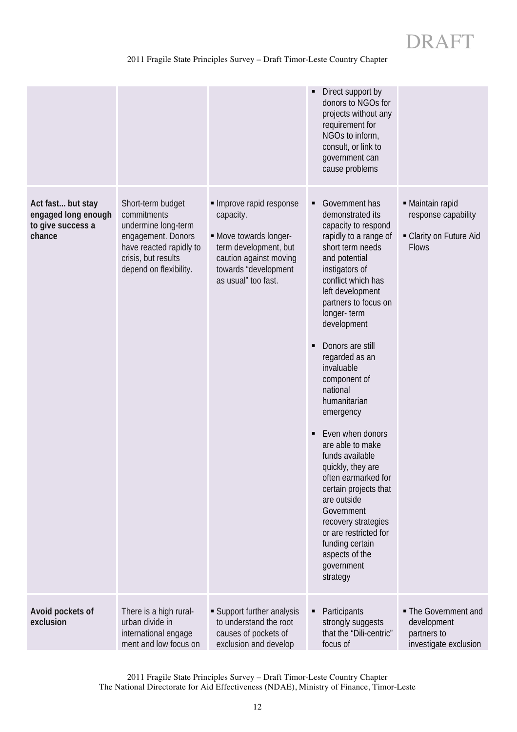| | | | | |
|---|---|---|---|---|
| | | | ▪ Direct support by donors to NGOs for projects without any requirement for NGOs to inform, consult, or link to government can cause problems | |
| **Act fast... but stay engaged long enough to give success a chance** | Short-term budget commitments undermine long-term engagement. Donors have reacted rapidly to crisis, but results depend on flexibility. | ▪ Improve rapid response capacity.<br>▪ Move towards longer-term development, but caution against moving towards "development as usual" too fast. | ▪ Government has demonstrated its capacity to respond rapidly to a range of short term needs and potential instigators of conflict which has left development partners to focus on longer- term development<br>▪ Donors are still regarded as an invaluable component of national humanitarian emergency<br>▪ Even when donors are able to make funds available quickly, they are often earmarked for certain projects that are outside Government recovery strategies or are restricted for funding certain aspects of the government strategy | ▪ Maintain rapid response capability<br>▪ Clarity on Future Aid Flows |
| **Avoid pockets of exclusion** | There is a high rural-urban divide in international engage ment and low focus on | ▪ Support further analysis to understand the root causes of pockets of exclusion and develop | ▪ Participants strongly suggests that the "Dili-centric" focus of | ▪ The Government and development partners to investigate exclusion |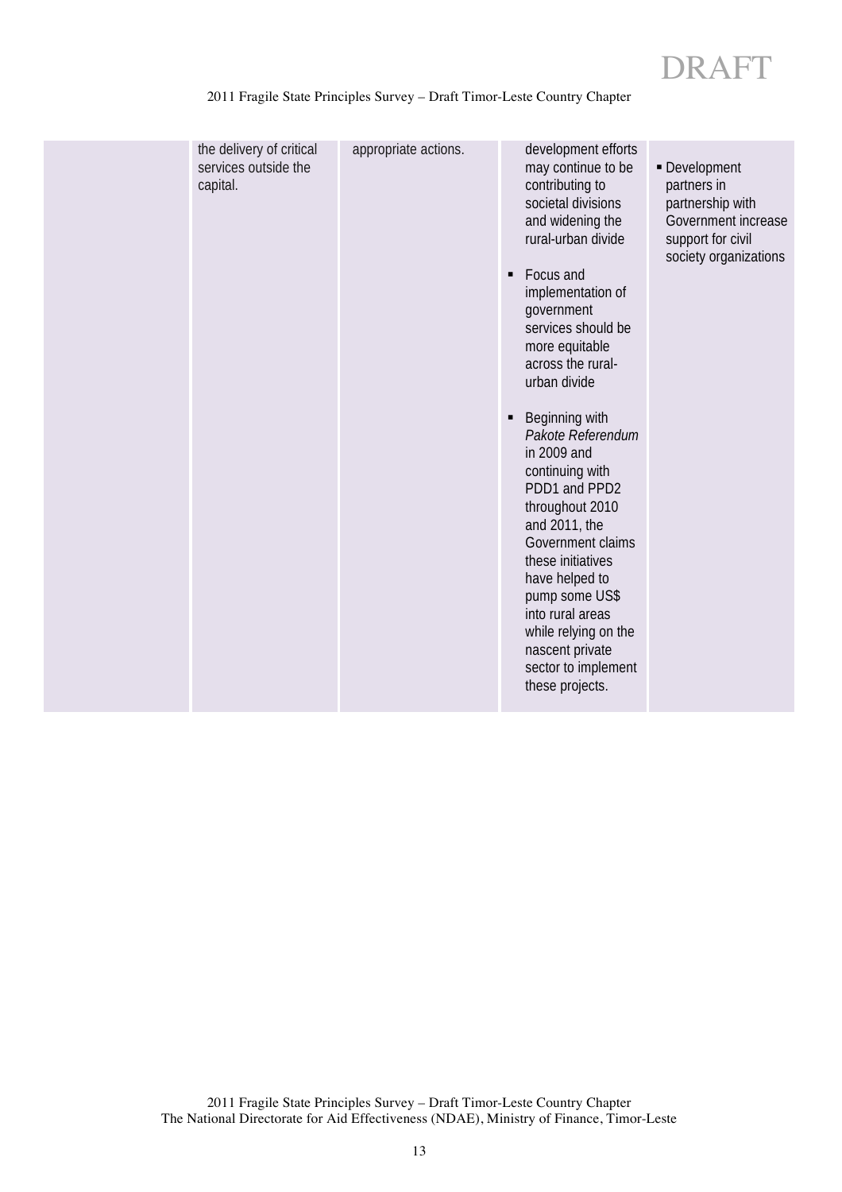| | | | | |
|---|---|---|---|---|
| | the delivery of critical services outside the capital. | appropriate actions. | development efforts may continue to be contributing to societal divisions and widening the rural-urban divide<br>▪ Focus and implementation of government services should be more equitable across the rural-urban divide<br>▪ Beginning with *Pakote Referendum* in 2009 and continuing with PDD1 and PPD2 throughout 2010 and 2011, the Government claims these initiatives have helped to pump some US$ into rural areas while relying on the nascent private sector to implement these projects. | ▪ Development partners in partnership with Government increase support for civil society organizations |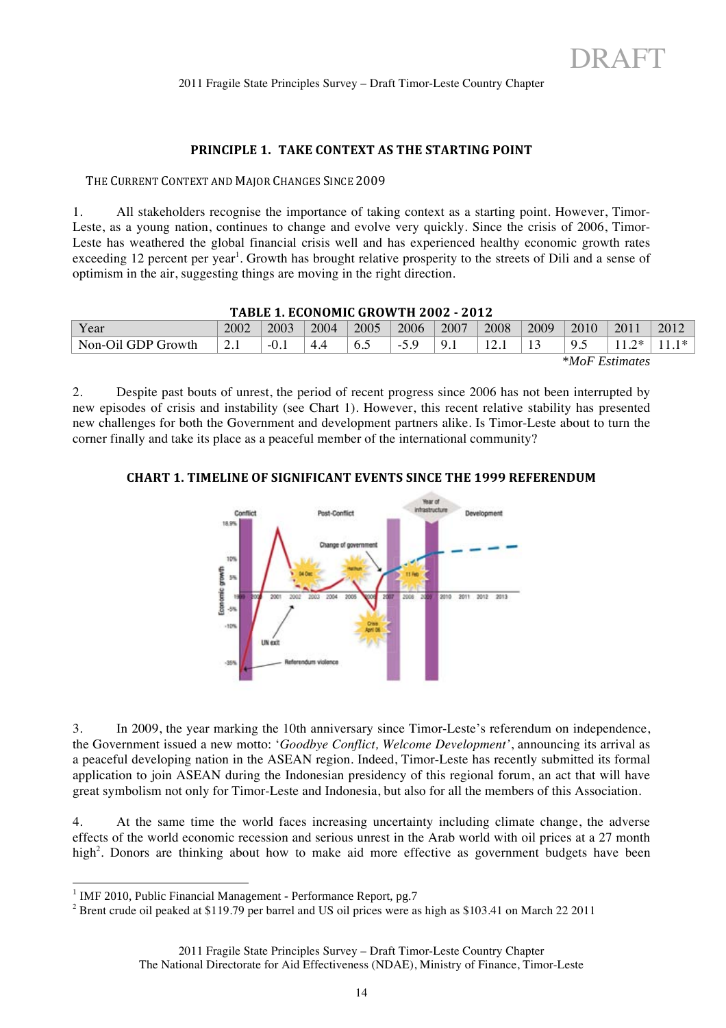## PRINCIPLE 1. TAKE CONTEXT AS THE STARTING POINT

### THE CURRENT CONTEXT AND MAJOR CHANGES SINCE 2009

1. All stakeholders recognise the importance of taking context as a starting point. However, Timor-Leste, as a young nation, continues to change and evolve very quickly. Since the crisis of 2006, Timor-Leste has weathered the global financial crisis well and has experienced healthy economic growth rates exceeding 12 percent per year[1]. Growth has brought relative prosperity to the streets of Dili and a sense of optimism in the air, suggesting things are moving in the right direction.

**TABLE 1. ECONOMIC GROWTH 2002 - 2012**

| Year | 2002 | 2003 | 2004 | 2005 | 2006 | 2007 | 2008 | 2009 | 2010 | 2011 | 2012 |
|---|---|---|---|---|---|---|---|---|---|---|---|
| Non-Oil GDP Growth | 2.1 | -0.1 | 4.4 | 6.5 | -5.9 | 9.1 | 12.1 | 13 | 9.5 | 11.2* | 11.1* |

*\*MoF Estimates*

2. Despite past bouts of unrest, the period of recent progress since 2006 has not been interrupted by new episodes of crisis and instability (see Chart 1). However, this recent relative stability has presented new challenges for both the Government and development partners alike. Is Timor-Leste about to turn the corner finally and take its place as a peaceful member of the international community?

**CHART 1. TIMELINE OF SIGNIFICANT EVENTS SINCE THE 1999 REFERENDUM**

3. In 2009, the year marking the 10th anniversary since Timor-Leste's referendum on independence, the Government issued a new motto: '*Goodbye Conflict, Welcome Development*', announcing its arrival as a peaceful developing nation in the ASEAN region. Indeed, Timor-Leste has recently submitted its formal application to join ASEAN during the Indonesian presidency of this regional forum, an act that will have great symbolism not only for Timor-Leste and Indonesia, but also for all the members of this Association.

4. At the same time the world faces increasing uncertainty including climate change, the adverse effects of the world economic recession and serious unrest in the Arab world with oil prices at a 27 month high[2]. Donors are thinking about how to make aid more effective as government budgets have been

---

[1] IMF 2010, Public Financial Management - Performance Report, pg.7

[2] Brent crude oil peaked at $119.79 per barrel and US oil prices were as high as $103.41 on March 22 2011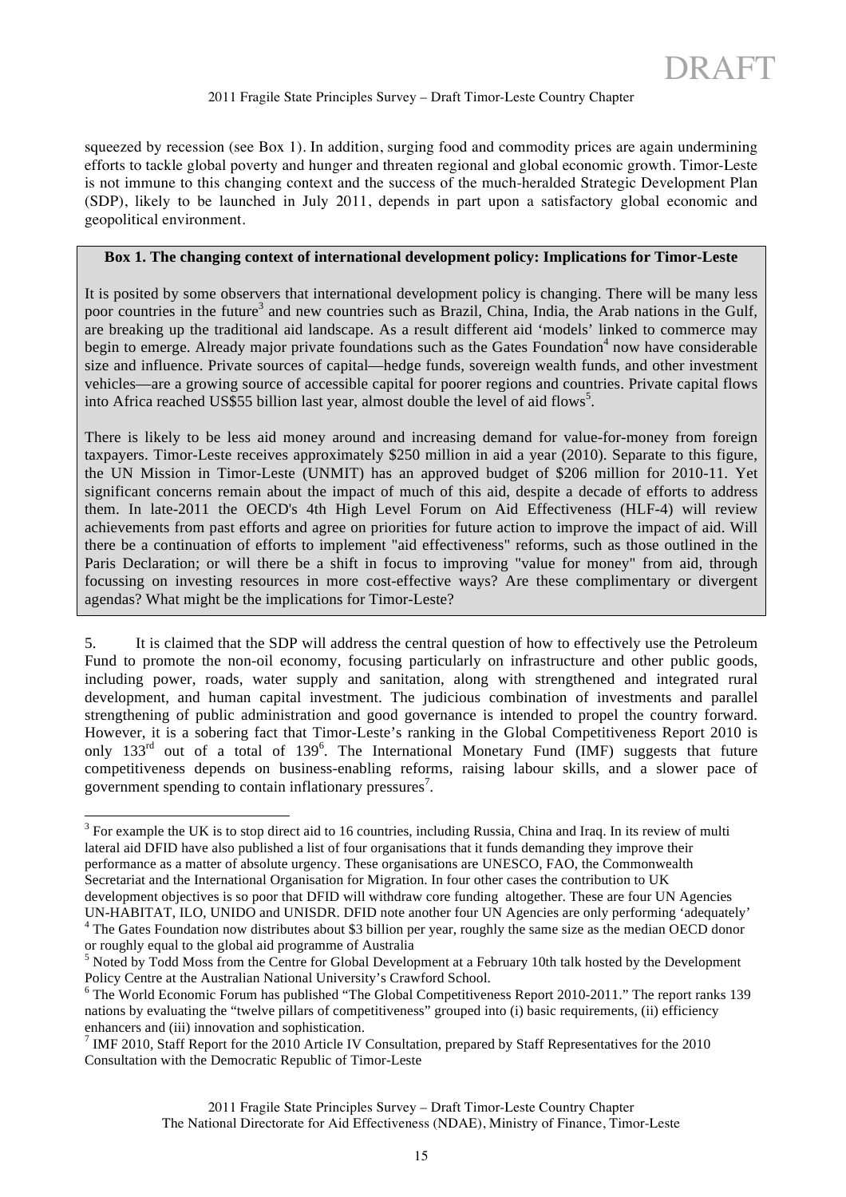squeezed by recession (see Box 1). In addition, surging food and commodity prices are again undermining efforts to tackle global poverty and hunger and threaten regional and global economic growth. Timor-Leste is not immune to this changing context and the success of the much-heralded Strategic Development Plan (SDP), likely to be launched in July 2011, depends in part upon a satisfactory global economic and geopolitical environment.

**Box 1. The changing context of international development policy: Implications for Timor-Leste**

It is posited by some observers that international development policy is changing. There will be many less poor countries in the future[3] and new countries such as Brazil, China, India, the Arab nations in the Gulf, are breaking up the traditional aid landscape. As a result different aid 'models' linked to commerce may begin to emerge. Already major private foundations such as the Gates Foundation[4] now have considerable size and influence. Private sources of capital—hedge funds, sovereign wealth funds, and other investment vehicles—are a growing source of accessible capital for poorer regions and countries. Private capital flows into Africa reached US$55 billion last year, almost double the level of aid flows[5].

There is likely to be less aid money around and increasing demand for value-for-money from foreign taxpayers. Timor-Leste receives approximately $250 million in aid a year (2010). Separate to this figure, the UN Mission in Timor-Leste (UNMIT) has an approved budget of $206 million for 2010-11. Yet significant concerns remain about the impact of much of this aid, despite a decade of efforts to address them. In late-2011 the OECD's 4th High Level Forum on Aid Effectiveness (HLF-4) will review achievements from past efforts and agree on priorities for future action to improve the impact of aid. Will there be a continuation of efforts to implement "aid effectiveness" reforms, such as those outlined in the Paris Declaration; or will there be a shift in focus to improving "value for money" from aid, through focussing on investing resources in more cost-effective ways? Are these complimentary or divergent agendas? What might be the implications for Timor-Leste?

5. It is claimed that the SDP will address the central question of how to effectively use the Petroleum Fund to promote the non-oil economy, focusing particularly on infrastructure and other public goods, including power, roads, water supply and sanitation, along with strengthened and integrated rural development, and human capital investment. The judicious combination of investments and parallel strengthening of public administration and good governance is intended to propel the country forward. However, it is a sobering fact that Timor-Leste's ranking in the Global Competitiveness Report 2010 is only 133rd out of a total of 139[6]. The International Monetary Fund (IMF) suggests that future competitiveness depends on business-enabling reforms, raising labour skills, and a slower pace of government spending to contain inflationary pressures[7].

---

[3] For example the UK is to stop direct aid to 16 countries, including Russia, China and Iraq. In its review of multi lateral aid DFID have also published a list of four organisations that it funds demanding they improve their performance as a matter of absolute urgency. These organisations are UNESCO, FAO, the Commonwealth Secretariat and the International Organisation for Migration. In four other cases the contribution to UK development objectives is so poor that DFID will withdraw core funding altogether. These are four UN Agencies UN-HABITAT, ILO, UNIDO and UNISDR. DFID note another four UN Agencies are only performing 'adequately'

[4] The Gates Foundation now distributes about $3 billion per year, roughly the same size as the median OECD donor or roughly equal to the global aid programme of Australia

[5] Noted by Todd Moss from the Centre for Global Development at a February 10th talk hosted by the Development Policy Centre at the Australian National University's Crawford School.

[6] The World Economic Forum has published "The Global Competitiveness Report 2010-2011." The report ranks 139 nations by evaluating the "twelve pillars of competitiveness" grouped into (i) basic requirements, (ii) efficiency enhancers and (iii) innovation and sophistication.

[7] IMF 2010, Staff Report for the 2010 Article IV Consultation, prepared by Staff Representatives for the 2010 Consultation with the Democratic Republic of Timor-Leste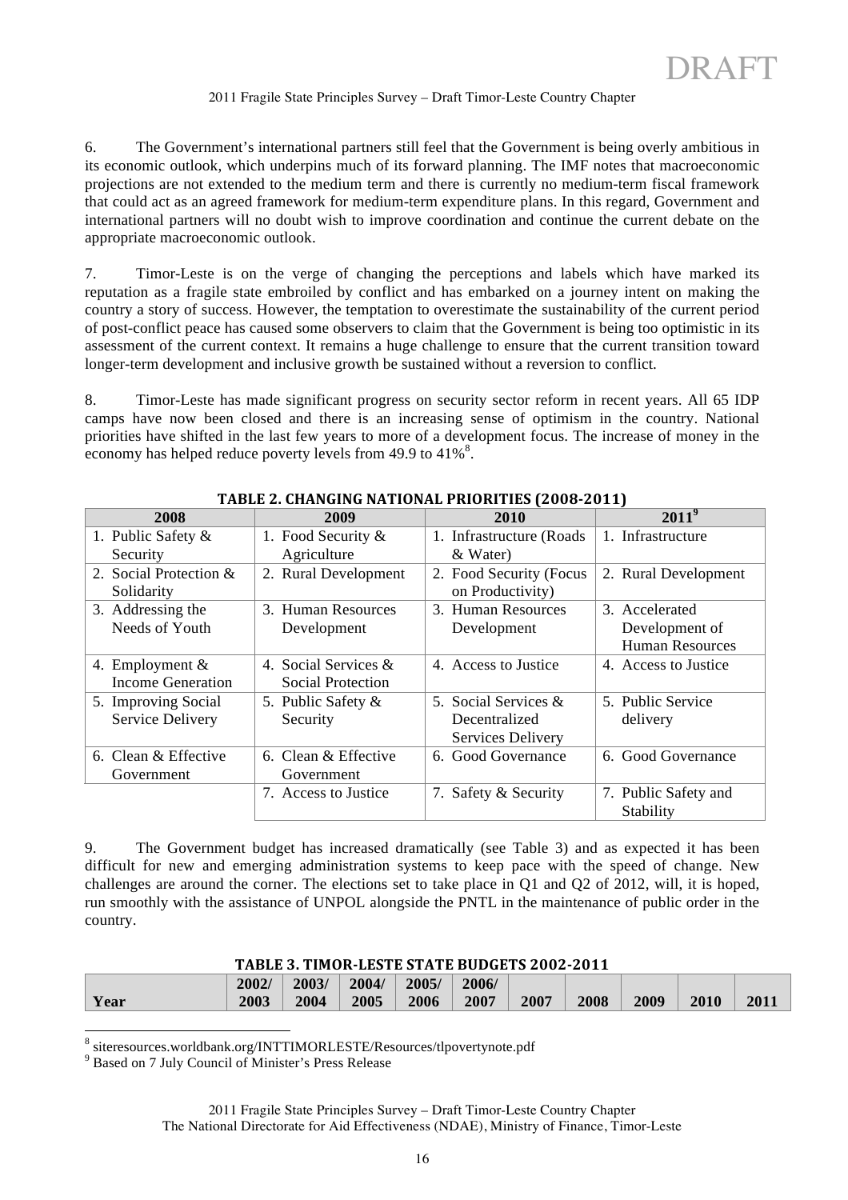6. The Government's international partners still feel that the Government is being overly ambitious in its economic outlook, which underpins much of its forward planning. The IMF notes that macroeconomic projections are not extended to the medium term and there is currently no medium-term fiscal framework that could act as an agreed framework for medium-term expenditure plans. In this regard, Government and international partners will no doubt wish to improve coordination and continue the current debate on the appropriate macroeconomic outlook.

7. Timor-Leste is on the verge of changing the perceptions and labels which have marked its reputation as a fragile state embroiled by conflict and has embarked on a journey intent on making the country a story of success. However, the temptation to overestimate the sustainability of the current period of post-conflict peace has caused some observers to claim that the Government is being too optimistic in its assessment of the current context. It remains a huge challenge to ensure that the current transition toward longer-term development and inclusive growth be sustained without a reversion to conflict.

8. Timor-Leste has made significant progress on security sector reform in recent years. All 65 IDP camps have now been closed and there is an increasing sense of optimism in the country. National priorities have shifted in the last few years to more of a development focus. The increase of money in the economy has helped reduce poverty levels from 49.9 to 41%[8].

**TABLE 2. CHANGING NATIONAL PRIORITIES (2008-2011)**

| 2008 | 2009 | 2010 | 2011[9] |
|---|---|---|---|
| 1. Public Safety & Security | 1. Food Security & Agriculture | 1. Infrastructure (Roads & Water) | 1. Infrastructure |
| 2. Social Protection & Solidarity | 2. Rural Development | 2. Food Security (Focus on Productivity) | 2. Rural Development |
| 3. Addressing the Needs of Youth | 3. Human Resources Development | 3. Human Resources Development | 3. Accelerated Development of Human Resources |
| 4. Employment & Income Generation | 4. Social Services & Social Protection | 4. Access to Justice | 4. Access to Justice |
| 5. Improving Social Service Delivery | 5. Public Safety & Security | 5. Social Services & Decentralized Services Delivery | 5. Public Service delivery |
| 6. Clean & Effective Government | 6. Clean & Effective Government | 6. Good Governance | 6. Good Governance |
| | 7. Access to Justice | 7. Safety & Security | 7. Public Safety and Stability |

9. The Government budget has increased dramatically (see Table 3) and as expected it has been difficult for new and emerging administration systems to keep pace with the speed of change. New challenges are around the corner. The elections set to take place in Q1 and Q2 of 2012, will, it is hoped, run smoothly with the assistance of UNPOL alongside the PNTL in the maintenance of public order in the country.

**TABLE 3. TIMOR-LESTE STATE BUDGETS 2002-2011**

| Year | 2002/2003 | 2003/2004 | 2004/2005 | 2005/2006 | 2006/2007 | 2007 | 2008 | 2009 | 2010 | 2011 |
|---|---|---|---|---|---|---|---|---|---|---|

[8] siteresources.worldbank.org/INTTIMORLESTE/Resources/tlpovertynote.pdf

[9] Based on 7 July Council of Minister's Press Release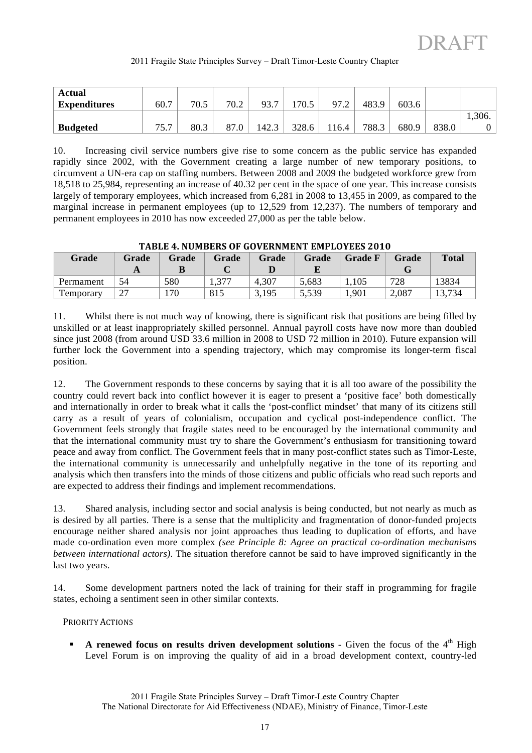| Actual Expenditures | 60.7 | 70.5 | 70.2 | 93.7 | 170.5 | 97.2 | 483.9 | 603.6 | | |
|---|---|---|---|---|---|---|---|---|---|---|
| Budgeted | 75.7 | 80.3 | 87.0 | 142.3 | 328.6 | 116.4 | 788.3 | 680.9 | 838.0 | 1,306.0 |

10. Increasing civil service numbers give rise to some concern as the public service has expanded rapidly since 2002, with the Government creating a large number of new temporary positions, to circumvent a UN-era cap on staffing numbers. Between 2008 and 2009 the budgeted workforce grew from 18,518 to 25,984, representing an increase of 40.32 per cent in the space of one year. This increase consists largely of temporary employees, which increased from 6,281 in 2008 to 13,455 in 2009, as compared to the marginal increase in permanent employees (up to 12,529 from 12,237). The numbers of temporary and permanent employees in 2010 has now exceeded 27,000 as per the table below.

**TABLE 4. NUMBERS OF GOVERNMENT EMPLOYEES 2010**

| Grade | Grade A | Grade B | Grade C | Grade D | Grade E | Grade F | Grade G | Total |
|---|---|---|---|---|---|---|---|---|
| Permament | 54 | 580 | 1,377 | 4,307 | 5,683 | 1,105 | 728 | 13834 |
| Temporary | 27 | 170 | 815 | 3,195 | 5,539 | 1,901 | 2,087 | 13,734 |

11. Whilst there is not much way of knowing, there is significant risk that positions are being filled by unskilled or at least inappropriately skilled personnel. Annual payroll costs have now more than doubled since just 2008 (from around USD 33.6 million in 2008 to USD 72 million in 2010). Future expansion will further lock the Government into a spending trajectory, which may compromise its longer-term fiscal position.

12. The Government responds to these concerns by saying that it is all too aware of the possibility the country could revert back into conflict however it is eager to present a 'positive face' both domestically and internationally in order to break what it calls the 'post-conflict mindset' that many of its citizens still carry as a result of years of colonialism, occupation and cyclical post-independence conflict. The Government feels strongly that fragile states need to be encouraged by the international community and that the international community must try to share the Government's enthusiasm for transitioning toward peace and away from conflict. The Government feels that in many post-conflict states such as Timor-Leste, the international community is unnecessarily and unhelpfully negative in the tone of its reporting and analysis which then transfers into the minds of those citizens and public officials who read such reports and are expected to address their findings and implement recommendations.

13. Shared analysis, including sector and social analysis is being conducted, but not nearly as much as is desired by all parties. There is a sense that the multiplicity and fragmentation of donor-funded projects encourage neither shared analysis nor joint approaches thus leading to duplication of efforts, and have made co-ordination even more complex *(see Principle 8: Agree on practical co-ordination mechanisms between international actors)*. The situation therefore cannot be said to have improved significantly in the last two years.

14. Some development partners noted the lack of training for their staff in programming for fragile states, echoing a sentiment seen in other similar contexts.

PRIORITY ACTIONS

- **A renewed focus on results driven development solutions** - Given the focus of the 4th High Level Forum is on improving the quality of aid in a broad development context, country-led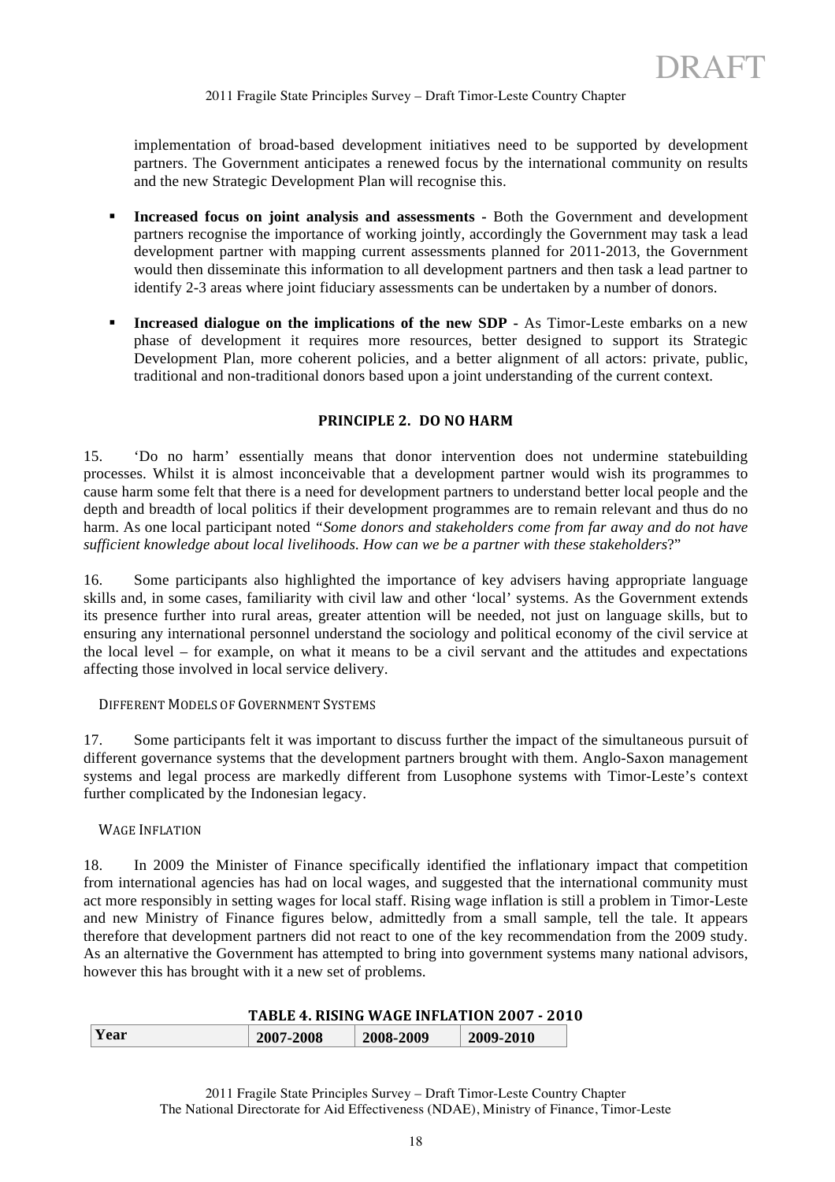implementation of broad-based development initiatives need to be supported by development partners. The Government anticipates a renewed focus by the international community on results and the new Strategic Development Plan will recognise this.

- **Increased focus on joint analysis and assessments -** Both the Government and development partners recognise the importance of working jointly, accordingly the Government may task a lead development partner with mapping current assessments planned for 2011-2013, the Government would then disseminate this information to all development partners and then task a lead partner to identify 2-3 areas where joint fiduciary assessments can be undertaken by a number of donors.

- **Increased dialogue on the implications of the new SDP -** As Timor-Leste embarks on a new phase of development it requires more resources, better designed to support its Strategic Development Plan, more coherent policies, and a better alignment of all actors: private, public, traditional and non-traditional donors based upon a joint understanding of the current context.

## PRINCIPLE 2. DO NO HARM

15. 'Do no harm' essentially means that donor intervention does not undermine statebuilding processes. Whilst it is almost inconceivable that a development partner would wish its programmes to cause harm some felt that there is a need for development partners to understand better local people and the depth and breadth of local politics if their development programmes are to remain relevant and thus do no harm. As one local participant noted *"Some donors and stakeholders come from far away and do not have sufficient knowledge about local livelihoods. How can we be a partner with these stakeholders*?"

16. Some participants also highlighted the importance of key advisers having appropriate language skills and, in some cases, familiarity with civil law and other 'local' systems. As the Government extends its presence further into rural areas, greater attention will be needed, not just on language skills, but to ensuring any international personnel understand the sociology and political economy of the civil service at the local level – for example, on what it means to be a civil servant and the attitudes and expectations affecting those involved in local service delivery.

### DIFFERENT MODELS OF GOVERNMENT SYSTEMS

17. Some participants felt it was important to discuss further the impact of the simultaneous pursuit of different governance systems that the development partners brought with them. Anglo-Saxon management systems and legal process are markedly different from Lusophone systems with Timor-Leste's context further complicated by the Indonesian legacy.

### WAGE INFLATION

18. In 2009 the Minister of Finance specifically identified the inflationary impact that competition from international agencies has had on local wages, and suggested that the international community must act more responsibly in setting wages for local staff. Rising wage inflation is still a problem in Timor-Leste and new Ministry of Finance figures below, admittedly from a small sample, tell the tale. It appears therefore that development partners did not react to one of the key recommendation from the 2009 study. As an alternative the Government has attempted to bring into government systems many national advisors, however this has brought with it a new set of problems.

**TABLE 4. RISING WAGE INFLATION 2007 - 2010**

| Year | 2007-2008 | 2008-2009 | 2009-2010 |
|---|---|---|---|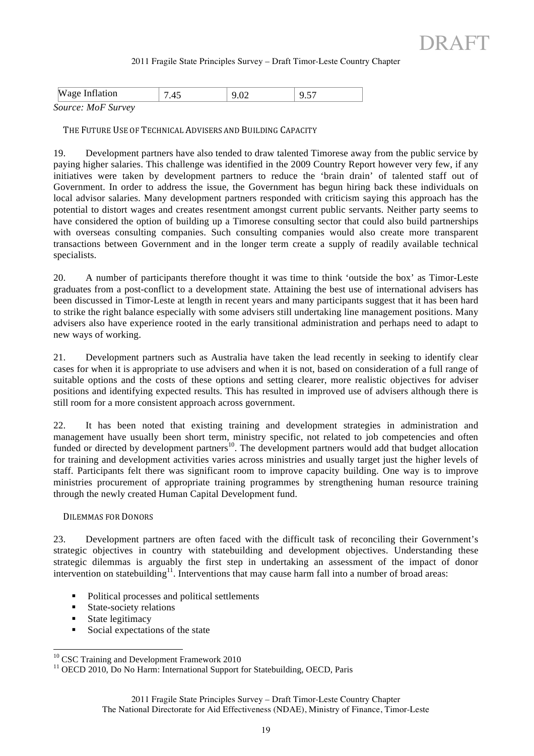| Wage Inflation | 7.45 | 9.02 | 9.57 |
|---|---|---|---|

*Source: MoF Survey*

### The Future Use of Technical Advisers and Building Capacity

19. Development partners have also tended to draw talented Timorese away from the public service by paying higher salaries. This challenge was identified in the 2009 Country Report however very few, if any initiatives were taken by development partners to reduce the 'brain drain' of talented staff out of Government. In order to address the issue, the Government has begun hiring back these individuals on local advisor salaries. Many development partners responded with criticism saying this approach has the potential to distort wages and creates resentment amongst current public servants. Neither party seems to have considered the option of building up a Timorese consulting sector that could also build partnerships with overseas consulting companies. Such consulting companies would also create more transparent transactions between Government and in the longer term create a supply of readily available technical specialists.

20. A number of participants therefore thought it was time to think 'outside the box' as Timor-Leste graduates from a post-conflict to a development state. Attaining the best use of international advisers has been discussed in Timor-Leste at length in recent years and many participants suggest that it has been hard to strike the right balance especially with some advisers still undertaking line management positions. Many advisers also have experience rooted in the early transitional administration and perhaps need to adapt to new ways of working.

21. Development partners such as Australia have taken the lead recently in seeking to identify clear cases for when it is appropriate to use advisers and when it is not, based on consideration of a full range of suitable options and the costs of these options and setting clearer, more realistic objectives for adviser positions and identifying expected results. This has resulted in improved use of advisers although there is still room for a more consistent approach across government.

22. It has been noted that existing training and development strategies in administration and management have usually been short term, ministry specific, not related to job competencies and often funded or directed by development partners[10]. The development partners would add that budget allocation for training and development activities varies across ministries and usually target just the higher levels of staff. Participants felt there was significant room to improve capacity building. One way is to improve ministries procurement of appropriate training programmes by strengthening human resource training through the newly created Human Capital Development fund.

### Dilemmas for Donors

23. Development partners are often faced with the difficult task of reconciling their Government's strategic objectives in country with statebuilding and development objectives. Understanding these strategic dilemmas is arguably the first step in undertaking an assessment of the impact of donor intervention on statebuilding[11]. Interventions that may cause harm fall into a number of broad areas:

- Political processes and political settlements
- State-society relations
- State legitimacy
- Social expectations of the state

---

[10] CSC Training and Development Framework 2010

[11] OECD 2010, Do No Harm: International Support for Statebuilding, OECD, Paris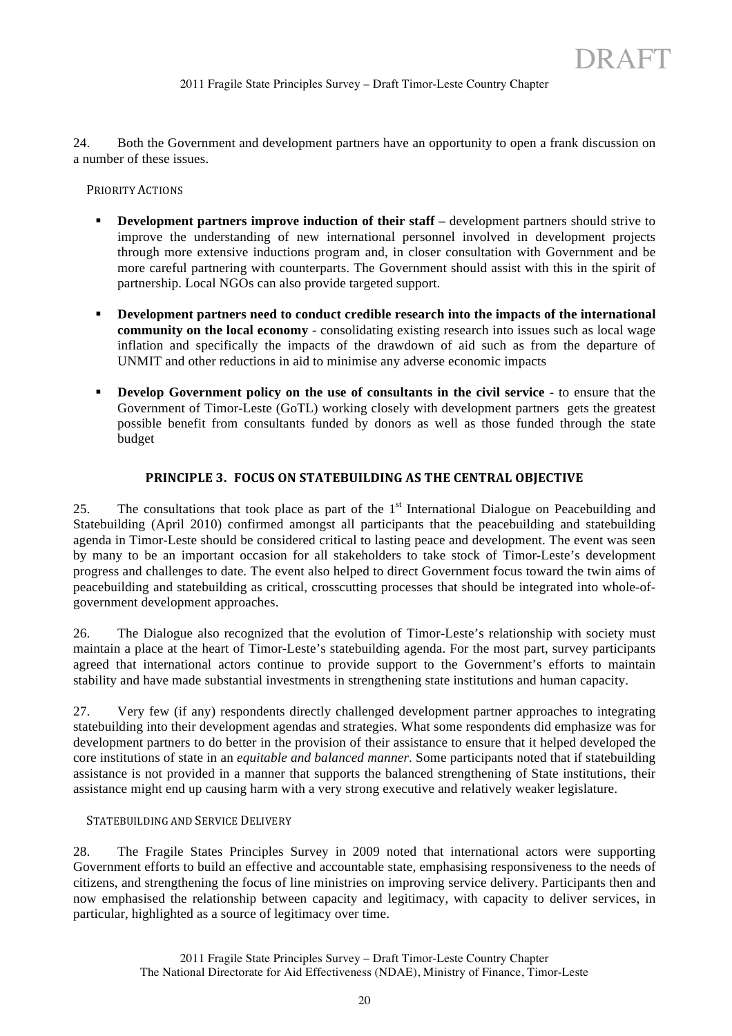24. Both the Government and development partners have an opportunity to open a frank discussion on a number of these issues.

PRIORITY ACTIONS

- **Development partners improve induction of their staff –** development partners should strive to improve the understanding of new international personnel involved in development projects through more extensive inductions program and, in closer consultation with Government and be more careful partnering with counterparts. The Government should assist with this in the spirit of partnership. Local NGOs can also provide targeted support.

- **Development partners need to conduct credible research into the impacts of the international community on the local economy** - consolidating existing research into issues such as local wage inflation and specifically the impacts of the drawdown of aid such as from the departure of UNMIT and other reductions in aid to minimise any adverse economic impacts

- **Develop Government policy on the use of consultants in the civil service** - to ensure that the Government of Timor-Leste (GoTL) working closely with development partners gets the greatest possible benefit from consultants funded by donors as well as those funded through the state budget

## PRINCIPLE 3. FOCUS ON STATEBUILDING AS THE CENTRAL OBJECTIVE

25. The consultations that took place as part of the 1st International Dialogue on Peacebuilding and Statebuilding (April 2010) confirmed amongst all participants that the peacebuilding and statebuilding agenda in Timor-Leste should be considered critical to lasting peace and development. The event was seen by many to be an important occasion for all stakeholders to take stock of Timor-Leste's development progress and challenges to date. The event also helped to direct Government focus toward the twin aims of peacebuilding and statebuilding as critical, crosscutting processes that should be integrated into whole-of-government development approaches.

26. The Dialogue also recognized that the evolution of Timor-Leste's relationship with society must maintain a place at the heart of Timor-Leste's statebuilding agenda. For the most part, survey participants agreed that international actors continue to provide support to the Government's efforts to maintain stability and have made substantial investments in strengthening state institutions and human capacity.

27. Very few (if any) respondents directly challenged development partner approaches to integrating statebuilding into their development agendas and strategies. What some respondents did emphasize was for development partners to do better in the provision of their assistance to ensure that it helped developed the core institutions of state in an *equitable and balanced manner*. Some participants noted that if statebuilding assistance is not provided in a manner that supports the balanced strengthening of State institutions, their assistance might end up causing harm with a very strong executive and relatively weaker legislature.

STATEBUILDING AND SERVICE DELIVERY

28. The Fragile States Principles Survey in 2009 noted that international actors were supporting Government efforts to build an effective and accountable state, emphasising responsiveness to the needs of citizens, and strengthening the focus of line ministries on improving service delivery. Participants then and now emphasised the relationship between capacity and legitimacy, with capacity to deliver services, in particular, highlighted as a source of legitimacy over time.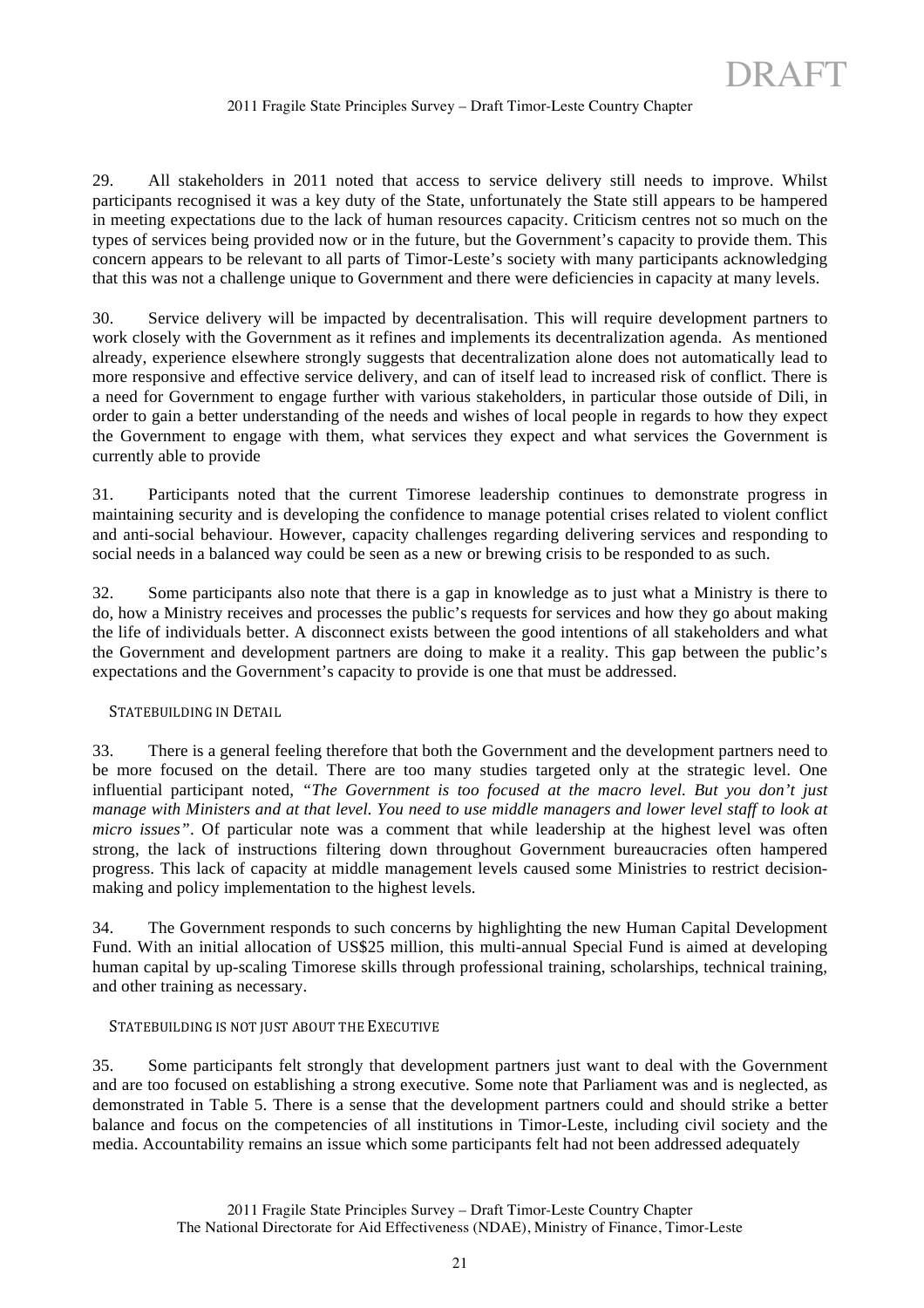29. All stakeholders in 2011 noted that access to service delivery still needs to improve. Whilst participants recognised it was a key duty of the State, unfortunately the State still appears to be hampered in meeting expectations due to the lack of human resources capacity. Criticism centres not so much on the types of services being provided now or in the future, but the Government's capacity to provide them. This concern appears to be relevant to all parts of Timor-Leste's society with many participants acknowledging that this was not a challenge unique to Government and there were deficiencies in capacity at many levels.

30. Service delivery will be impacted by decentralisation. This will require development partners to work closely with the Government as it refines and implements its decentralization agenda. As mentioned already, experience elsewhere strongly suggests that decentralization alone does not automatically lead to more responsive and effective service delivery, and can of itself lead to increased risk of conflict. There is a need for Government to engage further with various stakeholders, in particular those outside of Dili, in order to gain a better understanding of the needs and wishes of local people in regards to how they expect the Government to engage with them, what services they expect and what services the Government is currently able to provide

31. Participants noted that the current Timorese leadership continues to demonstrate progress in maintaining security and is developing the confidence to manage potential crises related to violent conflict and anti-social behaviour. However, capacity challenges regarding delivering services and responding to social needs in a balanced way could be seen as a new or brewing crisis to be responded to as such.

32. Some participants also note that there is a gap in knowledge as to just what a Ministry is there to do, how a Ministry receives and processes the public's requests for services and how they go about making the life of individuals better. A disconnect exists between the good intentions of all stakeholders and what the Government and development partners are doing to make it a reality. This gap between the public's expectations and the Government's capacity to provide is one that must be addressed.

### STATEBUILDING IN DETAIL

33. There is a general feeling therefore that both the Government and the development partners need to be more focused on the detail. There are too many studies targeted only at the strategic level. One influential participant noted, *"The Government is too focused at the macro level. But you don't just manage with Ministers and at that level. You need to use middle managers and lower level staff to look at micro issues"*. Of particular note was a comment that while leadership at the highest level was often strong, the lack of instructions filtering down throughout Government bureaucracies often hampered progress. This lack of capacity at middle management levels caused some Ministries to restrict decision-making and policy implementation to the highest levels.

34. The Government responds to such concerns by highlighting the new Human Capital Development Fund. With an initial allocation of US$25 million, this multi-annual Special Fund is aimed at developing human capital by up-scaling Timorese skills through professional training, scholarships, technical training, and other training as necessary.

### STATEBUILDING IS NOT JUST ABOUT THE EXECUTIVE

35. Some participants felt strongly that development partners just want to deal with the Government and are too focused on establishing a strong executive. Some note that Parliament was and is neglected, as demonstrated in Table 5. There is a sense that the development partners could and should strike a better balance and focus on the competencies of all institutions in Timor-Leste, including civil society and the media. Accountability remains an issue which some participants felt had not been addressed adequately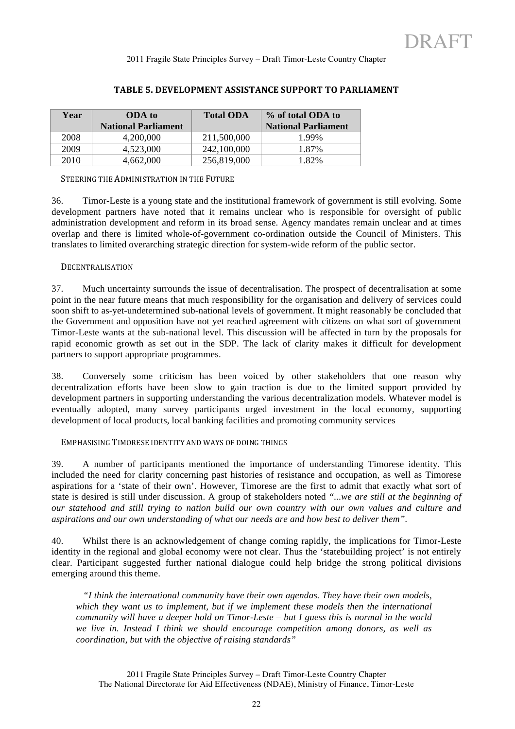### TABLE 5. DEVELOPMENT ASSISTANCE SUPPORT TO PARLIAMENT

| Year | ODA to National Parliament | Total ODA | % of total ODA to National Parliament |
|---|---|---|---|
| 2008 | 4,200,000 | 211,500,000 | 1.99% |
| 2009 | 4,523,000 | 242,100,000 | 1.87% |
| 2010 | 4,662,000 | 256,819,000 | 1.82% |

#### STEERING THE ADMINISTRATION IN THE FUTURE

36. Timor-Leste is a young state and the institutional framework of government is still evolving. Some development partners have noted that it remains unclear who is responsible for oversight of public administration development and reform in its broad sense. Agency mandates remain unclear and at times overlap and there is limited whole-of-government co-ordination outside the Council of Ministers. This translates to limited overarching strategic direction for system-wide reform of the public sector.

#### DECENTRALISATION

37. Much uncertainty surrounds the issue of decentralisation. The prospect of decentralisation at some point in the near future means that much responsibility for the organisation and delivery of services could soon shift to as-yet-undetermined sub-national levels of government. It might reasonably be concluded that the Government and opposition have not yet reached agreement with citizens on what sort of government Timor-Leste wants at the sub-national level. This discussion will be affected in turn by the proposals for rapid economic growth as set out in the SDP. The lack of clarity makes it difficult for development partners to support appropriate programmes.

38. Conversely some criticism has been voiced by other stakeholders that one reason why decentralization efforts have been slow to gain traction is due to the limited support provided by development partners in supporting understanding the various decentralization models. Whatever model is eventually adopted, many survey participants urged investment in the local economy, supporting development of local products, local banking facilities and promoting community services

#### EMPHASISING TIMORESE IDENTITY AND WAYS OF DOING THINGS

39. A number of participants mentioned the importance of understanding Timorese identity. This included the need for clarity concerning past histories of resistance and occupation, as well as Timorese aspirations for a 'state of their own'. However, Timorese are the first to admit that exactly what sort of state is desired is still under discussion. A group of stakeholders noted *"...we are still at the beginning of our statehood and still trying to nation build our own country with our own values and culture and aspirations and our own understanding of what our needs are and how best to deliver them"*.

40. Whilst there is an acknowledgement of change coming rapidly, the implications for Timor-Leste identity in the regional and global economy were not clear. Thus the 'statebuilding project' is not entirely clear. Participant suggested further national dialogue could help bridge the strong political divisions emerging around this theme.

> *"I think the international community have their own agendas. They have their own models, which they want us to implement, but if we implement these models then the international community will have a deeper hold on Timor-Leste – but I guess this is normal in the world we live in. Instead I think we should encourage competition among donors, as well as coordination, but with the objective of raising standards"*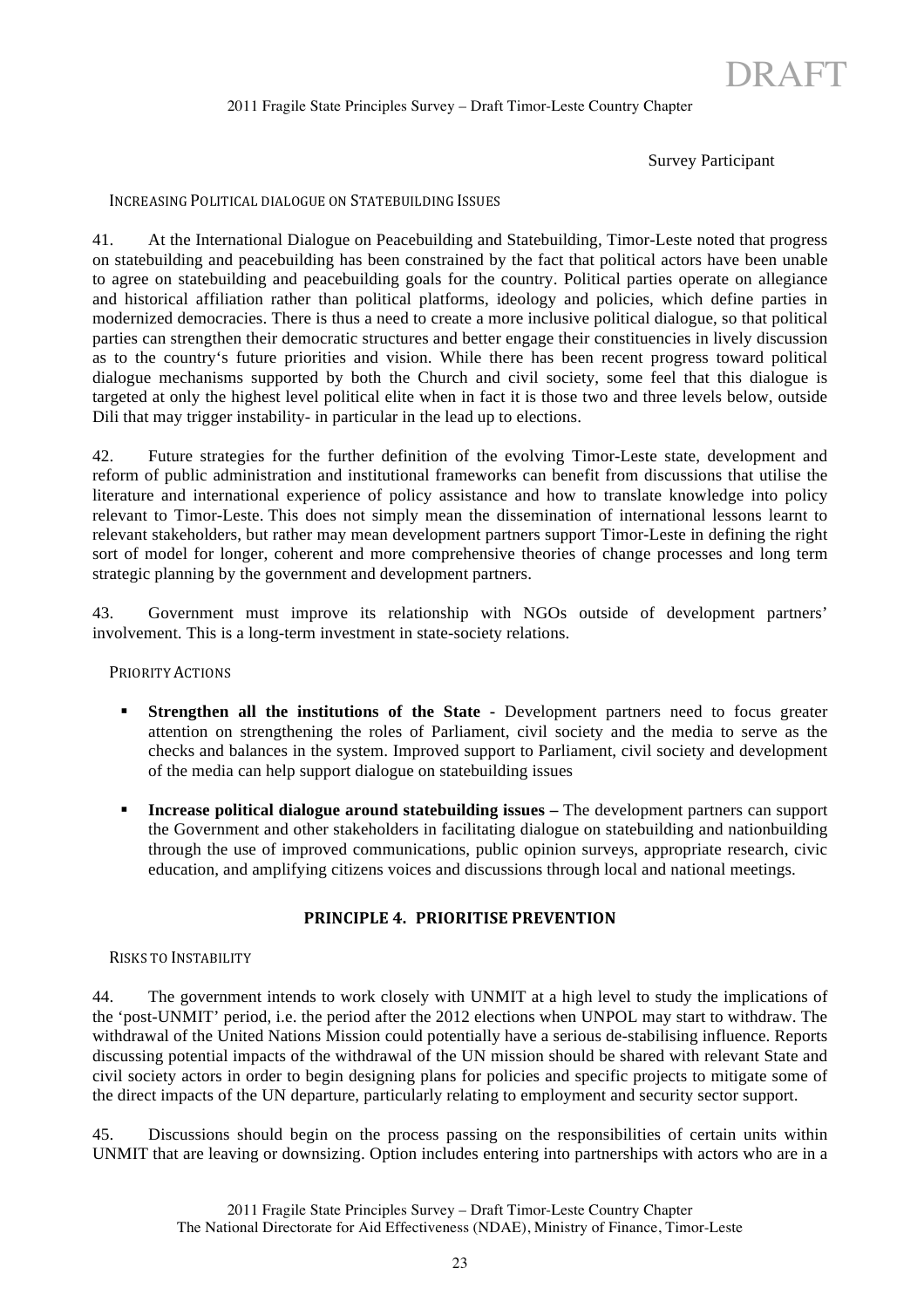Survey Participant

### INCREASING POLITICAL DIALOGUE ON STATEBUILDING ISSUES

41. At the International Dialogue on Peacebuilding and Statebuilding, Timor-Leste noted that progress on statebuilding and peacebuilding has been constrained by the fact that political actors have been unable to agree on statebuilding and peacebuilding goals for the country. Political parties operate on allegiance and historical affiliation rather than political platforms, ideology and policies, which define parties in modernized democracies. There is thus a need to create a more inclusive political dialogue, so that political parties can strengthen their democratic structures and better engage their constituencies in lively discussion as to the country's future priorities and vision. While there has been recent progress toward political dialogue mechanisms supported by both the Church and civil society, some feel that this dialogue is targeted at only the highest level political elite when in fact it is those two and three levels below, outside Dili that may trigger instability- in particular in the lead up to elections.

42. Future strategies for the further definition of the evolving Timor-Leste state, development and reform of public administration and institutional frameworks can benefit from discussions that utilise the literature and international experience of policy assistance and how to translate knowledge into policy relevant to Timor-Leste. This does not simply mean the dissemination of international lessons learnt to relevant stakeholders, but rather may mean development partners support Timor-Leste in defining the right sort of model for longer, coherent and more comprehensive theories of change processes and long term strategic planning by the government and development partners.

43. Government must improve its relationship with NGOs outside of development partners' involvement. This is a long-term investment in state-society relations.

### PRIORITY ACTIONS

- **Strengthen all the institutions of the State -** Development partners need to focus greater attention on strengthening the roles of Parliament, civil society and the media to serve as the checks and balances in the system. Improved support to Parliament, civil society and development of the media can help support dialogue on statebuilding issues
- **Increase political dialogue around statebuilding issues –** The development partners can support the Government and other stakeholders in facilitating dialogue on statebuilding and nationbuilding through the use of improved communications, public opinion surveys, appropriate research, civic education, and amplifying citizens voices and discussions through local and national meetings.

## PRINCIPLE 4. PRIORITISE PREVENTION

### RISKS TO INSTABILITY

44. The government intends to work closely with UNMIT at a high level to study the implications of the 'post-UNMIT' period, i.e. the period after the 2012 elections when UNPOL may start to withdraw. The withdrawal of the United Nations Mission could potentially have a serious de-stabilising influence. Reports discussing potential impacts of the withdrawal of the UN mission should be shared with relevant State and civil society actors in order to begin designing plans for policies and specific projects to mitigate some of the direct impacts of the UN departure, particularly relating to employment and security sector support.

45. Discussions should begin on the process passing on the responsibilities of certain units within UNMIT that are leaving or downsizing. Option includes entering into partnerships with actors who are in a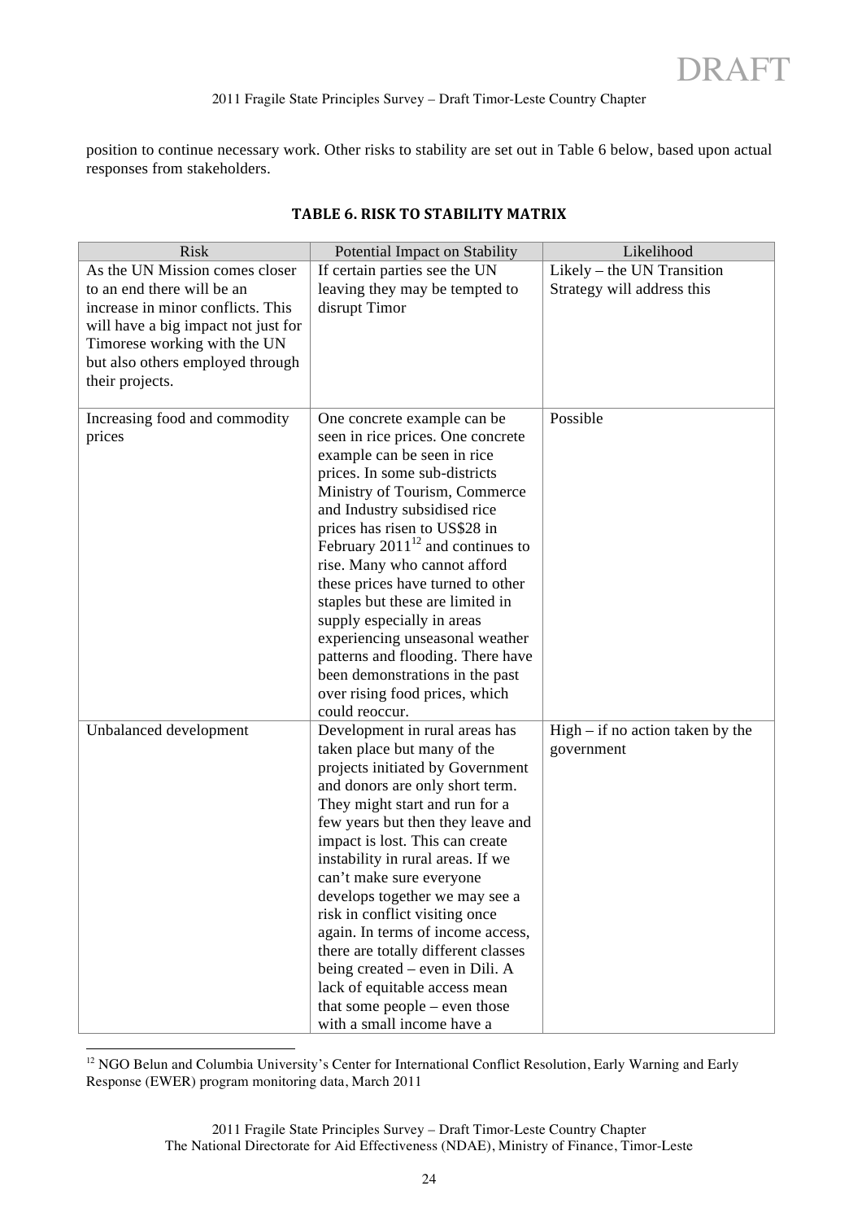position to continue necessary work. Other risks to stability are set out in Table 6 below, based upon actual responses from stakeholders.

**TABLE 6. RISK TO STABILITY MATRIX**

| Risk | Potential Impact on Stability | Likelihood |
|---|---|---|
| As the UN Mission comes closer to an end there will be an increase in minor conflicts. This will have a big impact not just for Timorese working with the UN but also others employed through their projects. | If certain parties see the UN leaving they may be tempted to disrupt Timor | Likely – the UN Transition Strategy will address this |
| Increasing food and commodity prices | One concrete example can be seen in rice prices. One concrete example can be seen in rice prices. In some sub-districts Ministry of Tourism, Commerce and Industry subsidised rice prices has risen to US$28 in February 2011[12] and continues to rise. Many who cannot afford these prices have turned to other staples but these are limited in supply especially in areas experiencing unseasonal weather patterns and flooding. There have been demonstrations in the past over rising food prices, which could reoccur. | Possible |
| Unbalanced development | Development in rural areas has taken place but many of the projects initiated by Government and donors are only short term. They might start and run for a few years but then they leave and impact is lost. This can create instability in rural areas. If we can't make sure everyone develops together we may see a risk in conflict visiting once again. In terms of income access, there are totally different classes being created – even in Dili. A lack of equitable access mean that some people – even those with a small income have a | High – if no action taken by the government |

[12] NGO Belun and Columbia University's Center for International Conflict Resolution, Early Warning and Early Response (EWER) program monitoring data, March 2011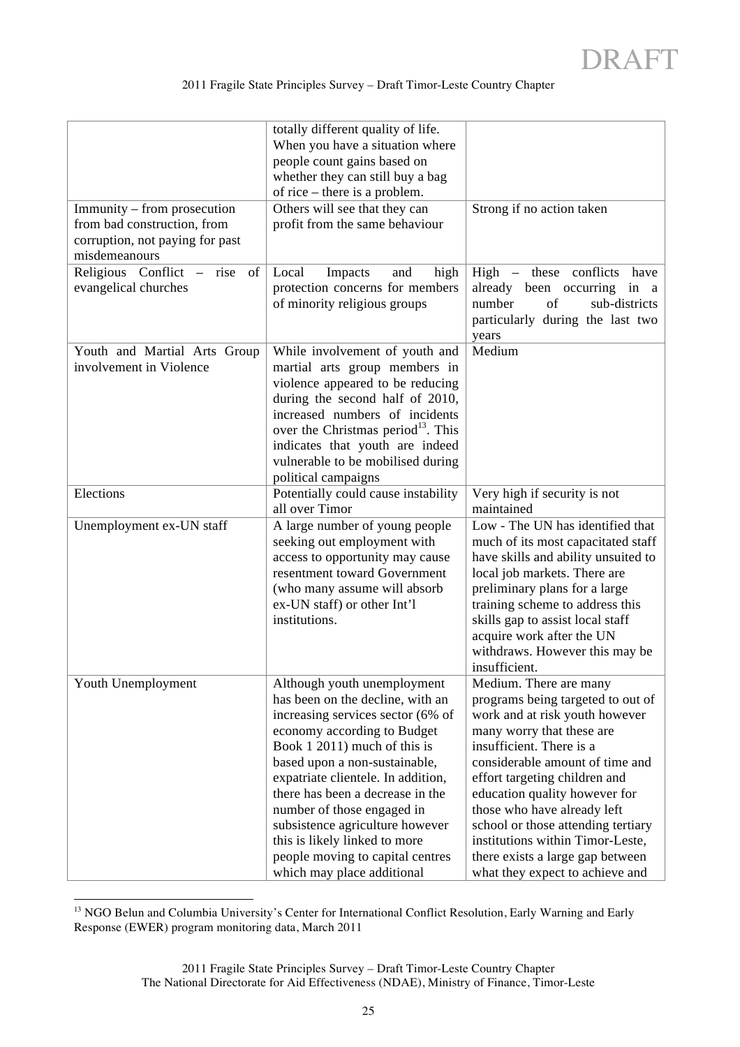| | | |
|---|---|---|
| | totally different quality of life. When you have a situation where people count gains based on whether they can still buy a bag of rice – there is a problem. | |
| Immunity – from prosecution from bad construction, from corruption, not paying for past misdemeanours | Others will see that they can profit from the same behaviour | Strong if no action taken |
| Religious Conflict – rise of evangelical churches | Local Impacts and high protection concerns for members of minority religious groups | High – these conflicts have already been occurring in a number of sub-districts particularly during the last two years |
| Youth and Martial Arts Group involvement in Violence | While involvement of youth and martial arts group members in violence appeared to be reducing during the second half of 2010, increased numbers of incidents over the Christmas period[13]. This indicates that youth are indeed vulnerable to be mobilised during political campaigns | Medium |
| Elections | Potentially could cause instability all over Timor | Very high if security is not maintained |
| Unemployment ex-UN staff | A large number of young people seeking out employment with access to opportunity may cause resentment toward Government (who many assume will absorb ex-UN staff) or other Int'l institutions. | Low - The UN has identified that much of its most capacitated staff have skills and ability unsuited to local job markets. There are preliminary plans for a large training scheme to address this skills gap to assist local staff acquire work after the UN withdraws. However this may be insufficient. |
| Youth Unemployment | Although youth unemployment has been on the decline, with an increasing services sector (6% of economy according to Budget Book 1 2011) much of this is based upon a non-sustainable, expatriate clientele. In addition, there has been a decrease in the number of those engaged in subsistence agriculture however this is likely linked to more people moving to capital centres which may place additional | Medium. There are many programs being targeted to out of work and at risk youth however many worry that these are insufficient. There is a considerable amount of time and effort targeting children and education quality however for those who have already left school or those attending tertiary institutions within Timor-Leste, there exists a large gap between what they expect to achieve and |

[13] NGO Belun and Columbia University's Center for International Conflict Resolution, Early Warning and Early Response (EWER) program monitoring data, March 2011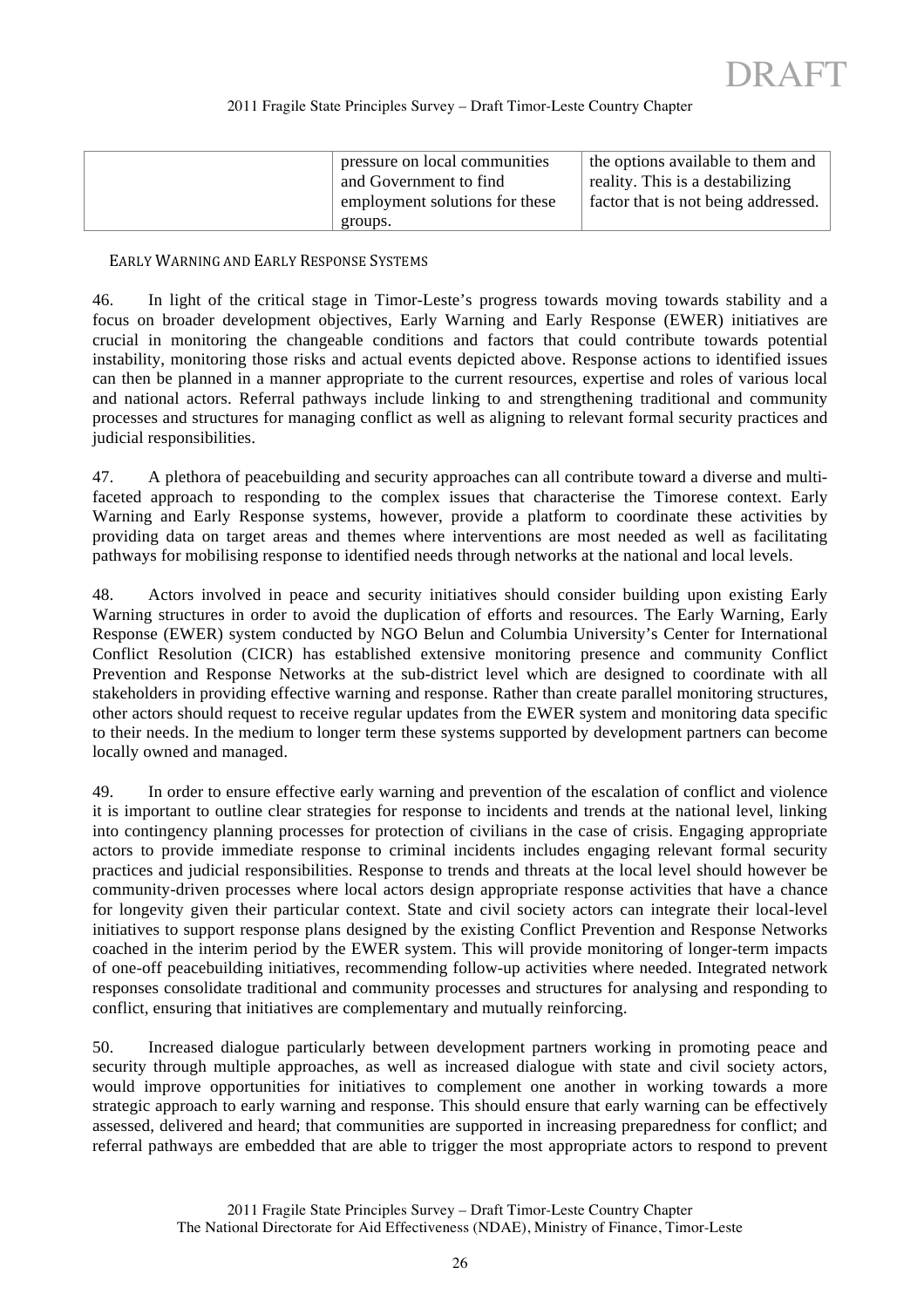| | pressure on local communities and Government to find employment solutions for these groups. | the options available to them and reality. This is a destabilizing factor that is not being addressed. |
|---|---|---|

### EARLY WARNING AND EARLY RESPONSE SYSTEMS

46. In light of the critical stage in Timor-Leste's progress towards moving towards stability and a focus on broader development objectives, Early Warning and Early Response (EWER) initiatives are crucial in monitoring the changeable conditions and factors that could contribute towards potential instability, monitoring those risks and actual events depicted above. Response actions to identified issues can then be planned in a manner appropriate to the current resources, expertise and roles of various local and national actors. Referral pathways include linking to and strengthening traditional and community processes and structures for managing conflict as well as aligning to relevant formal security practices and judicial responsibilities.

47. A plethora of peacebuilding and security approaches can all contribute toward a diverse and multi-faceted approach to responding to the complex issues that characterise the Timorese context. Early Warning and Early Response systems, however, provide a platform to coordinate these activities by providing data on target areas and themes where interventions are most needed as well as facilitating pathways for mobilising response to identified needs through networks at the national and local levels.

48. Actors involved in peace and security initiatives should consider building upon existing Early Warning structures in order to avoid the duplication of efforts and resources. The Early Warning, Early Response (EWER) system conducted by NGO Belun and Columbia University's Center for International Conflict Resolution (CICR) has established extensive monitoring presence and community Conflict Prevention and Response Networks at the sub-district level which are designed to coordinate with all stakeholders in providing effective warning and response. Rather than create parallel monitoring structures, other actors should request to receive regular updates from the EWER system and monitoring data specific to their needs. In the medium to longer term these systems supported by development partners can become locally owned and managed.

49. In order to ensure effective early warning and prevention of the escalation of conflict and violence it is important to outline clear strategies for response to incidents and trends at the national level, linking into contingency planning processes for protection of civilians in the case of crisis. Engaging appropriate actors to provide immediate response to criminal incidents includes engaging relevant formal security practices and judicial responsibilities. Response to trends and threats at the local level should however be community-driven processes where local actors design appropriate response activities that have a chance for longevity given their particular context. State and civil society actors can integrate their local-level initiatives to support response plans designed by the existing Conflict Prevention and Response Networks coached in the interim period by the EWER system. This will provide monitoring of longer-term impacts of one-off peacebuilding initiatives, recommending follow-up activities where needed. Integrated network responses consolidate traditional and community processes and structures for analysing and responding to conflict, ensuring that initiatives are complementary and mutually reinforcing.

50. Increased dialogue particularly between development partners working in promoting peace and security through multiple approaches, as well as increased dialogue with state and civil society actors, would improve opportunities for initiatives to complement one another in working towards a more strategic approach to early warning and response. This should ensure that early warning can be effectively assessed, delivered and heard; that communities are supported in increasing preparedness for conflict; and referral pathways are embedded that are able to trigger the most appropriate actors to respond to prevent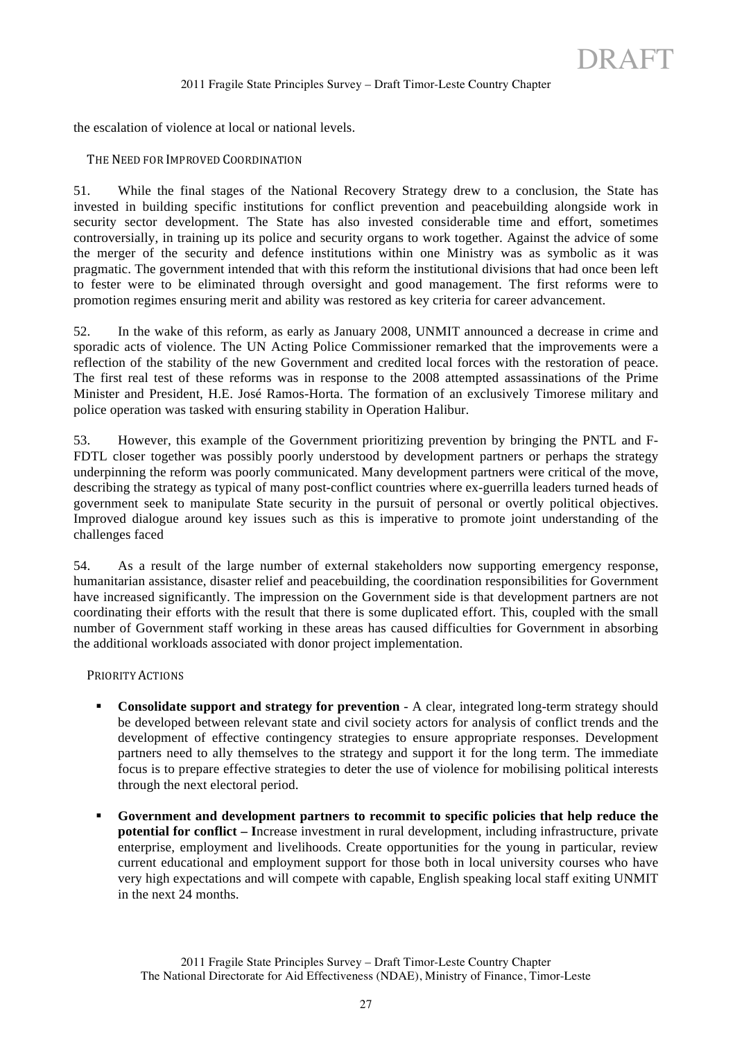the escalation of violence at local or national levels.

### THE NEED FOR IMPROVED COORDINATION

51. While the final stages of the National Recovery Strategy drew to a conclusion, the State has invested in building specific institutions for conflict prevention and peacebuilding alongside work in security sector development. The State has also invested considerable time and effort, sometimes controversially, in training up its police and security organs to work together. Against the advice of some the merger of the security and defence institutions within one Ministry was as symbolic as it was pragmatic. The government intended that with this reform the institutional divisions that had once been left to fester were to be eliminated through oversight and good management. The first reforms were to promotion regimes ensuring merit and ability was restored as key criteria for career advancement.

52. In the wake of this reform, as early as January 2008, UNMIT announced a decrease in crime and sporadic acts of violence. The UN Acting Police Commissioner remarked that the improvements were a reflection of the stability of the new Government and credited local forces with the restoration of peace. The first real test of these reforms was in response to the 2008 attempted assassinations of the Prime Minister and President, H.E. José Ramos-Horta. The formation of an exclusively Timorese military and police operation was tasked with ensuring stability in Operation Halibur.

53. However, this example of the Government prioritizing prevention by bringing the PNTL and F-FDTL closer together was possibly poorly understood by development partners or perhaps the strategy underpinning the reform was poorly communicated. Many development partners were critical of the move, describing the strategy as typical of many post-conflict countries where ex-guerrilla leaders turned heads of government seek to manipulate State security in the pursuit of personal or overtly political objectives. Improved dialogue around key issues such as this is imperative to promote joint understanding of the challenges faced

54. As a result of the large number of external stakeholders now supporting emergency response, humanitarian assistance, disaster relief and peacebuilding, the coordination responsibilities for Government have increased significantly. The impression on the Government side is that development partners are not coordinating their efforts with the result that there is some duplicated effort. This, coupled with the small number of Government staff working in these areas has caused difficulties for Government in absorbing the additional workloads associated with donor project implementation.

### PRIORITY ACTIONS

- **Consolidate support and strategy for prevention** - A clear, integrated long-term strategy should be developed between relevant state and civil society actors for analysis of conflict trends and the development of effective contingency strategies to ensure appropriate responses. Development partners need to ally themselves to the strategy and support it for the long term. The immediate focus is to prepare effective strategies to deter the use of violence for mobilising political interests through the next electoral period.

- **Government and development partners to recommit to specific policies that help reduce the potential for conflict – I**ncrease investment in rural development, including infrastructure, private enterprise, employment and livelihoods. Create opportunities for the young in particular, review current educational and employment support for those both in local university courses who have very high expectations and will compete with capable, English speaking local staff exiting UNMIT in the next 24 months.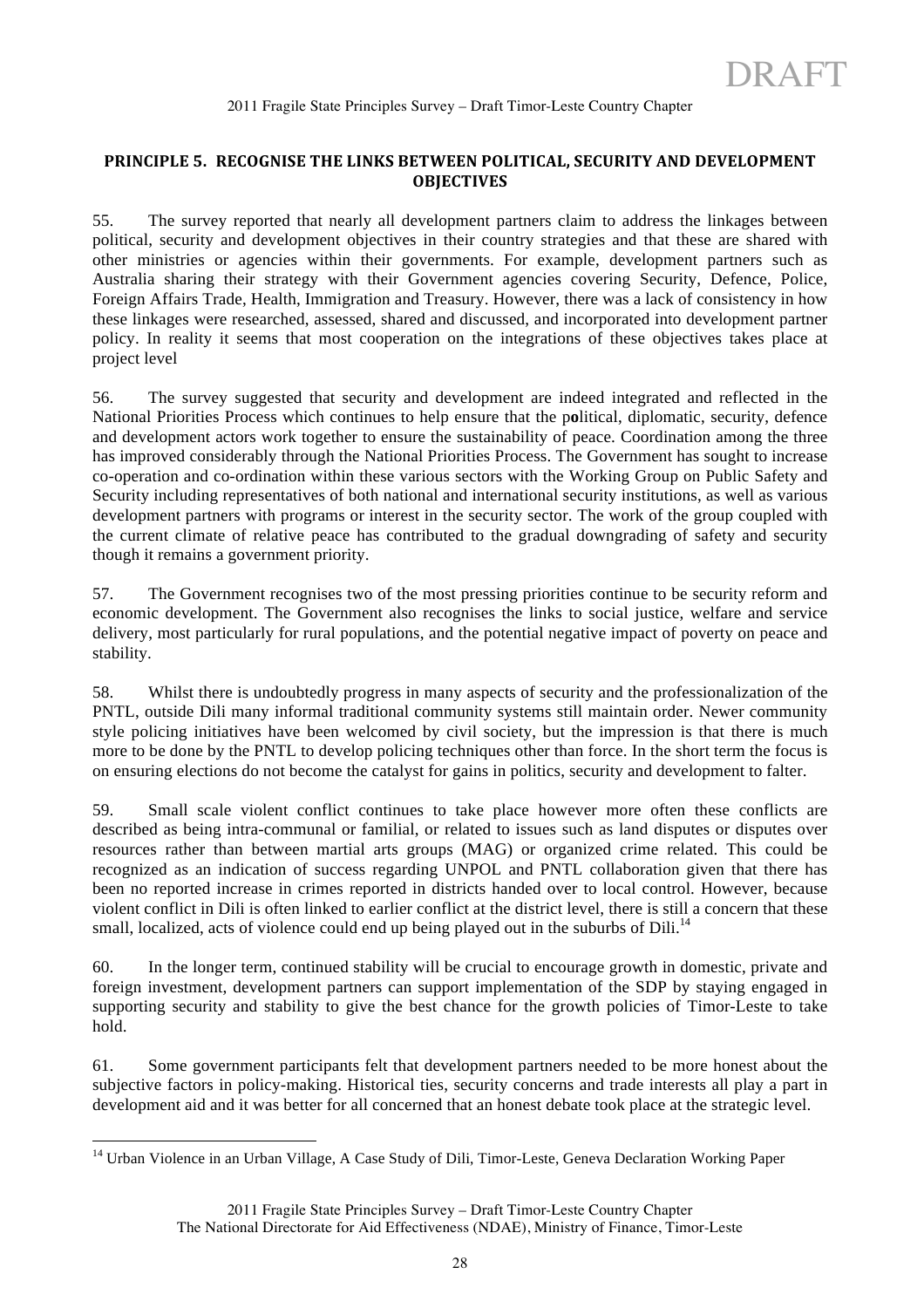## PRINCIPLE 5. RECOGNISE THE LINKS BETWEEN POLITICAL, SECURITY AND DEVELOPMENT OBJECTIVES

55. The survey reported that nearly all development partners claim to address the linkages between political, security and development objectives in their country strategies and that these are shared with other ministries or agencies within their governments. For example, development partners such as Australia sharing their strategy with their Government agencies covering Security, Defence, Police, Foreign Affairs Trade, Health, Immigration and Treasury. However, there was a lack of consistency in how these linkages were researched, assessed, shared and discussed, and incorporated into development partner policy. In reality it seems that most cooperation on the integrations of these objectives takes place at project level

56. The survey suggested that security and development are indeed integrated and reflected in the National Priorities Process which continues to help ensure that the political, diplomatic, security, defence and development actors work together to ensure the sustainability of peace. Coordination among the three has improved considerably through the National Priorities Process. The Government has sought to increase co-operation and co-ordination within these various sectors with the Working Group on Public Safety and Security including representatives of both national and international security institutions, as well as various development partners with programs or interest in the security sector. The work of the group coupled with the current climate of relative peace has contributed to the gradual downgrading of safety and security though it remains a government priority.

57. The Government recognises two of the most pressing priorities continue to be security reform and economic development. The Government also recognises the links to social justice, welfare and service delivery, most particularly for rural populations, and the potential negative impact of poverty on peace and stability.

58. Whilst there is undoubtedly progress in many aspects of security and the professionalization of the PNTL, outside Dili many informal traditional community systems still maintain order. Newer community style policing initiatives have been welcomed by civil society, but the impression is that there is much more to be done by the PNTL to develop policing techniques other than force. In the short term the focus is on ensuring elections do not become the catalyst for gains in politics, security and development to falter.

59. Small scale violent conflict continues to take place however more often these conflicts are described as being intra-communal or familial, or related to issues such as land disputes or disputes over resources rather than between martial arts groups (MAG) or organized crime related. This could be recognized as an indication of success regarding UNPOL and PNTL collaboration given that there has been no reported increase in crimes reported in districts handed over to local control. However, because violent conflict in Dili is often linked to earlier conflict at the district level, there is still a concern that these small, localized, acts of violence could end up being played out in the suburbs of Dili.[14]

60. In the longer term, continued stability will be crucial to encourage growth in domestic, private and foreign investment, development partners can support implementation of the SDP by staying engaged in supporting security and stability to give the best chance for the growth policies of Timor-Leste to take hold.

61. Some government participants felt that development partners needed to be more honest about the subjective factors in policy-making. Historical ties, security concerns and trade interests all play a part in development aid and it was better for all concerned that an honest debate took place at the strategic level.

[14] Urban Violence in an Urban Village, A Case Study of Dili, Timor-Leste, Geneva Declaration Working Paper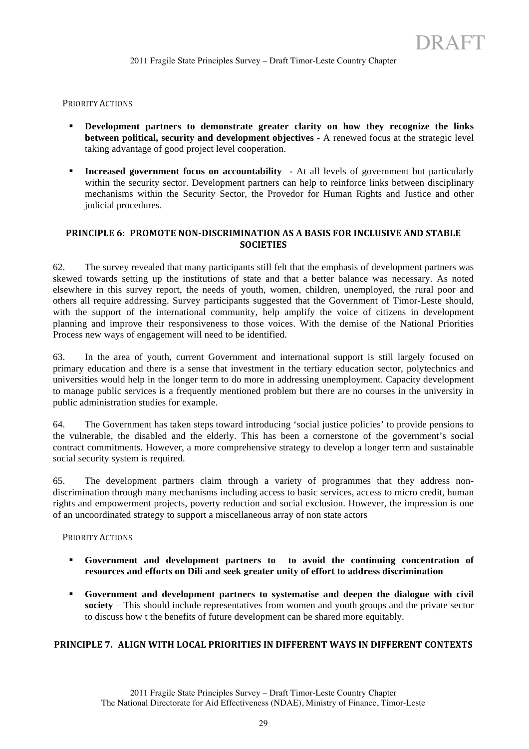PRIORITY ACTIONS

- **Development partners to demonstrate greater clarity on how they recognize the links between political, security and development objectives -** A renewed focus at the strategic level taking advantage of good project level cooperation.

- **Increased government focus on accountability -** At all levels of government but particularly within the security sector. Development partners can help to reinforce links between disciplinary mechanisms within the Security Sector, the Provedor for Human Rights and Justice and other judicial procedures.

## PRINCIPLE 6: PROMOTE NON-DISCRIMINATION AS A BASIS FOR INCLUSIVE AND STABLE SOCIETIES

62. The survey revealed that many participants still felt that the emphasis of development partners was skewed towards setting up the institutions of state and that a better balance was necessary. As noted elsewhere in this survey report, the needs of youth, women, children, unemployed, the rural poor and others all require addressing. Survey participants suggested that the Government of Timor-Leste should, with the support of the international community, help amplify the voice of citizens in development planning and improve their responsiveness to those voices. With the demise of the National Priorities Process new ways of engagement will need to be identified.

63. In the area of youth, current Government and international support is still largely focused on primary education and there is a sense that investment in the tertiary education sector, polytechnics and universities would help in the longer term to do more in addressing unemployment. Capacity development to manage public services is a frequently mentioned problem but there are no courses in the university in public administration studies for example.

64. The Government has taken steps toward introducing 'social justice policies' to provide pensions to the vulnerable, the disabled and the elderly. This has been a cornerstone of the government's social contract commitments. However, a more comprehensive strategy to develop a longer term and sustainable social security system is required.

65. The development partners claim through a variety of programmes that they address non-discrimination through many mechanisms including access to basic services, access to micro credit, human rights and empowerment projects, poverty reduction and social exclusion. However, the impression is one of an uncoordinated strategy to support a miscellaneous array of non state actors

PRIORITY ACTIONS

- **Government and development partners to to avoid the continuing concentration of resources and efforts on Dili and seek greater unity of effort to address discrimination**

- **Government and development partners to systematise and deepen the dialogue with civil society** – This should include representatives from women and youth groups and the private sector to discuss how t the benefits of future development can be shared more equitably.

## PRINCIPLE 7. ALIGN WITH LOCAL PRIORITIES IN DIFFERENT WAYS IN DIFFERENT CONTEXTS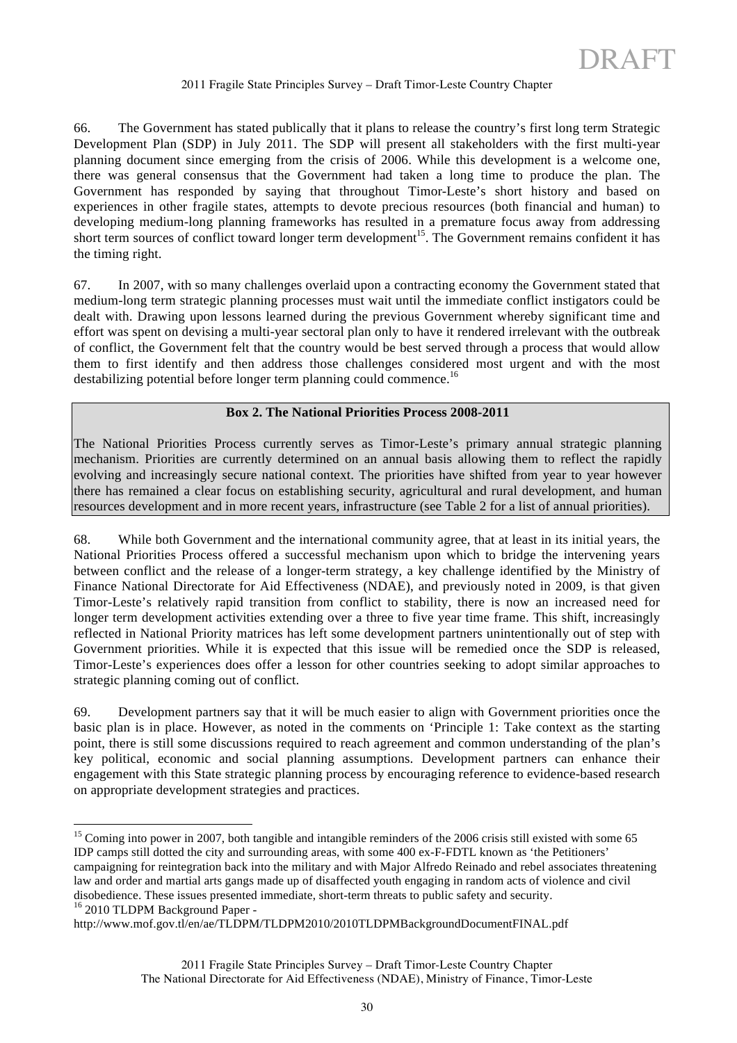66. The Government has stated publically that it plans to release the country's first long term Strategic Development Plan (SDP) in July 2011. The SDP will present all stakeholders with the first multi-year planning document since emerging from the crisis of 2006. While this development is a welcome one, there was general consensus that the Government had taken a long time to produce the plan. The Government has responded by saying that throughout Timor-Leste's short history and based on experiences in other fragile states, attempts to devote precious resources (both financial and human) to developing medium-long planning frameworks has resulted in a premature focus away from addressing short term sources of conflict toward longer term development[15]. The Government remains confident it has the timing right.

67. In 2007, with so many challenges overlaid upon a contracting economy the Government stated that medium-long term strategic planning processes must wait until the immediate conflict instigators could be dealt with. Drawing upon lessons learned during the previous Government whereby significant time and effort was spent on devising a multi-year sectoral plan only to have it rendered irrelevant with the outbreak of conflict, the Government felt that the country would be best served through a process that would allow them to first identify and then address those challenges considered most urgent and with the most destabilizing potential before longer term planning could commence.[16]

| **Box 2. The National Priorities Process 2008-2011** |
|---|
| The National Priorities Process currently serves as Timor-Leste's primary annual strategic planning mechanism. Priorities are currently determined on an annual basis allowing them to reflect the rapidly evolving and increasingly secure national context. The priorities have shifted from year to year however there has remained a clear focus on establishing security, agricultural and rural development, and human resources development and in more recent years, infrastructure (see Table 2 for a list of annual priorities). |

68. While both Government and the international community agree, that at least in its initial years, the National Priorities Process offered a successful mechanism upon which to bridge the intervening years between conflict and the release of a longer-term strategy, a key challenge identified by the Ministry of Finance National Directorate for Aid Effectiveness (NDAE), and previously noted in 2009, is that given Timor-Leste's relatively rapid transition from conflict to stability, there is now an increased need for longer term development activities extending over a three to five year time frame. This shift, increasingly reflected in National Priority matrices has left some development partners unintentionally out of step with Government priorities. While it is expected that this issue will be remedied once the SDP is released, Timor-Leste's experiences does offer a lesson for other countries seeking to adopt similar approaches to strategic planning coming out of conflict.

69. Development partners say that it will be much easier to align with Government priorities once the basic plan is in place. However, as noted in the comments on 'Principle 1: Take context as the starting point, there is still some discussions required to reach agreement and common understanding of the plan's key political, economic and social planning assumptions. Development partners can enhance their engagement with this State strategic planning process by encouraging reference to evidence-based research on appropriate development strategies and practices.

[15] Coming into power in 2007, both tangible and intangible reminders of the 2006 crisis still existed with some 65 IDP camps still dotted the city and surrounding areas, with some 400 ex-F-FDTL known as 'the Petitioners' campaigning for reintegration back into the military and with Major Alfredo Reinado and rebel associates threatening law and order and martial arts gangs made up of disaffected youth engaging in random acts of violence and civil disobedience. These issues presented immediate, short-term threats to public safety and security.

[16] 2010 TLDPM Background Paper - http://www.mof.gov.tl/en/ae/TLDPM/TLDPM2010/2010TLDPMBackgroundDocumentFINAL.pdf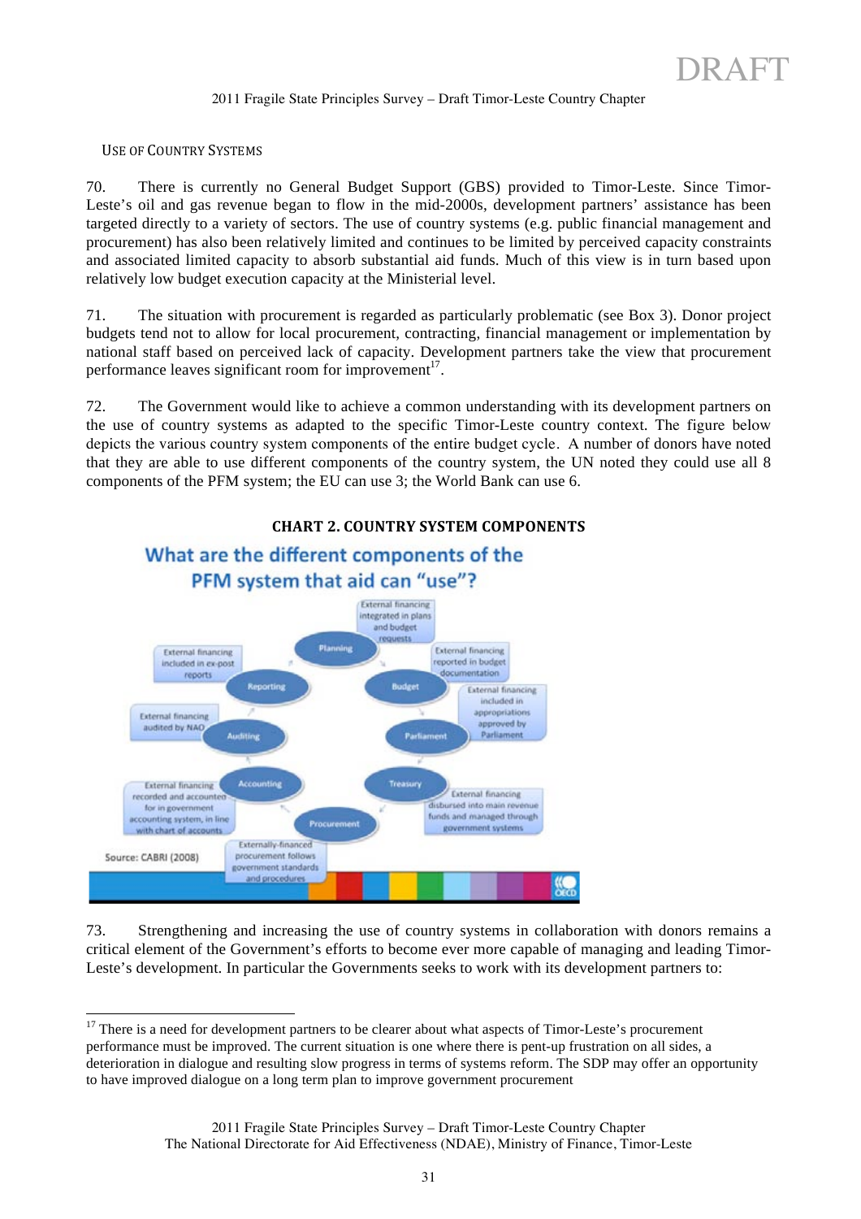## USE OF COUNTRY SYSTEMS

70. There is currently no General Budget Support (GBS) provided to Timor-Leste. Since Timor-Leste's oil and gas revenue began to flow in the mid-2000s, development partners' assistance has been targeted directly to a variety of sectors. The use of country systems (e.g. public financial management and procurement) has also been relatively limited and continues to be limited by perceived capacity constraints and associated limited capacity to absorb substantial aid funds. Much of this view is in turn based upon relatively low budget execution capacity at the Ministerial level.

71. The situation with procurement is regarded as particularly problematic (see Box 3). Donor project budgets tend not to allow for local procurement, contracting, financial management or implementation by national staff based on perceived lack of capacity. Development partners take the view that procurement performance leaves significant room for improvement[17].

72. The Government would like to achieve a common understanding with its development partners on the use of country systems as adapted to the specific Timor-Leste country context. The figure below depicts the various country system components of the entire budget cycle. A number of donors have noted that they are able to use different components of the country system, the UN noted they could use all 8 components of the PFM system; the EU can use 3; the World Bank can use 6.

**CHART 2. COUNTRY SYSTEM COMPONENTS**

What are the different components of the PFM system that aid can "use"?

- Planning: External financing integrated in plans and budget requests
- Budget: External financing reported in budget documentation
- Parliament: External financing included in appropriations approved by Parliament
- Treasury: External financing disbursed into main revenue funds and managed through government systems
- Procurement: Externally-financed procurement follows government standards and procedures
- Accounting: External financing recorded and accounted for in government accounting system, in line with chart of accounts
- Auditing: External financing audited by NAO
- Reporting: External financing included in ex-post reports

Source: CABRI (2008)

73. Strengthening and increasing the use of country systems in collaboration with donors remains a critical element of the Government's efforts to become ever more capable of managing and leading Timor-Leste's development. In particular the Governments seeks to work with its development partners to:

[17] There is a need for development partners to be clearer about what aspects of Timor-Leste's procurement performance must be improved. The current situation is one where there is pent-up frustration on all sides, a deterioration in dialogue and resulting slow progress in terms of systems reform. The SDP may offer an opportunity to have improved dialogue on a long term plan to improve government procurement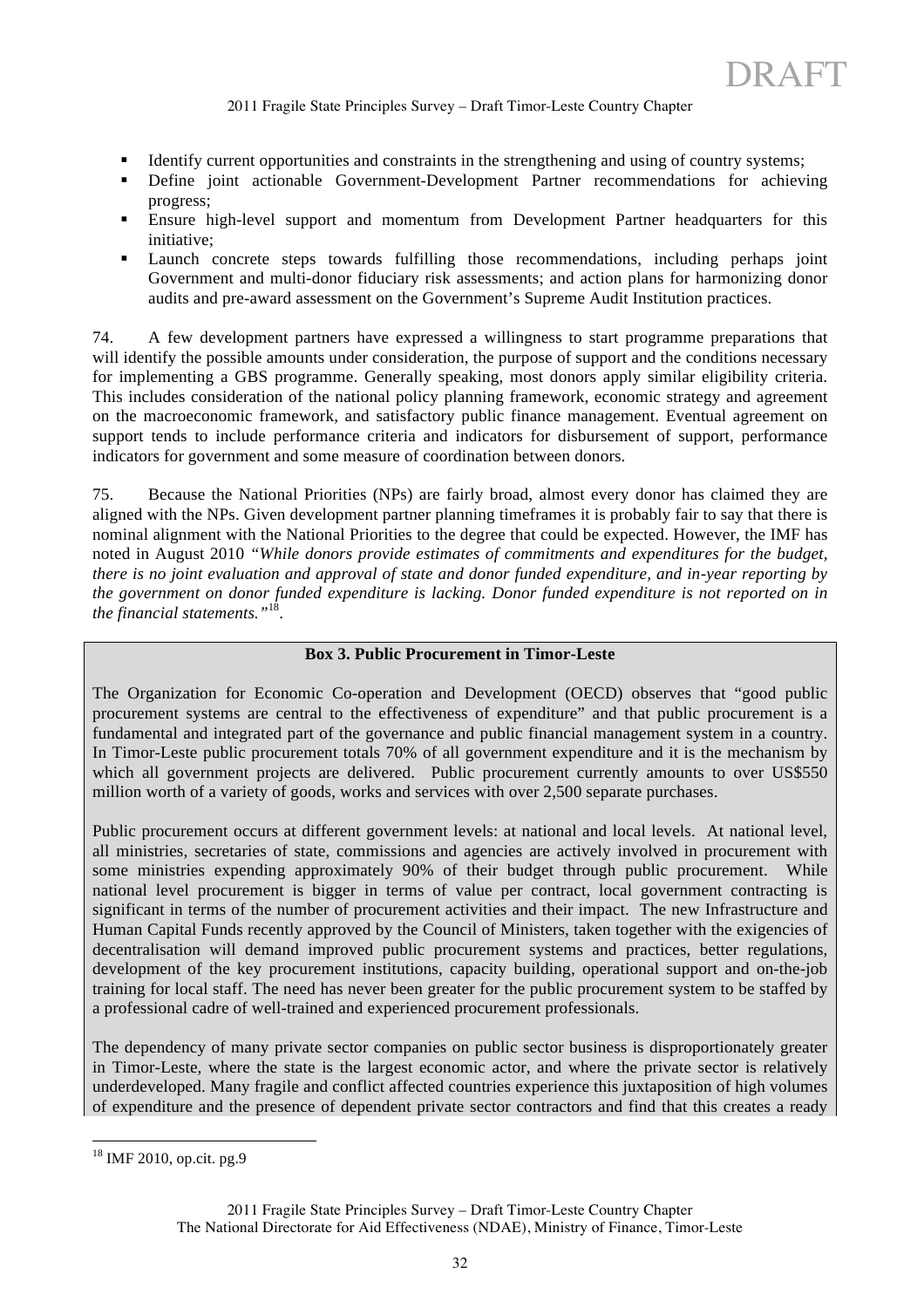- Identify current opportunities and constraints in the strengthening and using of country systems;
- Define joint actionable Government-Development Partner recommendations for achieving progress;
- Ensure high-level support and momentum from Development Partner headquarters for this initiative;
- Launch concrete steps towards fulfilling those recommendations, including perhaps joint Government and multi-donor fiduciary risk assessments; and action plans for harmonizing donor audits and pre-award assessment on the Government's Supreme Audit Institution practices.

74. A few development partners have expressed a willingness to start programme preparations that will identify the possible amounts under consideration, the purpose of support and the conditions necessary for implementing a GBS programme. Generally speaking, most donors apply similar eligibility criteria. This includes consideration of the national policy planning framework, economic strategy and agreement on the macroeconomic framework, and satisfactory public finance management. Eventual agreement on support tends to include performance criteria and indicators for disbursement of support, performance indicators for government and some measure of coordination between donors.

75. Because the National Priorities (NPs) are fairly broad, almost every donor has claimed they are aligned with the NPs. Given development partner planning timeframes it is probably fair to say that there is nominal alignment with the National Priorities to the degree that could be expected. However, the IMF has noted in August 2010 *"While donors provide estimates of commitments and expenditures for the budget, there is no joint evaluation and approval of state and donor funded expenditure, and in-year reporting by the government on donor funded expenditure is lacking. Donor funded expenditure is not reported on in the financial statements."*[18].

**Box 3. Public Procurement in Timor-Leste**

The Organization for Economic Co-operation and Development (OECD) observes that "good public procurement systems are central to the effectiveness of expenditure" and that public procurement is a fundamental and integrated part of the governance and public financial management system in a country. In Timor-Leste public procurement totals 70% of all government expenditure and it is the mechanism by which all government projects are delivered. Public procurement currently amounts to over US$550 million worth of a variety of goods, works and services with over 2,500 separate purchases.

Public procurement occurs at different government levels: at national and local levels. At national level, all ministries, secretaries of state, commissions and agencies are actively involved in procurement with some ministries expending approximately 90% of their budget through public procurement. While national level procurement is bigger in terms of value per contract, local government contracting is significant in terms of the number of procurement activities and their impact. The new Infrastructure and Human Capital Funds recently approved by the Council of Ministers, taken together with the exigencies of decentralisation will demand improved public procurement systems and practices, better regulations, development of the key procurement institutions, capacity building, operational support and on-the-job training for local staff. The need has never been greater for the public procurement system to be staffed by a professional cadre of well-trained and experienced procurement professionals.

The dependency of many private sector companies on public sector business is disproportionately greater in Timor-Leste, where the state is the largest economic actor, and where the private sector is relatively underdeveloped. Many fragile and conflict affected countries experience this juxtaposition of high volumes of expenditure and the presence of dependent private sector contractors and find that this creates a ready

[18] IMF 2010, op.cit. pg.9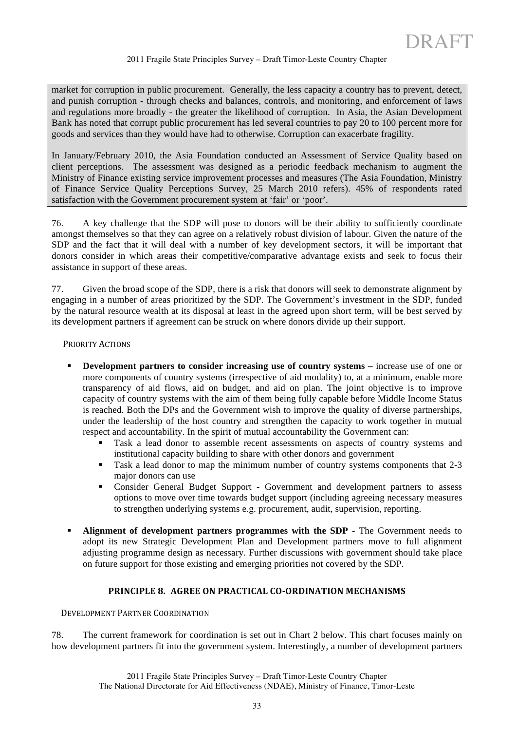market for corruption in public procurement. Generally, the less capacity a country has to prevent, detect, and punish corruption - through checks and balances, controls, and monitoring, and enforcement of laws and regulations more broadly - the greater the likelihood of corruption. In Asia, the Asian Development Bank has noted that corrupt public procurement has led several countries to pay 20 to 100 percent more for goods and services than they would have had to otherwise. Corruption can exacerbate fragility.

In January/February 2010, the Asia Foundation conducted an Assessment of Service Quality based on client perceptions. The assessment was designed as a periodic feedback mechanism to augment the Ministry of Finance existing service improvement processes and measures (The Asia Foundation, Ministry of Finance Service Quality Perceptions Survey, 25 March 2010 refers). 45% of respondents rated satisfaction with the Government procurement system at 'fair' or 'poor'.

76. A key challenge that the SDP will pose to donors will be their ability to sufficiently coordinate amongst themselves so that they can agree on a relatively robust division of labour. Given the nature of the SDP and the fact that it will deal with a number of key development sectors, it will be important that donors consider in which areas their competitive/comparative advantage exists and seek to focus their assistance in support of these areas.

77. Given the broad scope of the SDP, there is a risk that donors will seek to demonstrate alignment by engaging in a number of areas prioritized by the SDP. The Government's investment in the SDP, funded by the natural resource wealth at its disposal at least in the agreed upon short term, will be best served by its development partners if agreement can be struck on where donors divide up their support.

PRIORITY ACTIONS

- **Development partners to consider increasing use of country systems –** increase use of one or more components of country systems (irrespective of aid modality) to, at a minimum, enable more transparency of aid flows, aid on budget, and aid on plan. The joint objective is to improve capacity of country systems with the aim of them being fully capable before Middle Income Status is reached. Both the DPs and the Government wish to improve the quality of diverse partnerships, under the leadership of the host country and strengthen the capacity to work together in mutual respect and accountability. In the spirit of mutual accountability the Government can:
  - Task a lead donor to assemble recent assessments on aspects of country systems and institutional capacity building to share with other donors and government
  - Task a lead donor to map the minimum number of country systems components that 2-3 major donors can use
  - Consider General Budget Support - Government and development partners to assess options to move over time towards budget support (including agreeing necessary measures to strengthen underlying systems e.g. procurement, audit, supervision, reporting.
- **Alignment of development partners programmes with the SDP** - The Government needs to adopt its new Strategic Development Plan and Development partners move to full alignment adjusting programme design as necessary. Further discussions with government should take place on future support for those existing and emerging priorities not covered by the SDP.

## PRINCIPLE 8. AGREE ON PRACTICAL CO-ORDINATION MECHANISMS

DEVELOPMENT PARTNER COORDINATION

78. The current framework for coordination is set out in Chart 2 below. This chart focuses mainly on how development partners fit into the government system. Interestingly, a number of development partners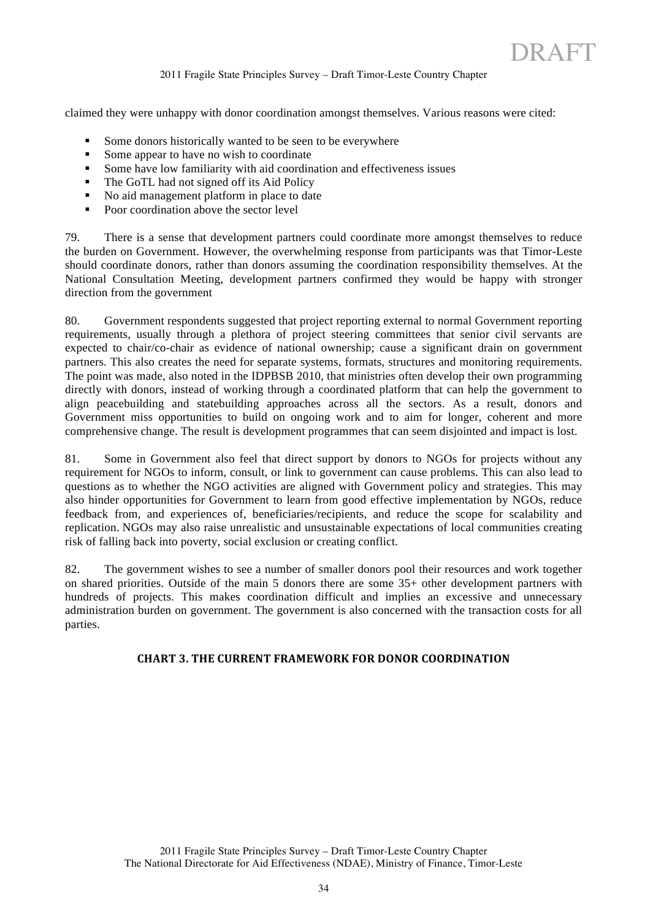claimed they were unhappy with donor coordination amongst themselves. Various reasons were cited:

- Some donors historically wanted to be seen to be everywhere
- Some appear to have no wish to coordinate
- Some have low familiarity with aid coordination and effectiveness issues
- The GoTL had not signed off its Aid Policy
- No aid management platform in place to date
- Poor coordination above the sector level

79. There is a sense that development partners could coordinate more amongst themselves to reduce the burden on Government. However, the overwhelming response from participants was that Timor-Leste should coordinate donors, rather than donors assuming the coordination responsibility themselves. At the National Consultation Meeting, development partners confirmed they would be happy with stronger direction from the government

80. Government respondents suggested that project reporting external to normal Government reporting requirements, usually through a plethora of project steering committees that senior civil servants are expected to chair/co-chair as evidence of national ownership; cause a significant drain on government partners. This also creates the need for separate systems, formats, structures and monitoring requirements. The point was made, also noted in the IDPBSB 2010, that ministries often develop their own programming directly with donors, instead of working through a coordinated platform that can help the government to align peacebuilding and statebuilding approaches across all the sectors. As a result, donors and Government miss opportunities to build on ongoing work and to aim for longer, coherent and more comprehensive change. The result is development programmes that can seem disjointed and impact is lost.

81. Some in Government also feel that direct support by donors to NGOs for projects without any requirement for NGOs to inform, consult, or link to government can cause problems. This can also lead to questions as to whether the NGO activities are aligned with Government policy and strategies. This may also hinder opportunities for Government to learn from good effective implementation by NGOs, reduce feedback from, and experiences of, beneficiaries/recipients, and reduce the scope for scalability and replication. NGOs may also raise unrealistic and unsustainable expectations of local communities creating risk of falling back into poverty, social exclusion or creating conflict.

82. The government wishes to see a number of smaller donors pool their resources and work together on shared priorities. Outside of the main 5 donors there are some 35+ other development partners with hundreds of projects. This makes coordination difficult and implies an excessive and unnecessary administration burden on government. The government is also concerned with the transaction costs for all parties.

**CHART 3. THE CURRENT FRAMEWORK FOR DONOR COORDINATION**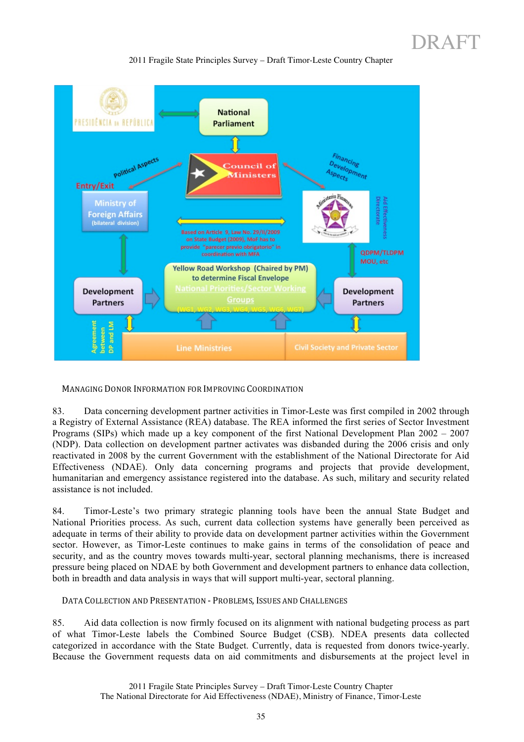DRAFT

Managing Donor Information for Improving Coordination

83. Data concerning development partner activities in Timor-Leste was first compiled in 2002 through a Registry of External Assistance (REA) database. The REA informed the first series of Sector Investment Programs (SIPs) which made up a key component of the first National Development Plan 2002 – 2007 (NDP). Data collection on development partner activates was disbanded during the 2006 crisis and only reactivated in 2008 by the current Government with the establishment of the National Directorate for Aid Effectiveness (NDAE). Only data concerning programs and projects that provide development, humanitarian and emergency assistance registered into the database. As such, military and security related assistance is not included.

84. Timor-Leste's two primary strategic planning tools have been the annual State Budget and National Priorities process. As such, current data collection systems have generally been perceived as adequate in terms of their ability to provide data on development partner activities within the Government sector. However, as Timor-Leste continues to make gains in terms of the consolidation of peace and security, and as the country moves towards multi-year, sectoral planning mechanisms, there is increased pressure being placed on NDAE by both Government and development partners to enhance data collection, both in breadth and data analysis in ways that will support multi-year, sectoral planning.

Data Collection and Presentation - Problems, Issues and Challenges

85. Aid data collection is now firmly focused on its alignment with national budgeting process as part of what Timor-Leste labels the Combined Source Budget (CSB). NDEA presents data collected categorized in accordance with the State Budget. Currently, data is requested from donors twice-yearly. Because the Government requests data on aid commitments and disbursements at the project level in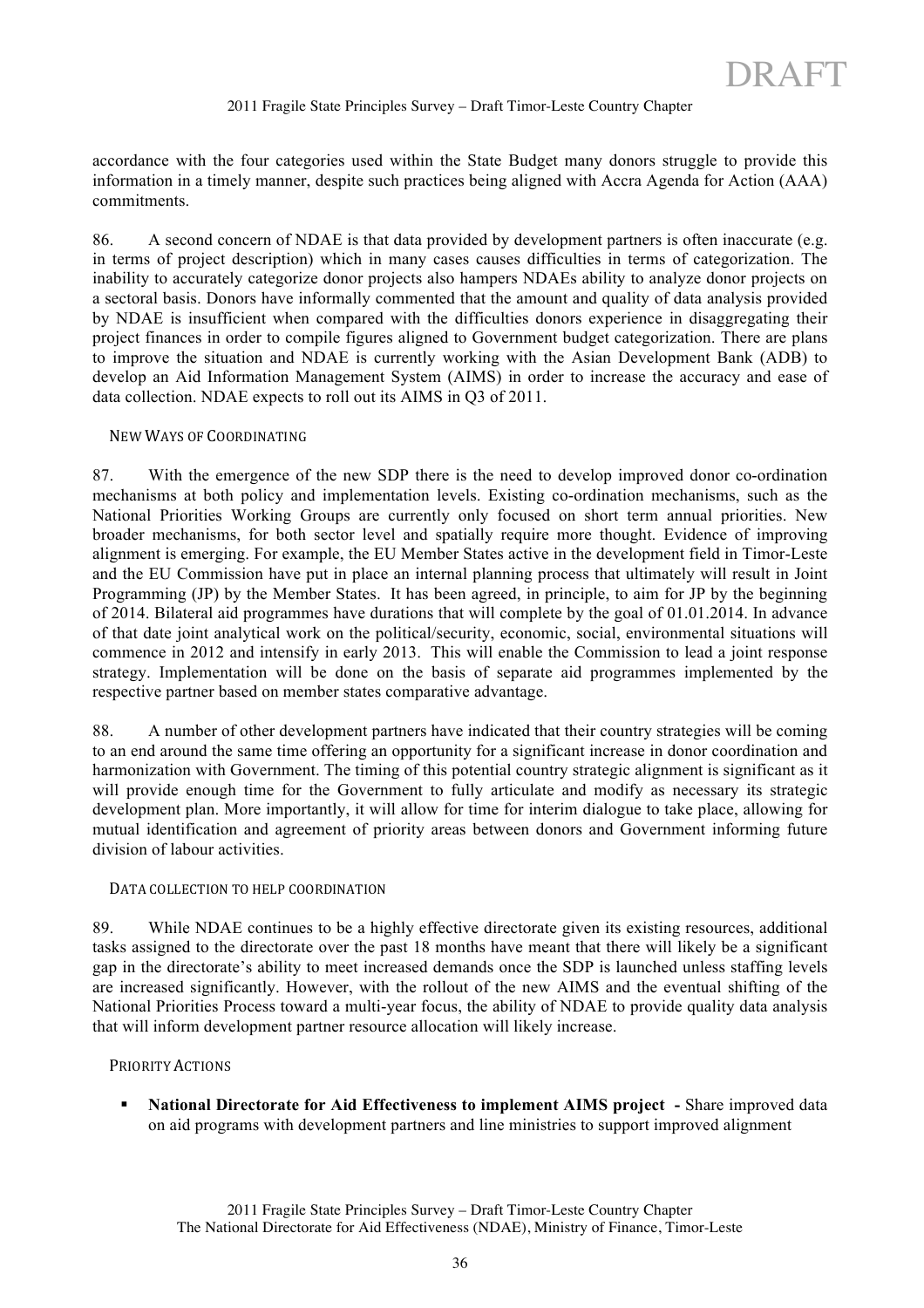accordance with the four categories used within the State Budget many donors struggle to provide this information in a timely manner, despite such practices being aligned with Accra Agenda for Action (AAA) commitments.

86. A second concern of NDAE is that data provided by development partners is often inaccurate (e.g. in terms of project description) which in many cases causes difficulties in terms of categorization. The inability to accurately categorize donor projects also hampers NDAEs ability to analyze donor projects on a sectoral basis. Donors have informally commented that the amount and quality of data analysis provided by NDAE is insufficient when compared with the difficulties donors experience in disaggregating their project finances in order to compile figures aligned to Government budget categorization. There are plans to improve the situation and NDAE is currently working with the Asian Development Bank (ADB) to develop an Aid Information Management System (AIMS) in order to increase the accuracy and ease of data collection. NDAE expects to roll out its AIMS in Q3 of 2011.

#### NEW WAYS OF COORDINATING

87. With the emergence of the new SDP there is the need to develop improved donor co-ordination mechanisms at both policy and implementation levels. Existing co-ordination mechanisms, such as the National Priorities Working Groups are currently only focused on short term annual priorities. New broader mechanisms, for both sector level and spatially require more thought. Evidence of improving alignment is emerging. For example, the EU Member States active in the development field in Timor-Leste and the EU Commission have put in place an internal planning process that ultimately will result in Joint Programming (JP) by the Member States. It has been agreed, in principle, to aim for JP by the beginning of 2014. Bilateral aid programmes have durations that will complete by the goal of 01.01.2014. In advance of that date joint analytical work on the political/security, economic, social, environmental situations will commence in 2012 and intensify in early 2013. This will enable the Commission to lead a joint response strategy. Implementation will be done on the basis of separate aid programmes implemented by the respective partner based on member states comparative advantage.

88. A number of other development partners have indicated that their country strategies will be coming to an end around the same time offering an opportunity for a significant increase in donor coordination and harmonization with Government. The timing of this potential country strategic alignment is significant as it will provide enough time for the Government to fully articulate and modify as necessary its strategic development plan. More importantly, it will allow for time for interim dialogue to take place, allowing for mutual identification and agreement of priority areas between donors and Government informing future division of labour activities.

#### DATA COLLECTION TO HELP COORDINATION

89. While NDAE continues to be a highly effective directorate given its existing resources, additional tasks assigned to the directorate over the past 18 months have meant that there will likely be a significant gap in the directorate's ability to meet increased demands once the SDP is launched unless staffing levels are increased significantly. However, with the rollout of the new AIMS and the eventual shifting of the National Priorities Process toward a multi-year focus, the ability of NDAE to provide quality data analysis that will inform development partner resource allocation will likely increase.

#### PRIORITY ACTIONS

- **National Directorate for Aid Effectiveness to implement AIMS project -** Share improved data on aid programs with development partners and line ministries to support improved alignment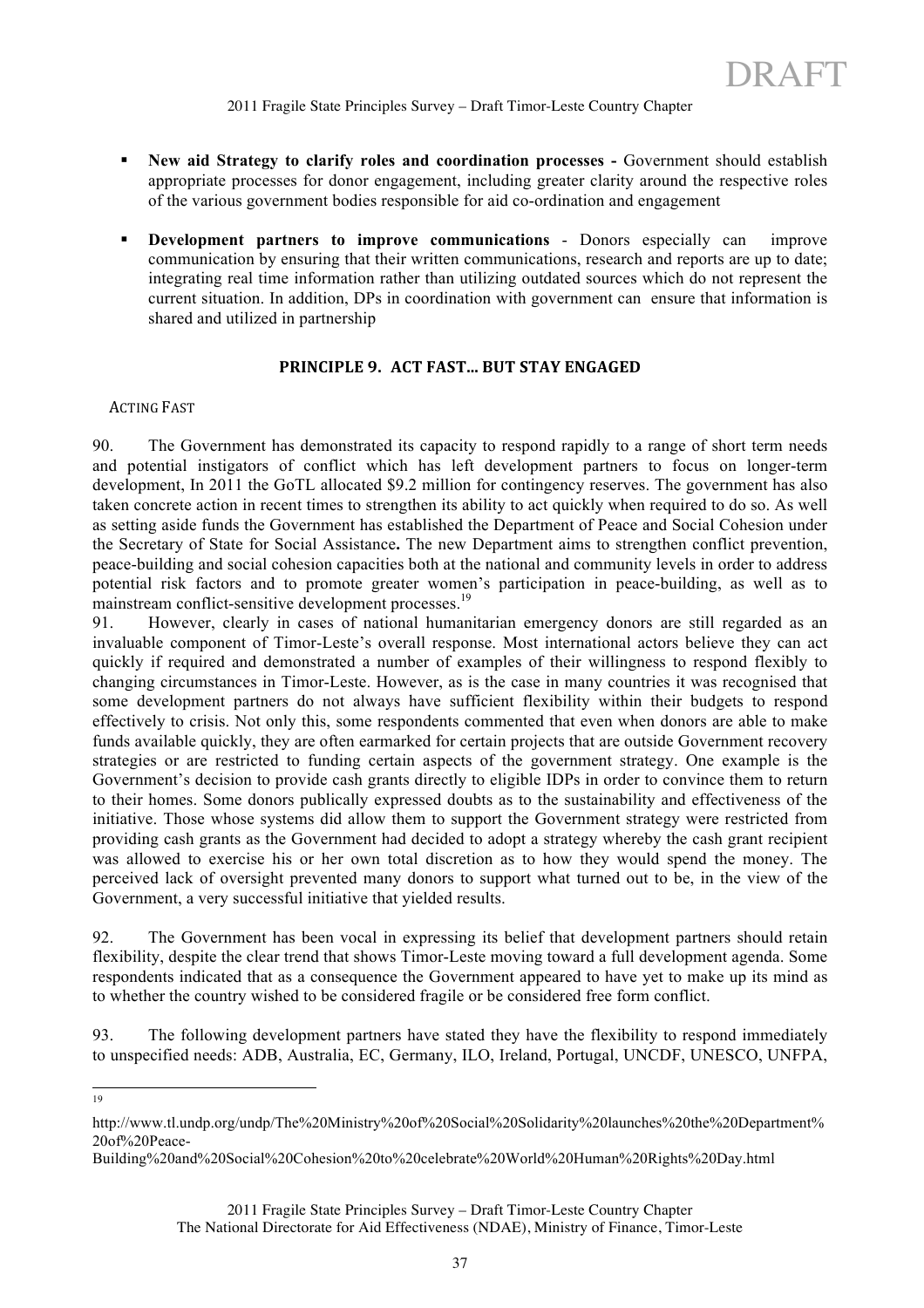- **New aid Strategy to clarify roles and coordination processes -** Government should establish appropriate processes for donor engagement, including greater clarity around the respective roles of the various government bodies responsible for aid co-ordination and engagement

- **Development partners to improve communications** - Donors especially can improve communication by ensuring that their written communications, research and reports are up to date; integrating real time information rather than utilizing outdated sources which do not represent the current situation. In addition, DPs in coordination with government can ensure that information is shared and utilized in partnership

## PRINCIPLE 9. ACT FAST… BUT STAY ENGAGED

### ACTING FAST

90. The Government has demonstrated its capacity to respond rapidly to a range of short term needs and potential instigators of conflict which has left development partners to focus on longer-term development, In 2011 the GoTL allocated $9.2 million for contingency reserves. The government has also taken concrete action in recent times to strengthen its ability to act quickly when required to do so. As well as setting aside funds the Government has established the Department of Peace and Social Cohesion under the Secretary of State for Social Assistance**.** The new Department aims to strengthen conflict prevention, peace-building and social cohesion capacities both at the national and community levels in order to address potential risk factors and to promote greater women's participation in peace-building, as well as to mainstream conflict-sensitive development processes.[19]

91. However, clearly in cases of national humanitarian emergency donors are still regarded as an invaluable component of Timor-Leste's overall response. Most international actors believe they can act quickly if required and demonstrated a number of examples of their willingness to respond flexibly to changing circumstances in Timor-Leste. However, as is the case in many countries it was recognised that some development partners do not always have sufficient flexibility within their budgets to respond effectively to crisis. Not only this, some respondents commented that even when donors are able to make funds available quickly, they are often earmarked for certain projects that are outside Government recovery strategies or are restricted to funding certain aspects of the government strategy. One example is the Government's decision to provide cash grants directly to eligible IDPs in order to convince them to return to their homes. Some donors publically expressed doubts as to the sustainability and effectiveness of the initiative. Those whose systems did allow them to support the Government strategy were restricted from providing cash grants as the Government had decided to adopt a strategy whereby the cash grant recipient was allowed to exercise his or her own total discretion as to how they would spend the money. The perceived lack of oversight prevented many donors to support what turned out to be, in the view of the Government, a very successful initiative that yielded results.

92. The Government has been vocal in expressing its belief that development partners should retain flexibility, despite the clear trend that shows Timor-Leste moving toward a full development agenda. Some respondents indicated that as a consequence the Government appeared to have yet to make up its mind as to whether the country wished to be considered fragile or be considered free form conflict.

93. The following development partners have stated they have the flexibility to respond immediately to unspecified needs: ADB, Australia, EC, Germany, ILO, Ireland, Portugal, UNCDF, UNESCO, UNFPA,

---

[19] http://www.tl.undp.org/undp/The%20Ministry%20of%20Social%20Solidarity%20launches%20the%20Department%20of%20Peace-Building%20and%20Social%20Cohesion%20to%20celebrate%20World%20Human%20Rights%20Day.html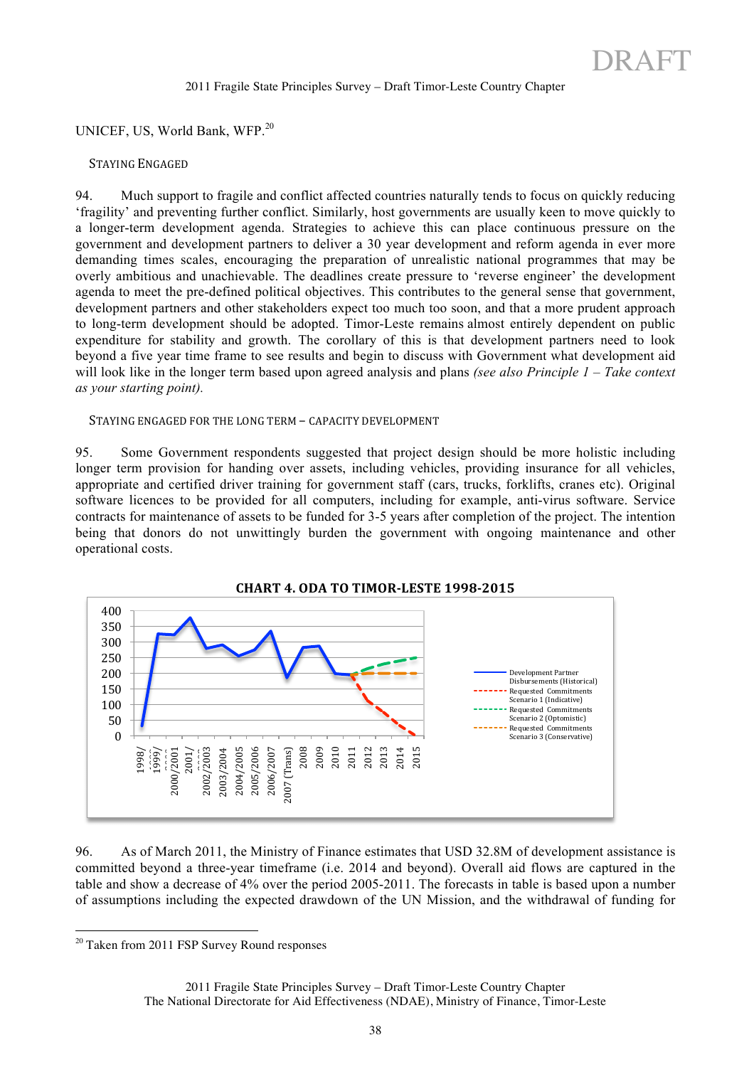UNICEF, US, World Bank, WFP.[20]

### STAYING ENGAGED

94. Much support to fragile and conflict affected countries naturally tends to focus on quickly reducing 'fragility' and preventing further conflict. Similarly, host governments are usually keen to move quickly to a longer-term development agenda. Strategies to achieve this can place continuous pressure on the government and development partners to deliver a 30 year development and reform agenda in ever more demanding times scales, encouraging the preparation of unrealistic national programmes that may be overly ambitious and unachievable. The deadlines create pressure to 'reverse engineer' the development agenda to meet the pre-defined political objectives. This contributes to the general sense that government, development partners and other stakeholders expect too much too soon, and that a more prudent approach to long-term development should be adopted. Timor-Leste remains almost entirely dependent on public expenditure for stability and growth. The corollary of this is that development partners need to look beyond a five year time frame to see results and begin to discuss with Government what development aid will look like in the longer term based upon agreed analysis and plans *(see also Principle 1 – Take context as your starting point).*

### STAYING ENGAGED FOR THE LONG TERM – CAPACITY DEVELOPMENT

95. Some Government respondents suggested that project design should be more holistic including longer term provision for handing over assets, including vehicles, providing insurance for all vehicles, appropriate and certified driver training for government staff (cars, trucks, forklifts, cranes etc). Original software licences to be provided for all computers, including for example, anti-virus software. Service contracts for maintenance of assets to be funded for 3-5 years after completion of the project. The intention being that donors do not unwittingly burden the government with ongoing maintenance and other operational costs.

**CHART 4. ODA TO TIMOR-LESTE 1998-2015**

Legend: Development Partner Disbursements (Historical); Requested Commitments Scenario 1 (Indicative); Requested Commitments Scenario 2 (Optomistic); Requested Commitments Scenario 3 (Conservative)

96. As of March 2011, the Ministry of Finance estimates that USD 32.8M of development assistance is committed beyond a three-year timeframe (i.e. 2014 and beyond). Overall aid flows are captured in the table and show a decrease of 4% over the period 2005-2011. The forecasts in table is based upon a number of assumptions including the expected drawdown of the UN Mission, and the withdrawal of funding for

[20] Taken from 2011 FSP Survey Round responses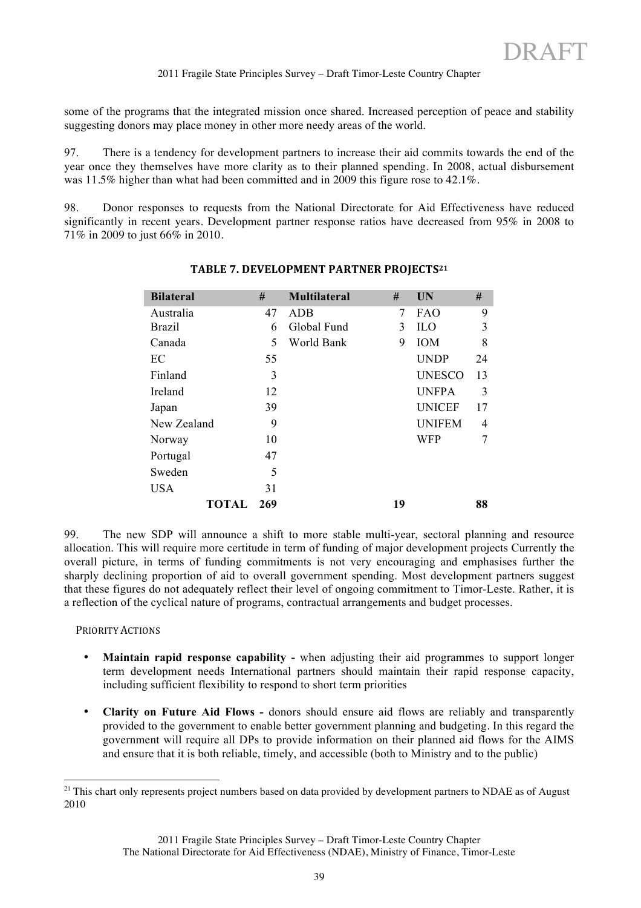some of the programs that the integrated mission once shared. Increased perception of peace and stability suggesting donors may place money in other more needy areas of the world.

97. There is a tendency for development partners to increase their aid commits towards the end of the year once they themselves have more clarity as to their planned spending. In 2008, actual disbursement was 11.5% higher than what had been committed and in 2009 this figure rose to 42.1%.

98. Donor responses to requests from the National Directorate for Aid Effectiveness have reduced significantly in recent years. Development partner response ratios have decreased from 95% in 2008 to 71% in 2009 to just 66% in 2010.

**TABLE 7. DEVELOPMENT PARTNER PROJECTS[21]**

| Bilateral | # | Multilateral | # | UN | # |
|---|---|---|---|---|---|
| Australia | 47 | ADB | 7 | FAO | 9 |
| Brazil | 6 | Global Fund | 3 | ILO | 3 |
| Canada | 5 | World Bank | 9 | IOM | 8 |
| EC | 55 | | | UNDP | 24 |
| Finland | 3 | | | UNESCO | 13 |
| Ireland | 12 | | | UNFPA | 3 |
| Japan | 39 | | | UNICEF | 17 |
| New Zealand | 9 | | | UNIFEM | 4 |
| Norway | 10 | | | WFP | 7 |
| Portugal | 47 | | | | |
| Sweden | 5 | | | | |
| USA | 31 | | | | |
| **TOTAL** | **269** | | **19** | | **88** |

99. The new SDP will announce a shift to more stable multi-year, sectoral planning and resource allocation. This will require more certitude in term of funding of major development projects Currently the overall picture, in terms of funding commitments is not very encouraging and emphasises further the sharply declining proportion of aid to overall government spending. Most development partners suggest that these figures do not adequately reflect their level of ongoing commitment to Timor-Leste. Rather, it is a reflection of the cyclical nature of programs, contractual arrangements and budget processes.

PRIORITY ACTIONS

- **Maintain rapid response capability -** when adjusting their aid programmes to support longer term development needs International partners should maintain their rapid response capacity, including sufficient flexibility to respond to short term priorities
- **Clarity on Future Aid Flows -** donors should ensure aid flows are reliably and transparently provided to the government to enable better government planning and budgeting. In this regard the government will require all DPs to provide information on their planned aid flows for the AIMS and ensure that it is both reliable, timely, and accessible (both to Ministry and to the public)

[21] This chart only represents project numbers based on data provided by development partners to NDAE as of August 2010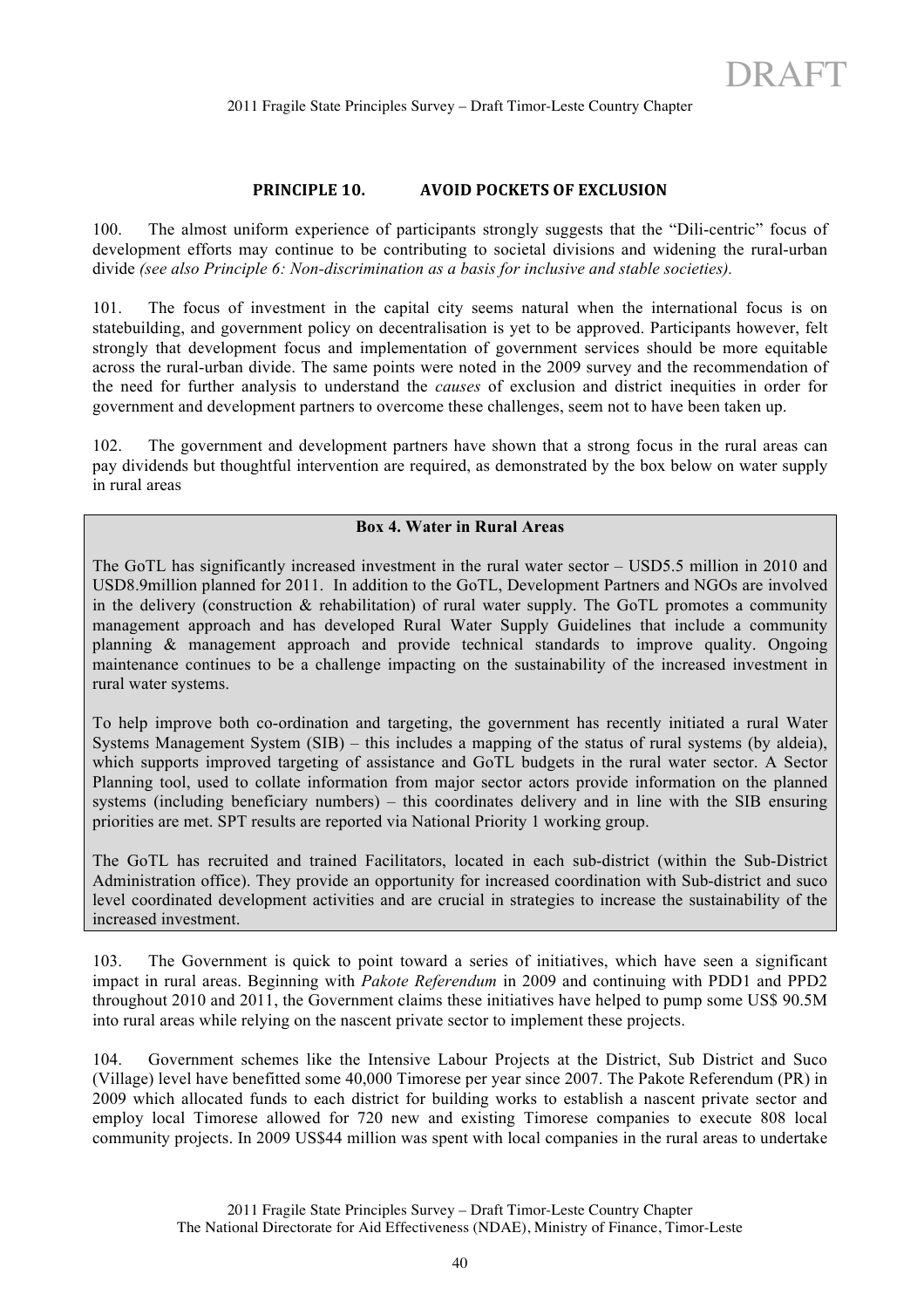## PRINCIPLE 10. AVOID POCKETS OF EXCLUSION

100. The almost uniform experience of participants strongly suggests that the "Dili-centric" focus of development efforts may continue to be contributing to societal divisions and widening the rural-urban divide *(see also Principle 6: Non-discrimination as a basis for inclusive and stable societies).*

101. The focus of investment in the capital city seems natural when the international focus is on statebuilding, and government policy on decentralisation is yet to be approved. Participants however, felt strongly that development focus and implementation of government services should be more equitable across the rural-urban divide. The same points were noted in the 2009 survey and the recommendation of the need for further analysis to understand the *causes* of exclusion and district inequities in order for government and development partners to overcome these challenges, seem not to have been taken up.

102. The government and development partners have shown that a strong focus in the rural areas can pay dividends but thoughtful intervention are required, as demonstrated by the box below on water supply in rural areas

**Box 4. Water in Rural Areas**

The GoTL has significantly increased investment in the rural water sector – USD5.5 million in 2010 and USD8.9million planned for 2011. In addition to the GoTL, Development Partners and NGOs are involved in the delivery (construction & rehabilitation) of rural water supply. The GoTL promotes a community management approach and has developed Rural Water Supply Guidelines that include a community planning & management approach and provide technical standards to improve quality. Ongoing maintenance continues to be a challenge impacting on the sustainability of the increased investment in rural water systems.

To help improve both co-ordination and targeting, the government has recently initiated a rural Water Systems Management System (SIB) – this includes a mapping of the status of rural systems (by aldeia), which supports improved targeting of assistance and GoTL budgets in the rural water sector. A Sector Planning tool, used to collate information from major sector actors provide information on the planned systems (including beneficiary numbers) – this coordinates delivery and in line with the SIB ensuring priorities are met. SPT results are reported via National Priority 1 working group.

The GoTL has recruited and trained Facilitators, located in each sub-district (within the Sub-District Administration office). They provide an opportunity for increased coordination with Sub-district and suco level coordinated development activities and are crucial in strategies to increase the sustainability of the increased investment.

103. The Government is quick to point toward a series of initiatives, which have seen a significant impact in rural areas. Beginning with *Pakote Referendum* in 2009 and continuing with PDD1 and PPD2 throughout 2010 and 2011, the Government claims these initiatives have helped to pump some US$ 90.5M into rural areas while relying on the nascent private sector to implement these projects.

104. Government schemes like the Intensive Labour Projects at the District, Sub District and Suco (Village) level have benefitted some 40,000 Timorese per year since 2007. The Pakote Referendum (PR) in 2009 which allocated funds to each district for building works to establish a nascent private sector and employ local Timorese allowed for 720 new and existing Timorese companies to execute 808 local community projects. In 2009 US$44 million was spent with local companies in the rural areas to undertake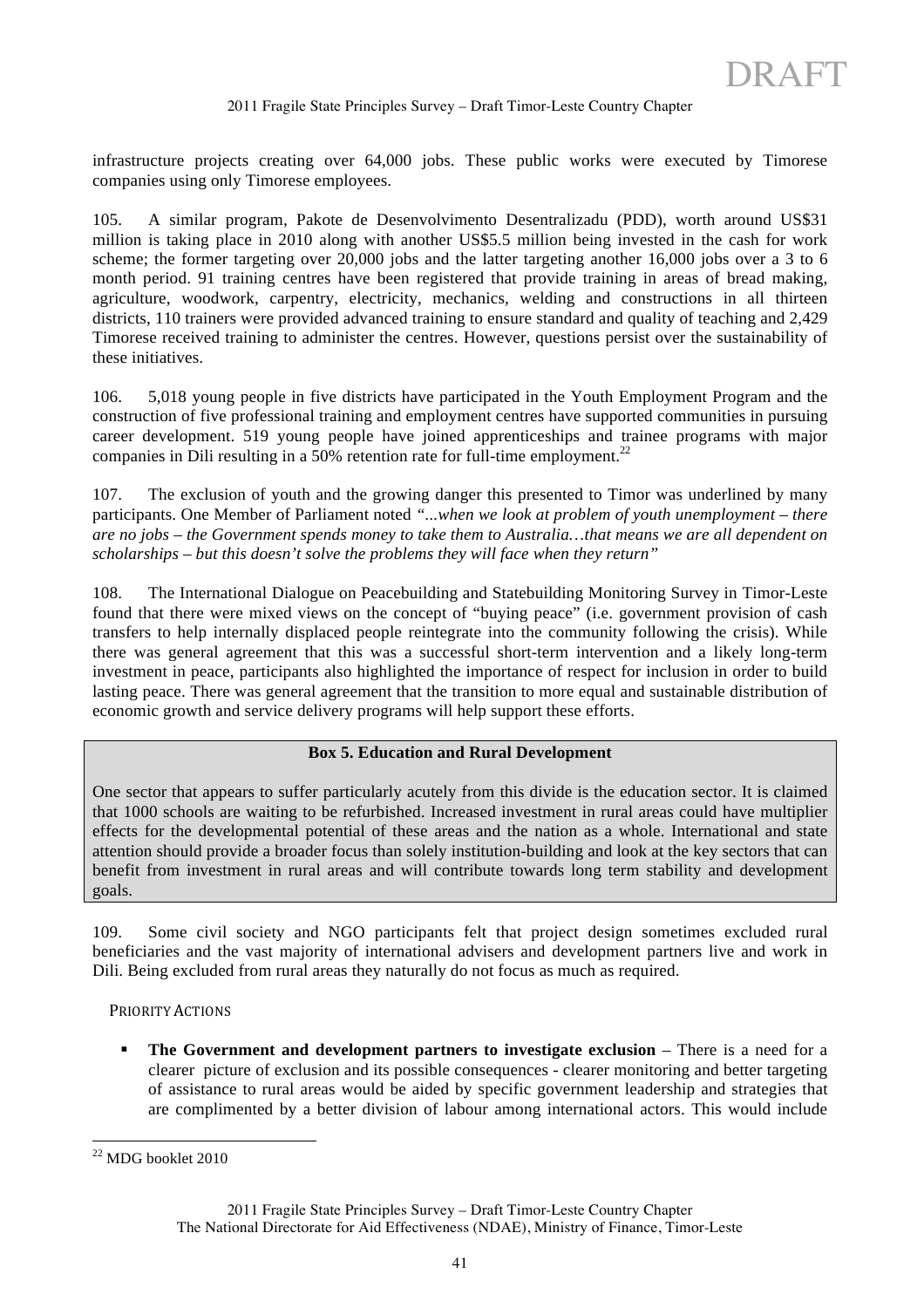infrastructure projects creating over 64,000 jobs. These public works were executed by Timorese companies using only Timorese employees.

105. A similar program, Pakote de Desenvolvimento Desentralizadu (PDD), worth around US$31 million is taking place in 2010 along with another US$5.5 million being invested in the cash for work scheme; the former targeting over 20,000 jobs and the latter targeting another 16,000 jobs over a 3 to 6 month period. 91 training centres have been registered that provide training in areas of bread making, agriculture, woodwork, carpentry, electricity, mechanics, welding and constructions in all thirteen districts, 110 trainers were provided advanced training to ensure standard and quality of teaching and 2,429 Timorese received training to administer the centres. However, questions persist over the sustainability of these initiatives.

106. 5,018 young people in five districts have participated in the Youth Employment Program and the construction of five professional training and employment centres have supported communities in pursuing career development. 519 young people have joined apprenticeships and trainee programs with major companies in Dili resulting in a 50% retention rate for full-time employment.[22]

107. The exclusion of youth and the growing danger this presented to Timor was underlined by many participants. One Member of Parliament noted *"...when we look at problem of youth unemployment – there are no jobs – the Government spends money to take them to Australia…that means we are all dependent on scholarships – but this doesn't solve the problems they will face when they return"*

108. The International Dialogue on Peacebuilding and Statebuilding Monitoring Survey in Timor-Leste found that there were mixed views on the concept of "buying peace" (i.e. government provision of cash transfers to help internally displaced people reintegrate into the community following the crisis). While there was general agreement that this was a successful short-term intervention and a likely long-term investment in peace, participants also highlighted the importance of respect for inclusion in order to build lasting peace. There was general agreement that the transition to more equal and sustainable distribution of economic growth and service delivery programs will help support these efforts.

**Box 5. Education and Rural Development**

One sector that appears to suffer particularly acutely from this divide is the education sector. It is claimed that 1000 schools are waiting to be refurbished. Increased investment in rural areas could have multiplier effects for the developmental potential of these areas and the nation as a whole. International and state attention should provide a broader focus than solely institution-building and look at the key sectors that can benefit from investment in rural areas and will contribute towards long term stability and development goals.

109. Some civil society and NGO participants felt that project design sometimes excluded rural beneficiaries and the vast majority of international advisers and development partners live and work in Dili. Being excluded from rural areas they naturally do not focus as much as required.

PRIORITY ACTIONS

- **The Government and development partners to investigate exclusion** – There is a need for a clearer picture of exclusion and its possible consequences - clearer monitoring and better targeting of assistance to rural areas would be aided by specific government leadership and strategies that are complimented by a better division of labour among international actors. This would include

[22] MDG booklet 2010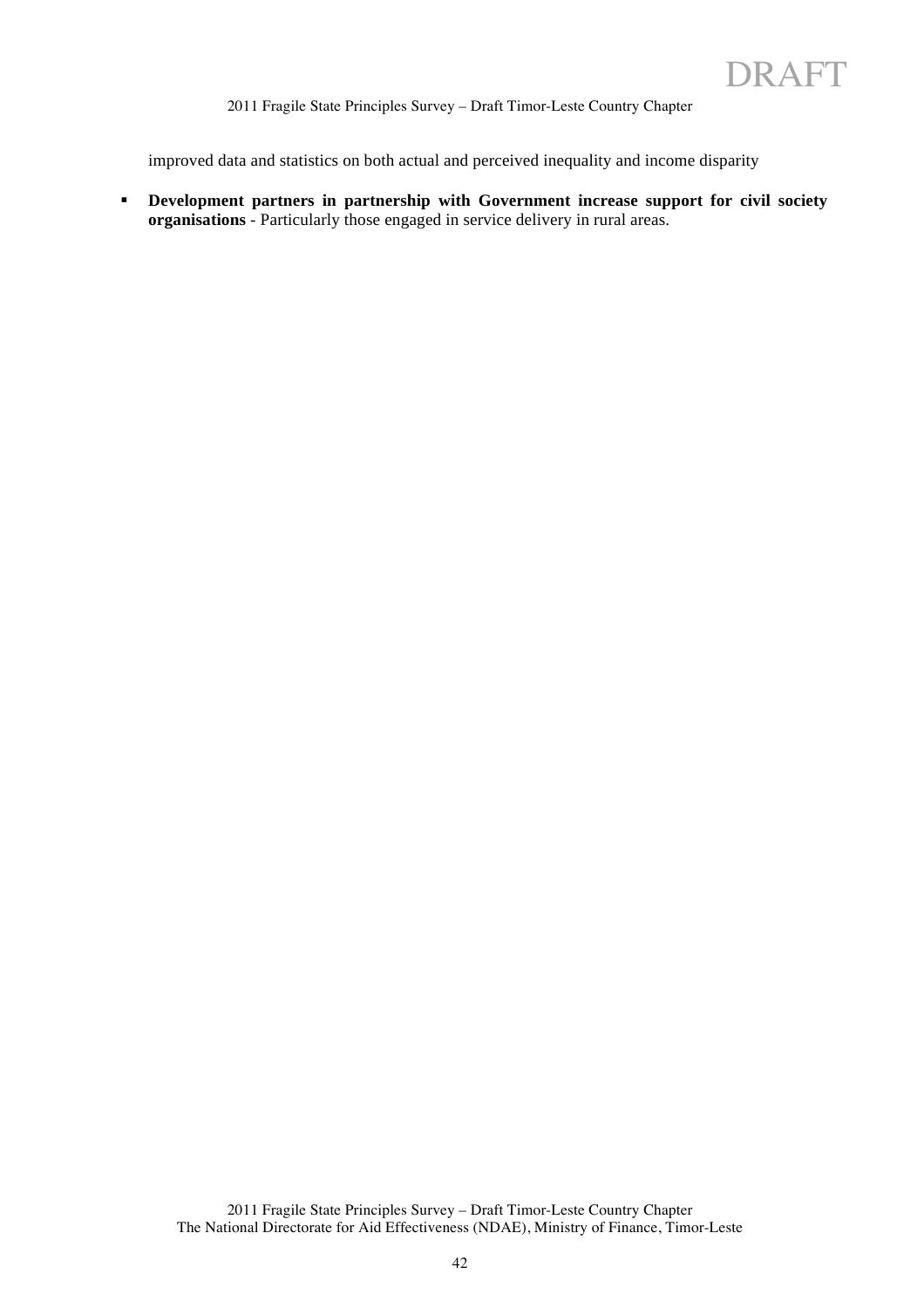improved data and statistics on both actual and perceived inequality and income disparity

- **Development partners in partnership with Government increase support for civil society organisations** - Particularly those engaged in service delivery in rural areas.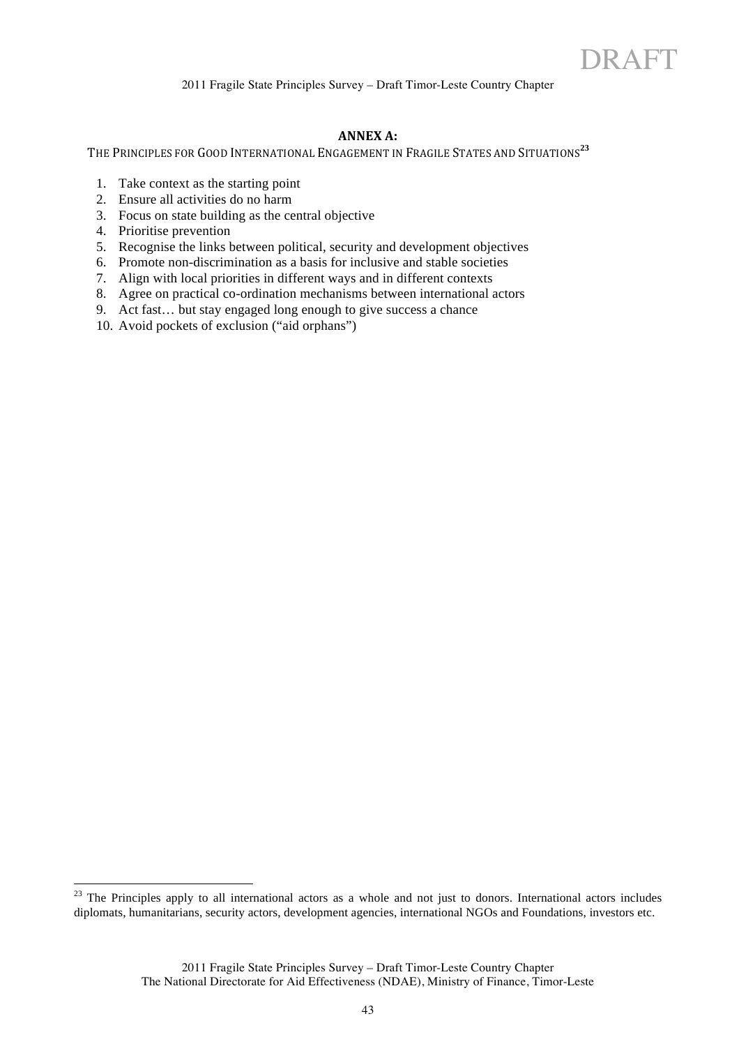## ANNEX A:

THE PRINCIPLES FOR GOOD INTERNATIONAL ENGAGEMENT IN FRAGILE STATES AND SITUATIONS[23]

1. Take context as the starting point
2. Ensure all activities do no harm
3. Focus on state building as the central objective
4. Prioritise prevention
5. Recognise the links between political, security and development objectives
6. Promote non-discrimination as a basis for inclusive and stable societies
7. Align with local priorities in different ways and in different contexts
8. Agree on practical co-ordination mechanisms between international actors
9. Act fast… but stay engaged long enough to give success a chance
10. Avoid pockets of exclusion ("aid orphans")

---

[23] The Principles apply to all international actors as a whole and not just to donors. International actors includes diplomats, humanitarians, security actors, development agencies, international NGOs and Foundations, investors etc.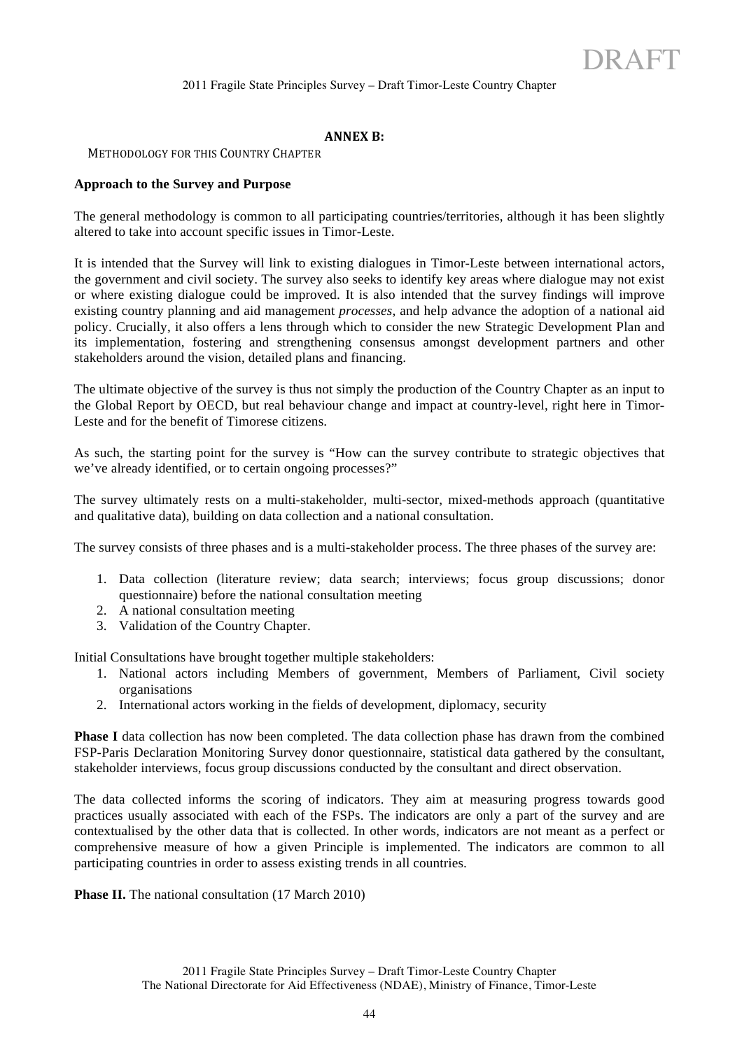## ANNEX B:

### METHODOLOGY FOR THIS COUNTRY CHAPTER

**Approach to the Survey and Purpose**

The general methodology is common to all participating countries/territories, although it has been slightly altered to take into account specific issues in Timor-Leste.

It is intended that the Survey will link to existing dialogues in Timor-Leste between international actors, the government and civil society. The survey also seeks to identify key areas where dialogue may not exist or where existing dialogue could be improved. It is also intended that the survey findings will improve existing country planning and aid management *processes*, and help advance the adoption of a national aid policy. Crucially, it also offers a lens through which to consider the new Strategic Development Plan and its implementation, fostering and strengthening consensus amongst development partners and other stakeholders around the vision, detailed plans and financing.

The ultimate objective of the survey is thus not simply the production of the Country Chapter as an input to the Global Report by OECD, but real behaviour change and impact at country-level, right here in Timor-Leste and for the benefit of Timorese citizens.

As such, the starting point for the survey is "How can the survey contribute to strategic objectives that we've already identified, or to certain ongoing processes?"

The survey ultimately rests on a multi-stakeholder, multi-sector, mixed-methods approach (quantitative and qualitative data), building on data collection and a national consultation.

The survey consists of three phases and is a multi-stakeholder process. The three phases of the survey are:

1. Data collection (literature review; data search; interviews; focus group discussions; donor questionnaire) before the national consultation meeting
2. A national consultation meeting
3. Validation of the Country Chapter.

Initial Consultations have brought together multiple stakeholders:

1. National actors including Members of government, Members of Parliament, Civil society organisations
2. International actors working in the fields of development, diplomacy, security

**Phase I** data collection has now been completed. The data collection phase has drawn from the combined FSP-Paris Declaration Monitoring Survey donor questionnaire, statistical data gathered by the consultant, stakeholder interviews, focus group discussions conducted by the consultant and direct observation.

The data collected informs the scoring of indicators. They aim at measuring progress towards good practices usually associated with each of the FSPs. The indicators are only a part of the survey and are contextualised by the other data that is collected. In other words, indicators are not meant as a perfect or comprehensive measure of how a given Principle is implemented. The indicators are common to all participating countries in order to assess existing trends in all countries.

**Phase II.** The national consultation (17 March 2010)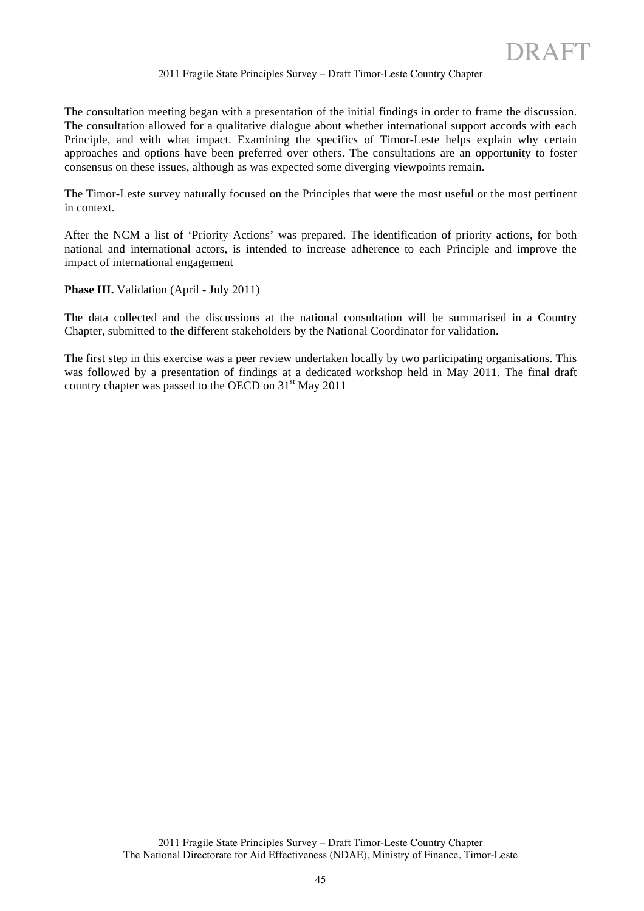The consultation meeting began with a presentation of the initial findings in order to frame the discussion. The consultation allowed for a qualitative dialogue about whether international support accords with each Principle, and with what impact. Examining the specifics of Timor-Leste helps explain why certain approaches and options have been preferred over others. The consultations are an opportunity to foster consensus on these issues, although as was expected some diverging viewpoints remain.

The Timor-Leste survey naturally focused on the Principles that were the most useful or the most pertinent in context.

After the NCM a list of 'Priority Actions' was prepared. The identification of priority actions, for both national and international actors, is intended to increase adherence to each Principle and improve the impact of international engagement

**Phase III.** Validation (April - July 2011)

The data collected and the discussions at the national consultation will be summarised in a Country Chapter, submitted to the different stakeholders by the National Coordinator for validation.

The first step in this exercise was a peer review undertaken locally by two participating organisations. This was followed by a presentation of findings at a dedicated workshop held in May 2011. The final draft country chapter was passed to the OECD on 31st May 2011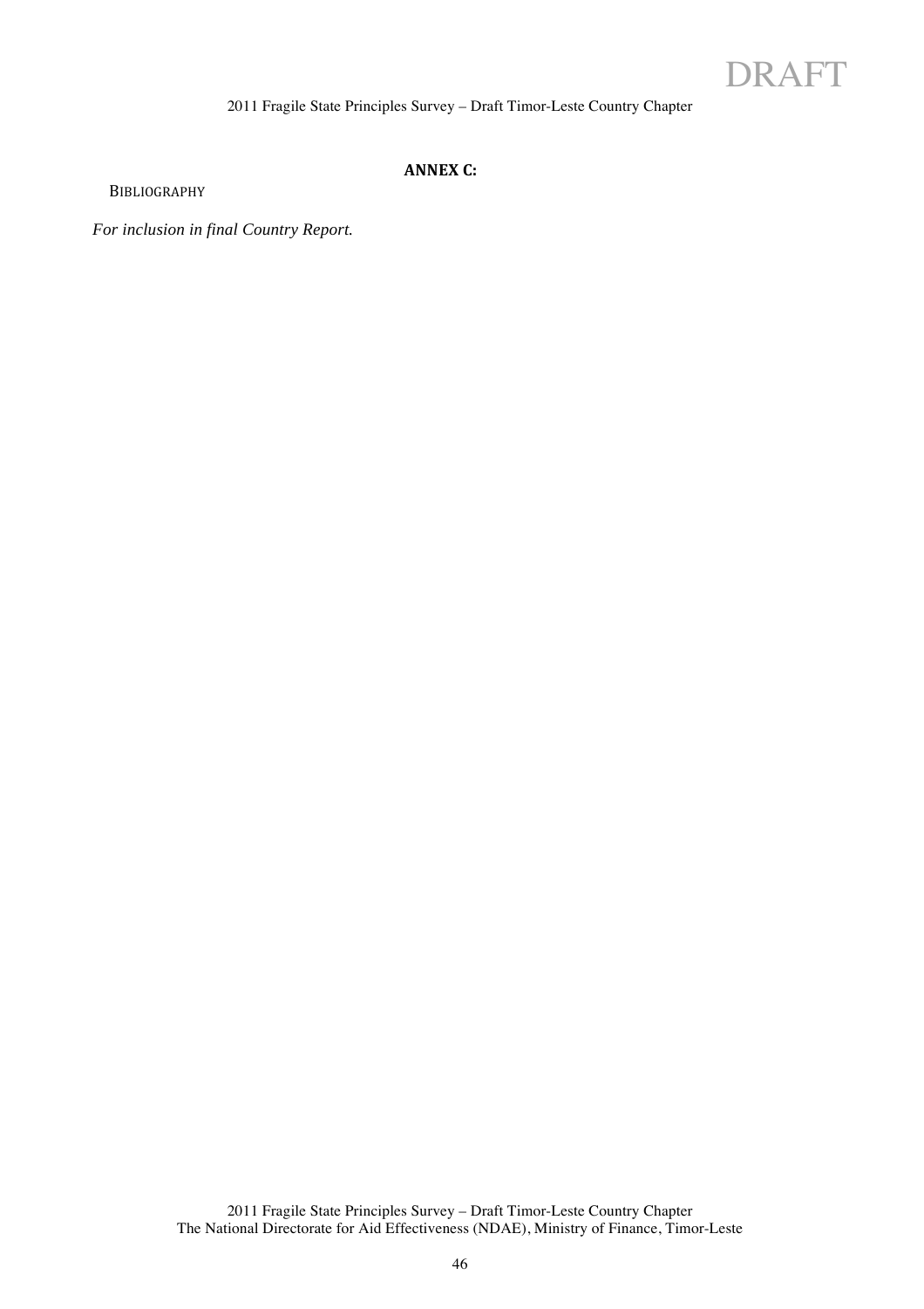## ANNEX C:

BIBLIOGRAPHY

*For inclusion in final Country Report.*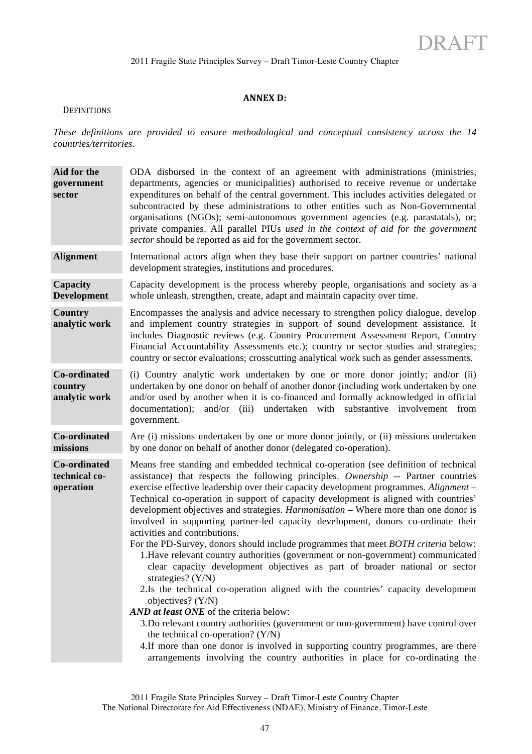## ANNEX D:

DEFINITIONS

*These definitions are provided to ensure methodological and conceptual consistency across the 14 countries/territories.*

| | |
|---|---|
| **Aid for the government sector** | ODA disbursed in the context of an agreement with administrations (ministries, departments, agencies or municipalities) authorised to receive revenue or undertake expenditures on behalf of the central government. This includes activities delegated or subcontracted by these administrations to other entities such as Non-Governmental organisations (NGOs); semi-autonomous government agencies (e.g. parastatals), or; private companies. All parallel PIUs *used in the context of aid for the government sector* should be reported as aid for the government sector. |
| **Alignment** | International actors align when they base their support on partner countries' national development strategies, institutions and procedures. |
| **Capacity Development** | Capacity development is the process whereby people, organisations and society as a whole unleash, strengthen, create, adapt and maintain capacity over time. |
| **Country analytic work** | Encompasses the analysis and advice necessary to strengthen policy dialogue, develop and implement country strategies in support of sound development assistance. It includes Diagnostic reviews (e.g. Country Procurement Assessment Report, Country Financial Accountability Assessments etc.); country or sector studies and strategies; country or sector evaluations; crosscutting analytical work such as gender assessments. |
| **Co-ordinated country analytic work** | (i) Country analytic work undertaken by one or more donor jointly; and/or (ii) undertaken by one donor on behalf of another donor (including work undertaken by one and/or used by another when it is co-financed and formally acknowledged in official documentation); and/or (iii) undertaken with substantive involvement from government. |
| **Co-ordinated missions** | Are (i) missions undertaken by one or more donor jointly, or (ii) missions undertaken by one donor on behalf of another donor (delegated co-operation). |
| **Co-ordinated technical co-operation** | Means free standing and embedded technical co-operation (see definition of technical assistance) that respects the following principles. *Ownership* -- Partner countries exercise effective leadership over their capacity development programmes. *Alignment* – Technical co-operation in support of capacity development is aligned with countries' development objectives and strategies. *Harmonisation* – Where more than one donor is involved in supporting partner-led capacity development, donors co-ordinate their activities and contributions.<br>For the PD-Survey, donors should include programmes that meet *BOTH criteria* below:<br>1. Have relevant country authorities (government or non-government) communicated clear capacity development objectives as part of broader national or sector strategies? (Y/N)<br>2. Is the technical co-operation aligned with the countries' capacity development objectives? (Y/N)<br>***AND at least ONE*** of the criteria below:<br>3. Do relevant country authorities (government or non-government) have control over the technical co-operation? (Y/N)<br>4. If more than one donor is involved in supporting country programmes, are there arrangements involving the country authorities in place for co-ordinating the |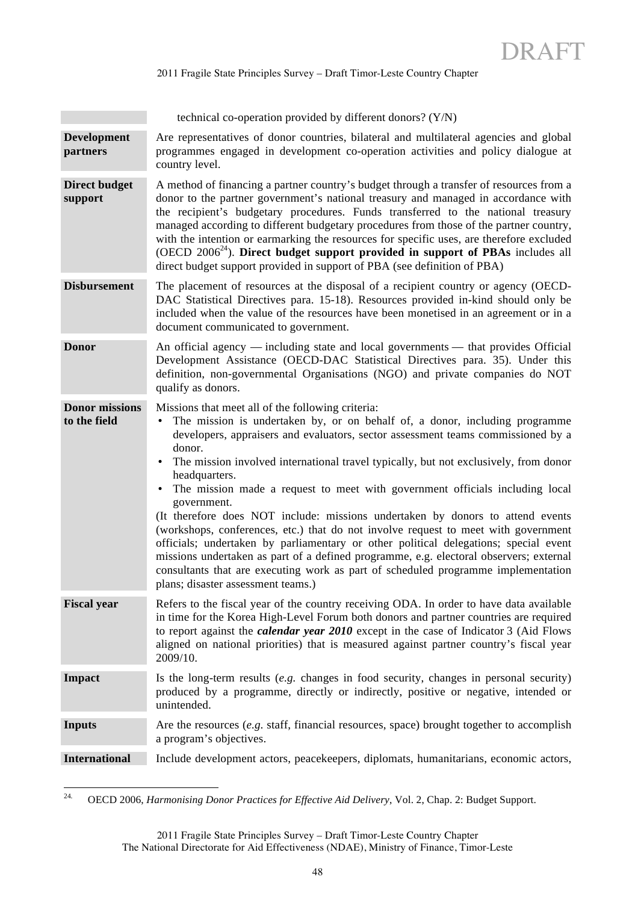| | |
|---|---|
| | technical co-operation provided by different donors? (Y/N) |
| **Development partners** | Are representatives of donor countries, bilateral and multilateral agencies and global programmes engaged in development co-operation activities and policy dialogue at country level. |
| **Direct budget support** | A method of financing a partner country's budget through a transfer of resources from a donor to the partner government's national treasury and managed in accordance with the recipient's budgetary procedures. Funds transferred to the national treasury managed according to different budgetary procedures from those of the partner country, with the intention or earmarking the resources for specific uses, are therefore excluded (OECD 2006[24]). **Direct budget support provided in support of PBAs** includes all direct budget support provided in support of PBA (see definition of PBA) |
| **Disbursement** | The placement of resources at the disposal of a recipient country or agency (OECD-DAC Statistical Directives para. 15-18). Resources provided in-kind should only be included when the value of the resources have been monetised in an agreement or in a document communicated to government. |
| **Donor** | An official agency — including state and local governments — that provides Official Development Assistance (OECD-DAC Statistical Directives para. 35). Under this definition, non-governmental Organisations (NGO) and private companies do NOT qualify as donors. |
| **Donor missions to the field** | Missions that meet all of the following criteria:<br>• The mission is undertaken by, or on behalf of, a donor, including programme developers, appraisers and evaluators, sector assessment teams commissioned by a donor.<br>• The mission involved international travel typically, but not exclusively, from donor headquarters.<br>• The mission made a request to meet with government officials including local government.<br>(It therefore does NOT include: missions undertaken by donors to attend events (workshops, conferences, etc.) that do not involve request to meet with government officials; undertaken by parliamentary or other political delegations; special event missions undertaken as part of a defined programme, e.g. electoral observers; external consultants that are executing work as part of scheduled programme implementation plans; disaster assessment teams.) |
| **Fiscal year** | Refers to the fiscal year of the country receiving ODA. In order to have data available in time for the Korea High-Level Forum both donors and partner countries are required to report against the ***calendar year 2010*** except in the case of Indicator 3 (Aid Flows aligned on national priorities) that is measured against partner country's fiscal year 2009/10. |
| **Impact** | Is the long-term results (*e.g.* changes in food security, changes in personal security) produced by a programme, directly or indirectly, positive or negative, intended or unintended. |
| **Inputs** | Are the resources (*e.g.* staff, financial resources, space) brought together to accomplish a program's objectives. |
| **International** | Include development actors, peacekeepers, diplomats, humanitarians, economic actors, |

[24] OECD 2006, *Harmonising Donor Practices for Effective Aid Delivery*, Vol. 2, Chap. 2: Budget Support.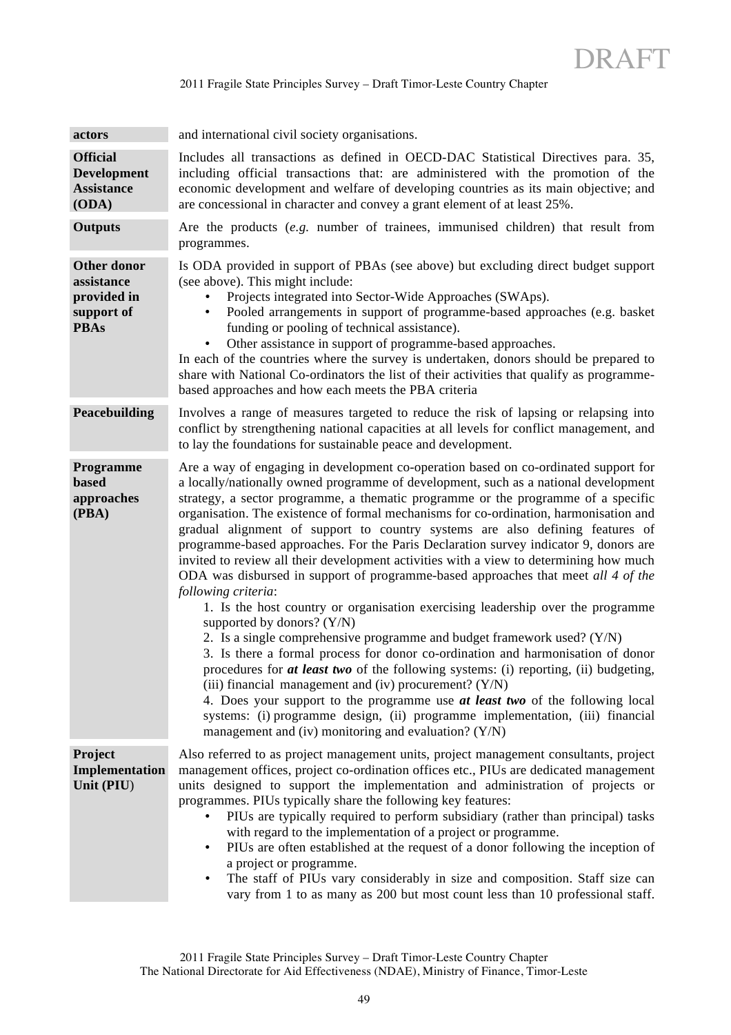| | |
|---|---|
| **actors** | and international civil society organisations. |
| **Official Development Assistance (ODA)** | Includes all transactions as defined in OECD-DAC Statistical Directives para. 35, including official transactions that: are administered with the promotion of the economic development and welfare of developing countries as its main objective; and are concessional in character and convey a grant element of at least 25%. |
| **Outputs** | Are the products (*e.g.* number of trainees, immunised children) that result from programmes. |
| **Other donor assistance provided in support of PBAs** | Is ODA provided in support of PBAs (see above) but excluding direct budget support (see above). This might include:<br>• Projects integrated into Sector-Wide Approaches (SWAps).<br>• Pooled arrangements in support of programme-based approaches (e.g. basket funding or pooling of technical assistance).<br>• Other assistance in support of programme-based approaches.<br>In each of the countries where the survey is undertaken, donors should be prepared to share with National Co-ordinators the list of their activities that qualify as programme-based approaches and how each meets the PBA criteria |
| **Peacebuilding** | Involves a range of measures targeted to reduce the risk of lapsing or relapsing into conflict by strengthening national capacities at all levels for conflict management, and to lay the foundations for sustainable peace and development. |
| **Programme based approaches (PBA)** | Are a way of engaging in development co-operation based on co-ordinated support for a locally/nationally owned programme of development, such as a national development strategy, a sector programme, a thematic programme or the programme of a specific organisation. The existence of formal mechanisms for co-ordination, harmonisation and gradual alignment of support to country systems are also defining features of programme-based approaches. For the Paris Declaration survey indicator 9, donors are invited to review all their development activities with a view to determining how much ODA was disbursed in support of programme-based approaches that meet *all 4 of the following criteria*:<br>1. Is the host country or organisation exercising leadership over the programme supported by donors? (Y/N)<br>2. Is a single comprehensive programme and budget framework used? (Y/N)<br>3. Is there a formal process for donor co-ordination and harmonisation of donor procedures for ***at least two*** of the following systems: (i) reporting, (ii) budgeting, (iii) financial management and (iv) procurement? (Y/N)<br>4. Does your support to the programme use ***at least two*** of the following local systems: (i) programme design, (ii) programme implementation, (iii) financial management and (iv) monitoring and evaluation? (Y/N) |
| **Project Implementation Unit (PIU)** | Also referred to as project management units, project management consultants, project management offices, project co-ordination offices etc., PIUs are dedicated management units designed to support the implementation and administration of projects or programmes. PIUs typically share the following key features:<br>• PIUs are typically required to perform subsidiary (rather than principal) tasks with regard to the implementation of a project or programme.<br>• PIUs are often established at the request of a donor following the inception of a project or programme.<br>• The staff of PIUs vary considerably in size and composition. Staff size can vary from 1 to as many as 200 but most count less than 10 professional staff. |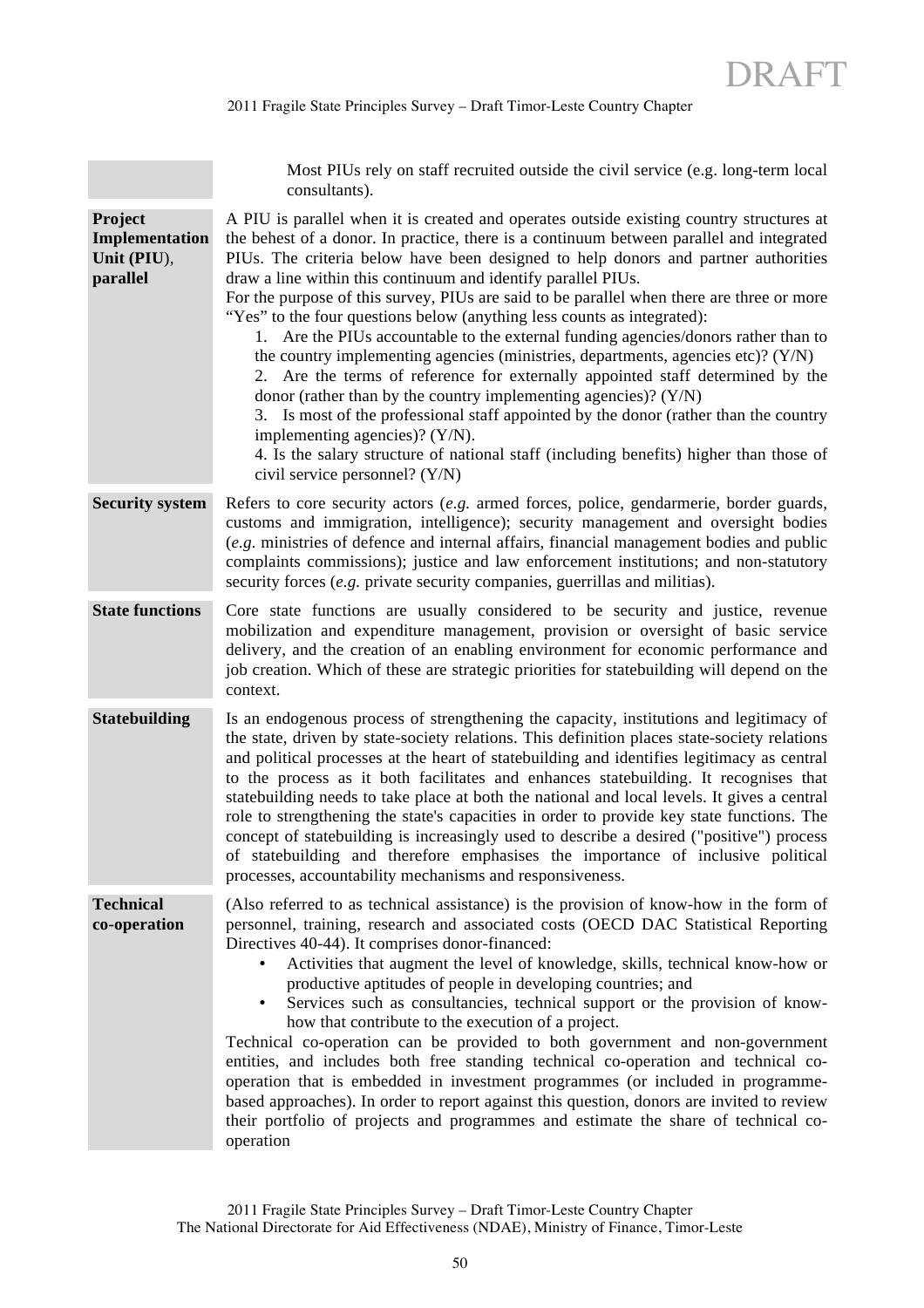| | |
|---|---|
| | Most PIUs rely on staff recruited outside the civil service (e.g. long-term local consultants). |
| **Project Implementation Unit (PIU), parallel** | A PIU is parallel when it is created and operates outside existing country structures at the behest of a donor. In practice, there is a continuum between parallel and integrated PIUs. The criteria below have been designed to help donors and partner authorities draw a line within this continuum and identify parallel PIUs.<br>For the purpose of this survey, PIUs are said to be parallel when there are three or more "Yes" to the four questions below (anything less counts as integrated):<br>1. Are the PIUs accountable to the external funding agencies/donors rather than to the country implementing agencies (ministries, departments, agencies etc)? (Y/N)<br>2. Are the terms of reference for externally appointed staff determined by the donor (rather than by the country implementing agencies)? (Y/N)<br>3. Is most of the professional staff appointed by the donor (rather than the country implementing agencies)? (Y/N).<br>4. Is the salary structure of national staff (including benefits) higher than those of civil service personnel? (Y/N) |
| **Security system** | Refers to core security actors (*e.g.* armed forces, police, gendarmerie, border guards, customs and immigration, intelligence); security management and oversight bodies (*e.g.* ministries of defence and internal affairs, financial management bodies and public complaints commissions); justice and law enforcement institutions; and non-statutory security forces (*e.g.* private security companies, guerrillas and militias). |
| **State functions** | Core state functions are usually considered to be security and justice, revenue mobilization and expenditure management, provision or oversight of basic service delivery, and the creation of an enabling environment for economic performance and job creation. Which of these are strategic priorities for statebuilding will depend on the context. |
| **Statebuilding** | Is an endogenous process of strengthening the capacity, institutions and legitimacy of the state, driven by state-society relations. This definition places state-society relations and political processes at the heart of statebuilding and identifies legitimacy as central to the process as it both facilitates and enhances statebuilding. It recognises that statebuilding needs to take place at both the national and local levels. It gives a central role to strengthening the state's capacities in order to provide key state functions. The concept of statebuilding is increasingly used to describe a desired ("positive") process of statebuilding and therefore emphasises the importance of inclusive political processes, accountability mechanisms and responsiveness. |
| **Technical co-operation** | (Also referred to as technical assistance) is the provision of know-how in the form of personnel, training, research and associated costs (OECD DAC Statistical Reporting Directives 40-44). It comprises donor-financed:<br>• Activities that augment the level of knowledge, skills, technical know-how or productive aptitudes of people in developing countries; and<br>• Services such as consultancies, technical support or the provision of know-how that contribute to the execution of a project.<br>Technical co-operation can be provided to both government and non-government entities, and includes both free standing technical co-operation and technical co-operation that is embedded in investment programmes (or included in programme-based approaches). In order to report against this question, donors are invited to review their portfolio of projects and programmes and estimate the share of technical co-operation |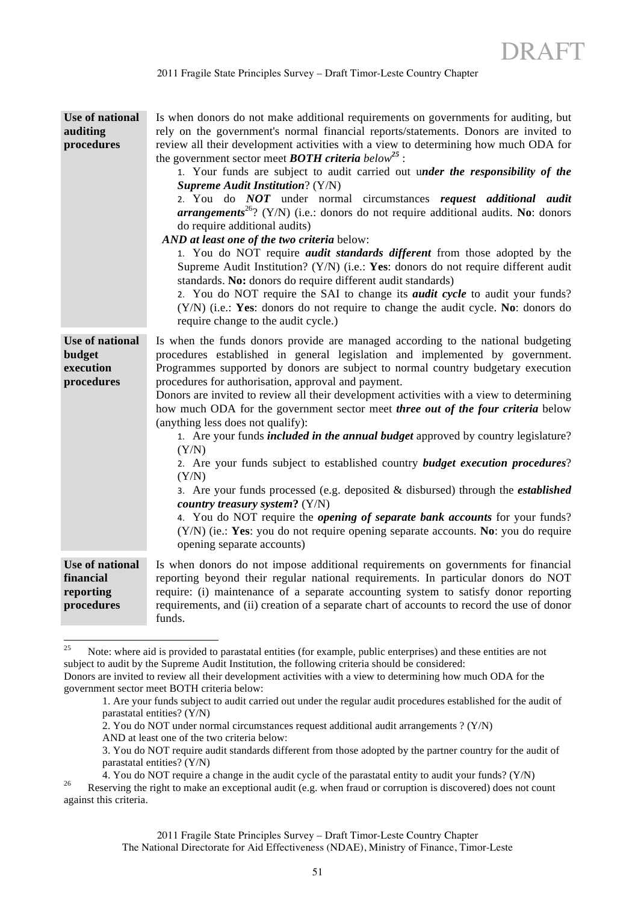| | |
|---|---|
| **Use of national auditing procedures** | Is when donors do not make additional requirements on governments for auditing, but rely on the government's normal financial reports/statements. Donors are invited to review all their development activities with a view to determining how much ODA for the government sector meet ***BOTH criteria*** *below*[25] :<br>1. Your funds are subject to audit carried out u***nder the responsibility of the Supreme Audit Institution***? (Y/N)<br>2. You do ***NOT*** under normal circumstances ***request additional audit arrangements***[26]? (Y/N) (i.e.: donors do not require additional audits. **No**: donors do require additional audits)<br>***AND at least one of the two criteria*** below:<br>1. You do NOT require ***audit standards different*** from those adopted by the Supreme Audit Institution? (Y/N) (i.e.: **Yes**: donors do not require different audit standards. **No:** donors do require different audit standards)<br>2. You do NOT require the SAI to change its ***audit cycle*** to audit your funds? (Y/N) (i.e.: **Yes**: donors do not require to change the audit cycle. **No**: donors do require change to the audit cycle.) |
| **Use of national budget execution procedures** | Is when the funds donors provide are managed according to the national budgeting procedures established in general legislation and implemented by government. Programmes supported by donors are subject to normal country budgetary execution procedures for authorisation, approval and payment.<br>Donors are invited to review all their development activities with a view to determining how much ODA for the government sector meet ***three out of the four criteria*** below (anything less does not qualify):<br>1. Are your funds ***included in the annual budget*** approved by country legislature? (Y/N)<br>2. Are your funds subject to established country ***budget execution procedures***? (Y/N)<br>3. Are your funds processed (e.g. deposited & disbursed) through the ***established country treasury system*****?** (Y/N)<br>4. You do NOT require the ***opening of separate bank accounts*** for your funds? (Y/N) (ie.: **Yes**: you do not require opening separate accounts. **No**: you do require opening separate accounts) |
| **Use of national financial reporting procedures** | Is when donors do not impose additional requirements on governments for financial reporting beyond their regular national requirements. In particular donors do NOT require: (i) maintenance of a separate accounting system to satisfy donor reporting requirements, and (ii) creation of a separate chart of accounts to record the use of donor funds. |

[25] Note: where aid is provided to parastatal entities (for example, public enterprises) and these entities are not subject to audit by the Supreme Audit Institution, the following criteria should be considered:
Donors are invited to review all their development activities with a view to determining how much ODA for the government sector meet BOTH criteria below:

1. Are your funds subject to audit carried out under the regular audit procedures established for the audit of parastatal entities? (Y/N)
2. You do NOT under normal circumstances request additional audit arrangements ? (Y/N)
AND at least one of the two criteria below:
3. You do NOT require audit standards different from those adopted by the partner country for the audit of parastatal entities? (Y/N)
4. You do NOT require a change in the audit cycle of the parastatal entity to audit your funds? (Y/N)

[26] Reserving the right to make an exceptional audit (e.g. when fraud or corruption is discovered) does not count against this criteria.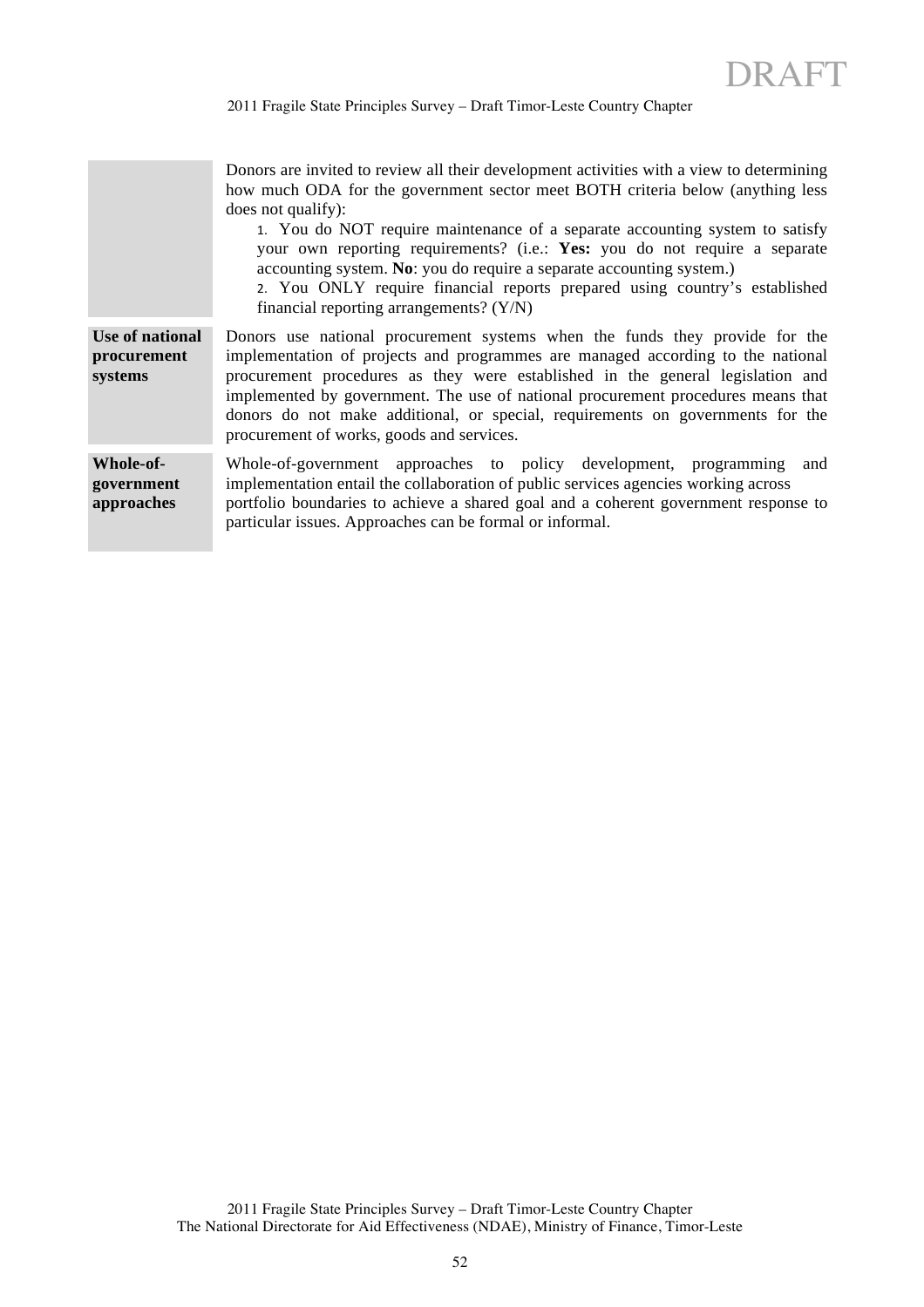| | |
|---|---|
| | Donors are invited to review all their development activities with a view to determining how much ODA for the government sector meet BOTH criteria below (anything less does not qualify):<br>1. You do NOT require maintenance of a separate accounting system to satisfy your own reporting requirements? (i.e.: **Yes:** you do not require a separate accounting system. **No**: you do require a separate accounting system.)<br>2. You ONLY require financial reports prepared using country's established financial reporting arrangements? (Y/N) |
| **Use of national procurement systems** | Donors use national procurement systems when the funds they provide for the implementation of projects and programmes are managed according to the national procurement procedures as they were established in the general legislation and implemented by government. The use of national procurement procedures means that donors do not make additional, or special, requirements on governments for the procurement of works, goods and services. |
| **Whole-of-government approaches** | Whole-of-government approaches to policy development, programming and implementation entail the collaboration of public services agencies working across portfolio boundaries to achieve a shared goal and a coherent government response to particular issues. Approaches can be formal or informal. |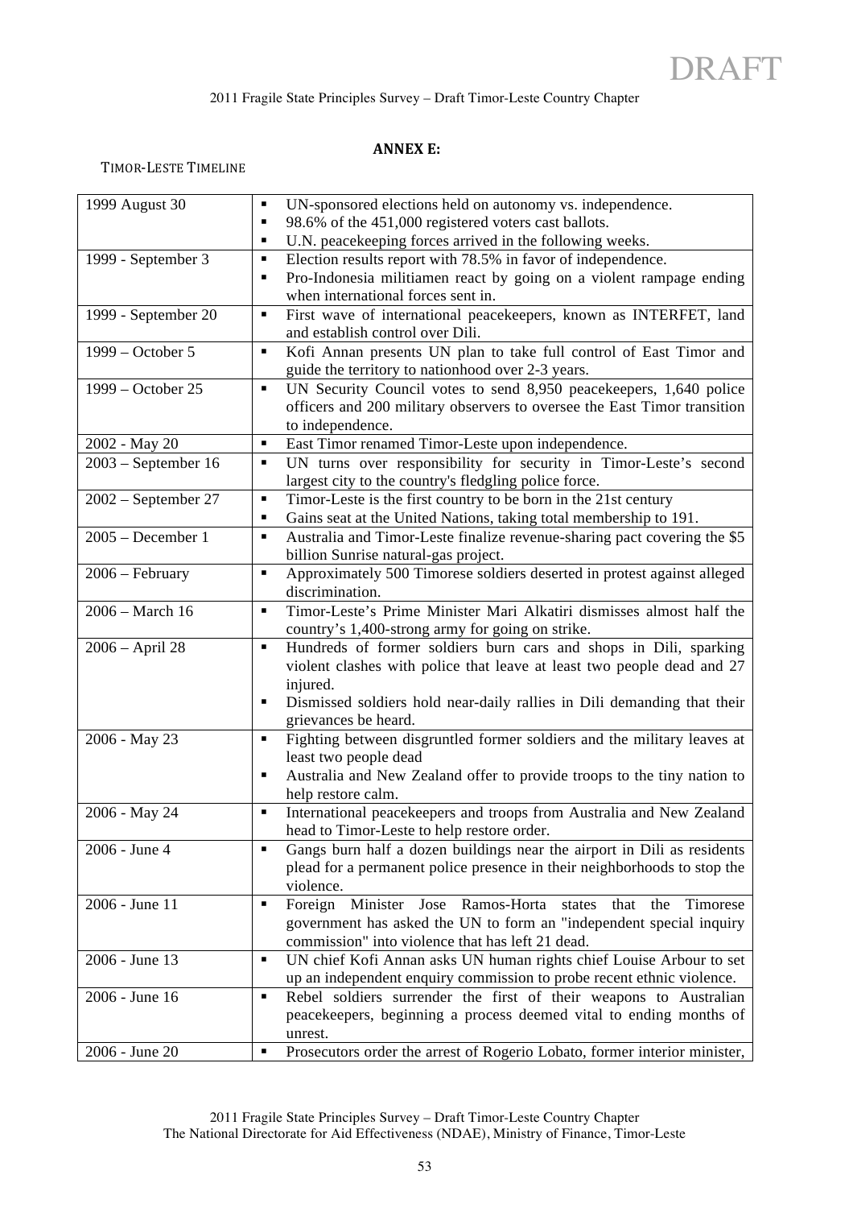**ANNEX E:**

TIMOR-LESTE TIMELINE

| | |
|---|---|
| 1999 August 30 | ▪ UN-sponsored elections held on autonomy vs. independence.<br>▪ 98.6% of the 451,000 registered voters cast ballots.<br>▪ U.N. peacekeeping forces arrived in the following weeks. |
| 1999 - September 3 | ▪ Election results report with 78.5% in favor of independence.<br>▪ Pro-Indonesia militiamen react by going on a violent rampage ending when international forces sent in. |
| 1999 - September 20 | ▪ First wave of international peacekeepers, known as INTERFET, land and establish control over Dili. |
| 1999 – October 5 | ▪ Kofi Annan presents UN plan to take full control of East Timor and guide the territory to nationhood over 2-3 years. |
| 1999 – October 25 | ▪ UN Security Council votes to send 8,950 peacekeepers, 1,640 police officers and 200 military observers to oversee the East Timor transition to independence. |
| 2002 - May 20 | ▪ East Timor renamed Timor-Leste upon independence. |
| 2003 – September 16 | ▪ UN turns over responsibility for security in Timor-Leste's second largest city to the country's fledgling police force. |
| 2002 – September 27 | ▪ Timor-Leste is the first country to be born in the 21st century<br>▪ Gains seat at the United Nations, taking total membership to 191. |
| 2005 – December 1 | ▪ Australia and Timor-Leste finalize revenue-sharing pact covering the $5 billion Sunrise natural-gas project. |
| 2006 – February | ▪ Approximately 500 Timorese soldiers deserted in protest against alleged discrimination. |
| 2006 – March 16 | ▪ Timor-Leste's Prime Minister Mari Alkatiri dismisses almost half the country's 1,400-strong army for going on strike. |
| 2006 – April 28 | ▪ Hundreds of former soldiers burn cars and shops in Dili, sparking violent clashes with police that leave at least two people dead and 27 injured.<br>▪ Dismissed soldiers hold near-daily rallies in Dili demanding that their grievances be heard. |
| 2006 - May 23 | ▪ Fighting between disgruntled former soldiers and the military leaves at least two people dead<br>▪ Australia and New Zealand offer to provide troops to the tiny nation to help restore calm. |
| 2006 - May 24 | ▪ International peacekeepers and troops from Australia and New Zealand head to Timor-Leste to help restore order. |
| 2006 - June 4 | ▪ Gangs burn half a dozen buildings near the airport in Dili as residents plead for a permanent police presence in their neighborhoods to stop the violence. |
| 2006 - June 11 | ▪ Foreign Minister Jose Ramos-Horta states that the Timorese government has asked the UN to form an "independent special inquiry commission" into violence that has left 21 dead. |
| 2006 - June 13 | ▪ UN chief Kofi Annan asks UN human rights chief Louise Arbour to set up an independent enquiry commission to probe recent ethnic violence. |
| 2006 - June 16 | ▪ Rebel soldiers surrender the first of their weapons to Australian peacekeepers, beginning a process deemed vital to ending months of unrest. |
| 2006 - June 20 | ▪ Prosecutors order the arrest of Rogerio Lobato, former interior minister, |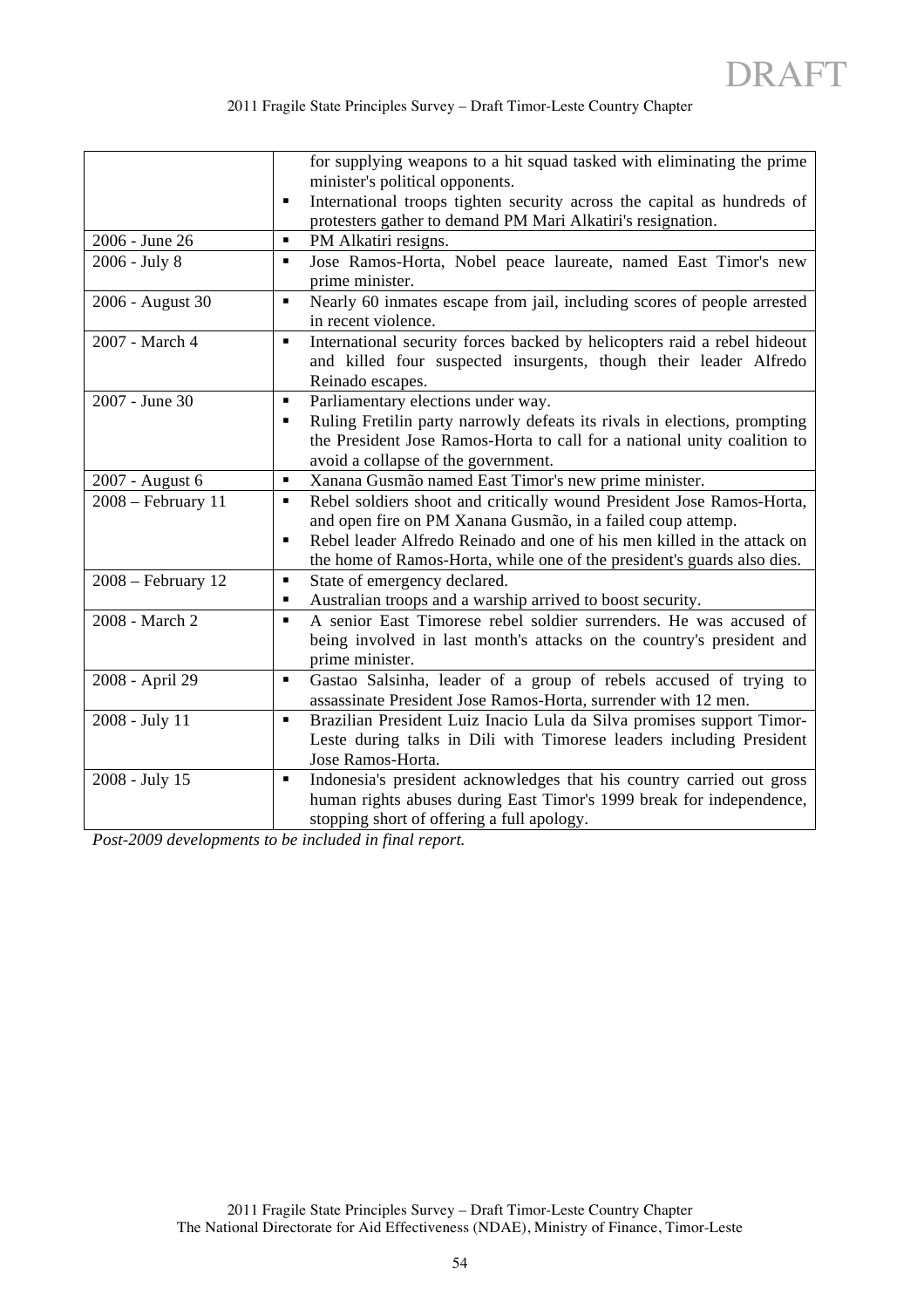| | |
|---|---|
| | for supplying weapons to a hit squad tasked with eliminating the prime minister's political opponents.<br>▪ International troops tighten security across the capital as hundreds of protesters gather to demand PM Mari Alkatiri's resignation. |
| 2006 - June 26 | ▪ PM Alkatiri resigns. |
| 2006 - July 8 | ▪ Jose Ramos-Horta, Nobel peace laureate, named East Timor's new prime minister. |
| 2006 - August 30 | ▪ Nearly 60 inmates escape from jail, including scores of people arrested in recent violence. |
| 2007 - March 4 | ▪ International security forces backed by helicopters raid a rebel hideout and killed four suspected insurgents, though their leader Alfredo Reinado escapes. |
| 2007 - June 30 | ▪ Parliamentary elections under way.<br>▪ Ruling Fretilin party narrowly defeats its rivals in elections, prompting the President Jose Ramos-Horta to call for a national unity coalition to avoid a collapse of the government. |
| 2007 - August 6 | ▪ Xanana Gusmão named East Timor's new prime minister. |
| 2008 – February 11 | ▪ Rebel soldiers shoot and critically wound President Jose Ramos-Horta, and open fire on PM Xanana Gusmão, in a failed coup attemp.<br>▪ Rebel leader Alfredo Reinado and one of his men killed in the attack on the home of Ramos-Horta, while one of the president's guards also dies. |
| 2008 – February 12 | ▪ State of emergency declared.<br>▪ Australian troops and a warship arrived to boost security. |
| 2008 - March 2 | ▪ A senior East Timorese rebel soldier surrenders. He was accused of being involved in last month's attacks on the country's president and prime minister. |
| 2008 - April 29 | ▪ Gastao Salsinha, leader of a group of rebels accused of trying to assassinate President Jose Ramos-Horta, surrender with 12 men. |
| 2008 - July 11 | ▪ Brazilian President Luiz Inacio Lula da Silva promises support Timor-Leste during talks in Dili with Timorese leaders including President Jose Ramos-Horta. |
| 2008 - July 15 | ▪ Indonesia's president acknowledges that his country carried out gross human rights abuses during East Timor's 1999 break for independence, stopping short of offering a full apology. |

*Post-2009 developments to be included in final report.*